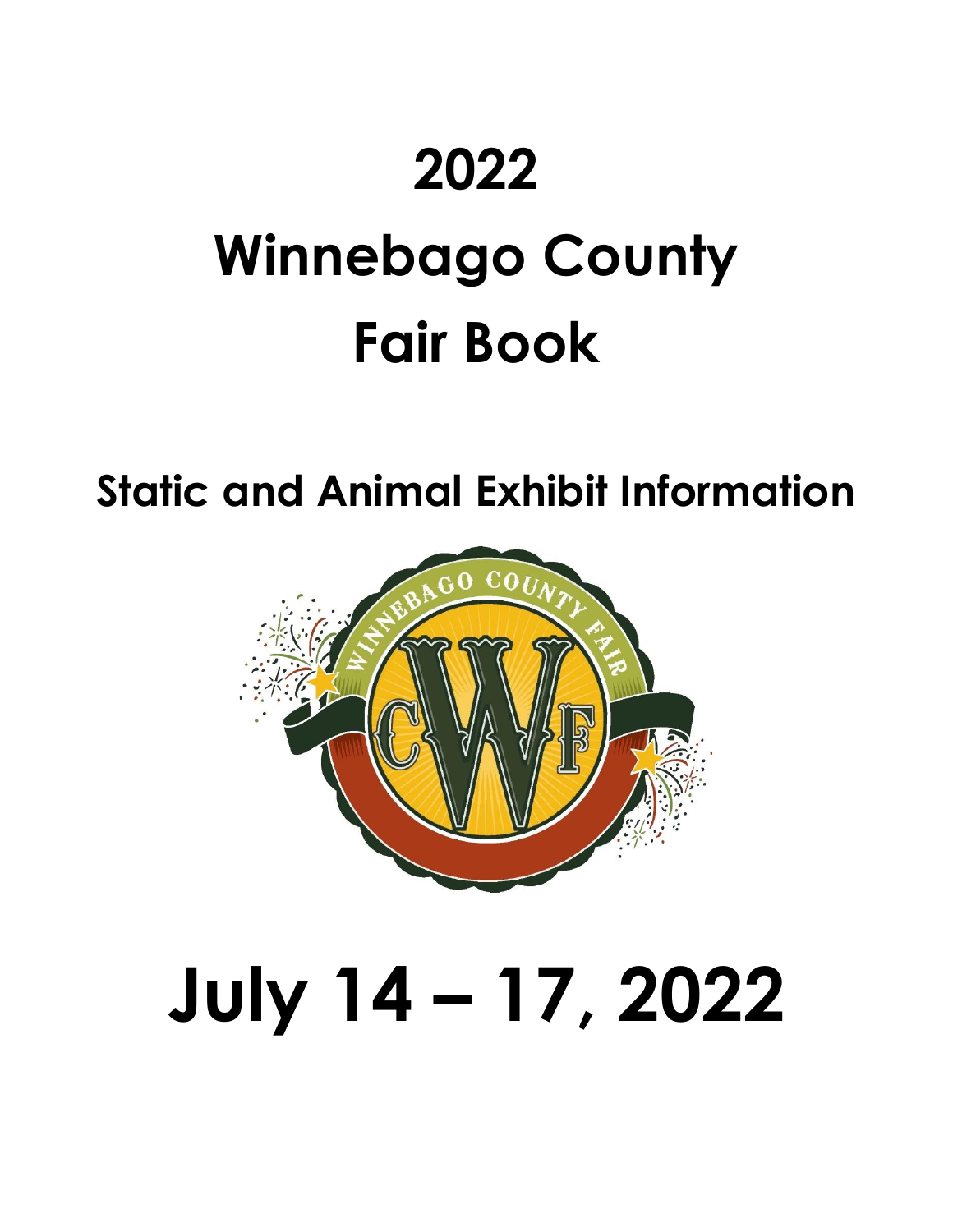# 2022

# Winnebago County

# Fair Book

## Static and Animal Exhibit Information

# July 14 – 17, 2022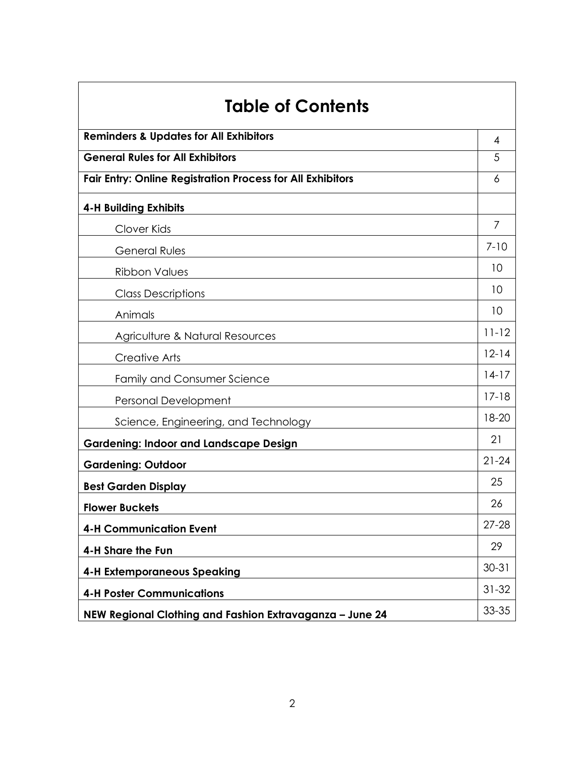# Table of Contents

| | |
|---|---|
| **Reminders & Updates for All Exhibitors** | 4 |
| **General Rules for All Exhibitors** | 5 |
| **Fair Entry: Online Registration Process for All Exhibitors** | 6 |
| **4-H Building Exhibits** | |
| Clover Kids | 7 |
| General Rules | 7-10 |
| Ribbon Values | 10 |
| Class Descriptions | 10 |
| Animals | 10 |
| Agriculture & Natural Resources | 11-12 |
| Creative Arts | 12-14 |
| Family and Consumer Science | 14-17 |
| Personal Development | 17-18 |
| Science, Engineering, and Technology | 18-20 |
| **Gardening: Indoor and Landscape Design** | 21 |
| **Gardening: Outdoor** | 21-24 |
| **Best Garden Display** | 25 |
| **Flower Buckets** | 26 |
| **4-H Communication Event** | 27-28 |
| **4-H Share the Fun** | 29 |
| **4-H Extemporaneous Speaking** | 30-31 |
| **4-H Poster Communications** | 31-32 |
| **NEW Regional Clothing and Fashion Extravaganza – June 24** | 33-35 |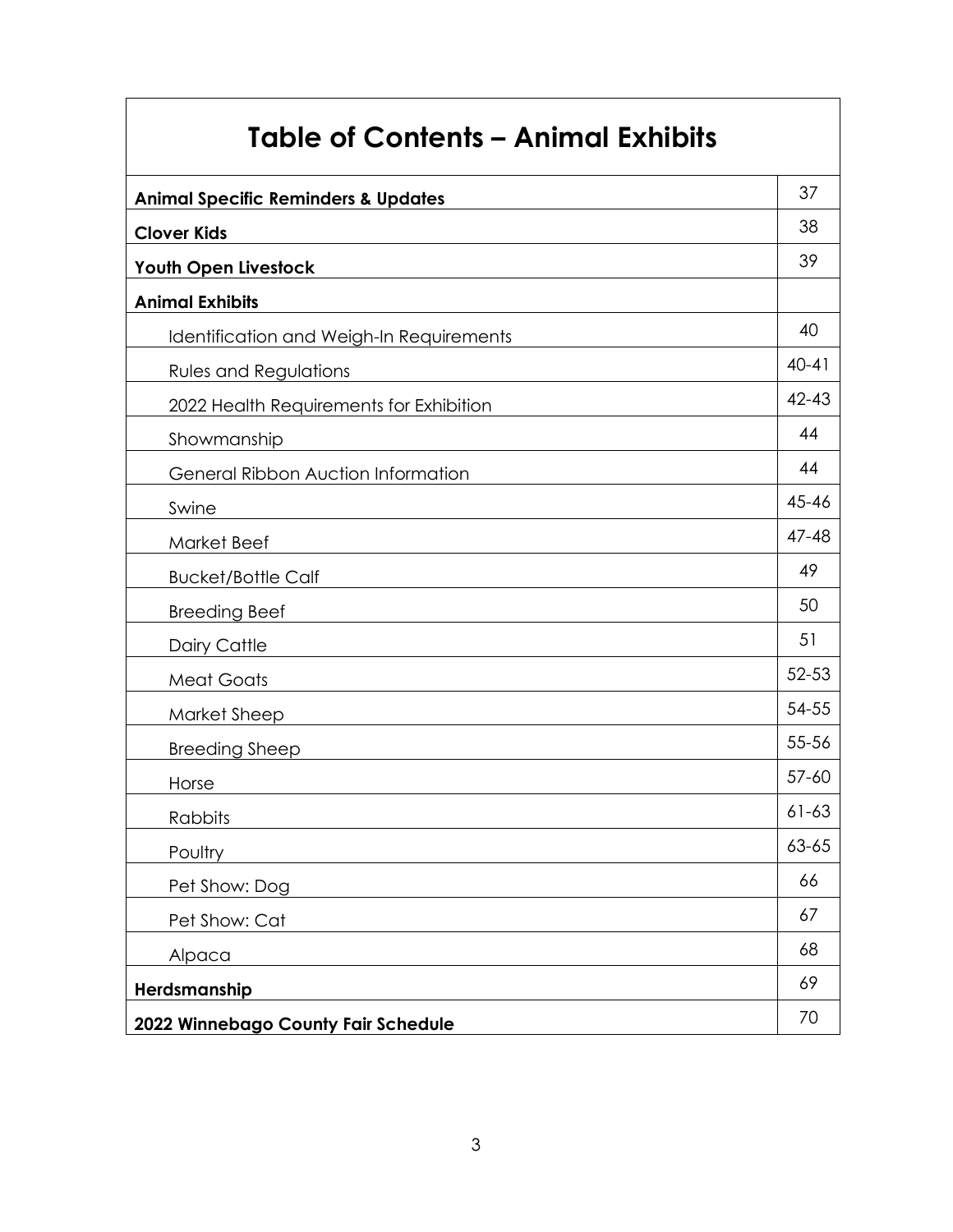# Table of Contents – Animal Exhibits

| Section | Page |
|---|---|
| **Animal Specific Reminders & Updates** | 37 |
| **Clover Kids** | 38 |
| **Youth Open Livestock** | 39 |
| **Animal Exhibits** | |
| Identification and Weigh-In Requirements | 40 |
| Rules and Regulations | 40-41 |
| 2022 Health Requirements for Exhibition | 42-43 |
| Showmanship | 44 |
| General Ribbon Auction Information | 44 |
| Swine | 45-46 |
| Market Beef | 47-48 |
| Bucket/Bottle Calf | 49 |
| Breeding Beef | 50 |
| Dairy Cattle | 51 |
| Meat Goats | 52-53 |
| Market Sheep | 54-55 |
| Breeding Sheep | 55-56 |
| Horse | 57-60 |
| Rabbits | 61-63 |
| Poultry | 63-65 |
| Pet Show: Dog | 66 |
| Pet Show: Cat | 67 |
| Alpaca | 68 |
| **Herdsmanship** | 69 |
| **2022 Winnebago County Fair Schedule** | 70 |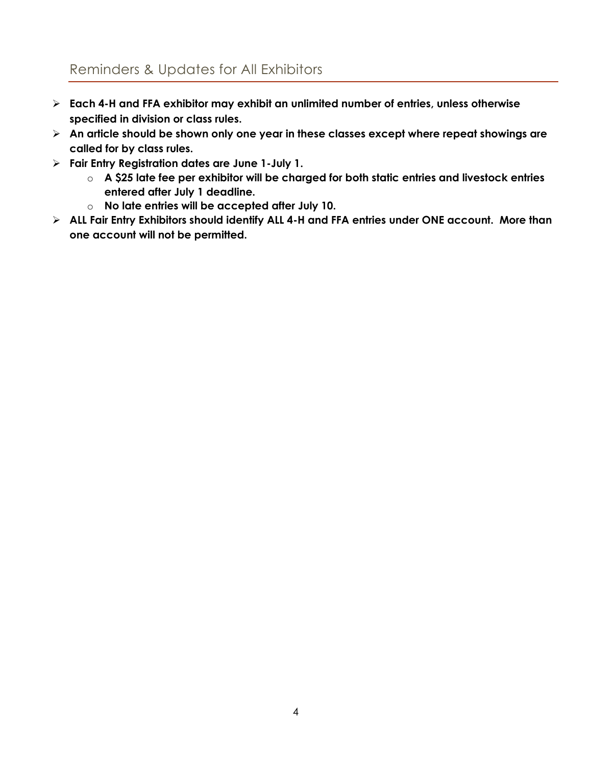## Reminders & Updates for All Exhibitors

- **Each 4-H and FFA exhibitor may exhibit an unlimited number of entries, unless otherwise specified in division or class rules.**
- **An article should be shown only one year in these classes except where repeat showings are called for by class rules.**
- **Fair Entry Registration dates are June 1-July 1.**
    - **A $25 late fee per exhibitor will be charged for both static entries and livestock entries entered after July 1 deadline.**
    - **No late entries will be accepted after July 10.**
- **ALL Fair Entry Exhibitors should identify ALL 4-H and FFA entries under ONE account. More than one account will not be permitted.**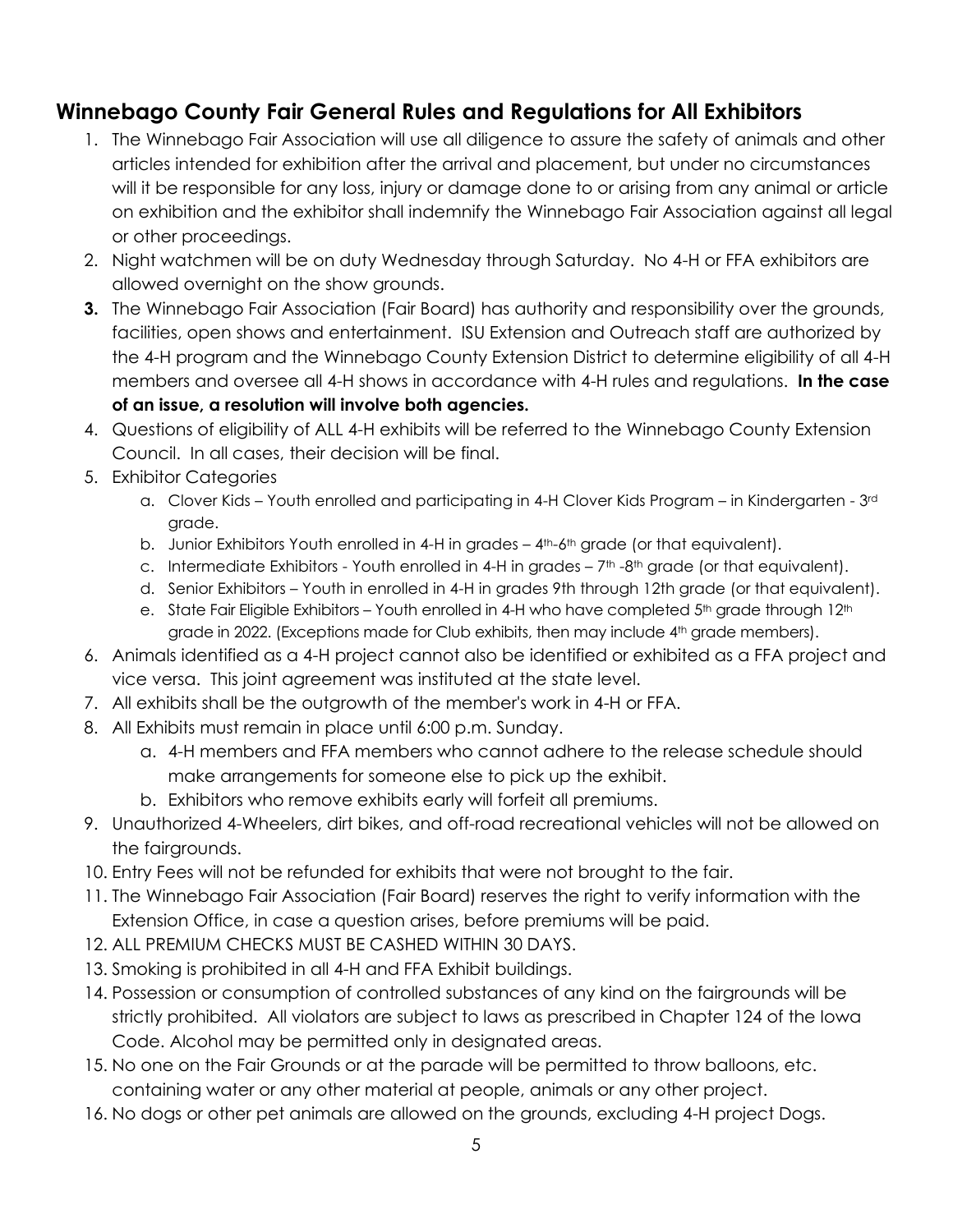## Winnebago County Fair General Rules and Regulations for All Exhibitors

1. The Winnebago Fair Association will use all diligence to assure the safety of animals and other articles intended for exhibition after the arrival and placement, but under no circumstances will it be responsible for any loss, injury or damage done to or arising from any animal or article on exhibition and the exhibitor shall indemnify the Winnebago Fair Association against all legal or other proceedings.
2. Night watchmen will be on duty Wednesday through Saturday. No 4-H or FFA exhibitors are allowed overnight on the show grounds.
3. The Winnebago Fair Association (Fair Board) has authority and responsibility over the grounds, facilities, open shows and entertainment. ISU Extension and Outreach staff are authorized by the 4-H program and the Winnebago County Extension District to determine eligibility of all 4-H members and oversee all 4-H shows in accordance with 4-H rules and regulations. **In the case of an issue, a resolution will involve both agencies.**
4. Questions of eligibility of ALL 4-H exhibits will be referred to the Winnebago County Extension Council. In all cases, their decision will be final.
5. Exhibitor Categories
   a. Clover Kids – Youth enrolled and participating in 4-H Clover Kids Program – in Kindergarten - 3rd grade.
   b. Junior Exhibitors Youth enrolled in 4-H in grades – 4th-6th grade (or that equivalent).
   c. Intermediate Exhibitors - Youth enrolled in 4-H in grades – 7th -8th grade (or that equivalent).
   d. Senior Exhibitors – Youth in enrolled in 4-H in grades 9th through 12th grade (or that equivalent).
   e. State Fair Eligible Exhibitors – Youth enrolled in 4-H who have completed 5th grade through 12th grade in 2022. (Exceptions made for Club exhibits, then may include 4th grade members).
6. Animals identified as a 4-H project cannot also be identified or exhibited as a FFA project and vice versa. This joint agreement was instituted at the state level.
7. All exhibits shall be the outgrowth of the member's work in 4-H or FFA.
8. All Exhibits must remain in place until 6:00 p.m. Sunday.
   a. 4-H members and FFA members who cannot adhere to the release schedule should make arrangements for someone else to pick up the exhibit.
   b. Exhibitors who remove exhibits early will forfeit all premiums.
9. Unauthorized 4-Wheelers, dirt bikes, and off-road recreational vehicles will not be allowed on the fairgrounds.
10. Entry Fees will not be refunded for exhibits that were not brought to the fair.
11. The Winnebago Fair Association (Fair Board) reserves the right to verify information with the Extension Office, in case a question arises, before premiums will be paid.
12. ALL PREMIUM CHECKS MUST BE CASHED WITHIN 30 DAYS.
13. Smoking is prohibited in all 4-H and FFA Exhibit buildings.
14. Possession or consumption of controlled substances of any kind on the fairgrounds will be strictly prohibited. All violators are subject to laws as prescribed in Chapter 124 of the Iowa Code. Alcohol may be permitted only in designated areas.
15. No one on the Fair Grounds or at the parade will be permitted to throw balloons, etc. containing water or any other material at people, animals or any other project.
16. No dogs or other pet animals are allowed on the grounds, excluding 4-H project Dogs.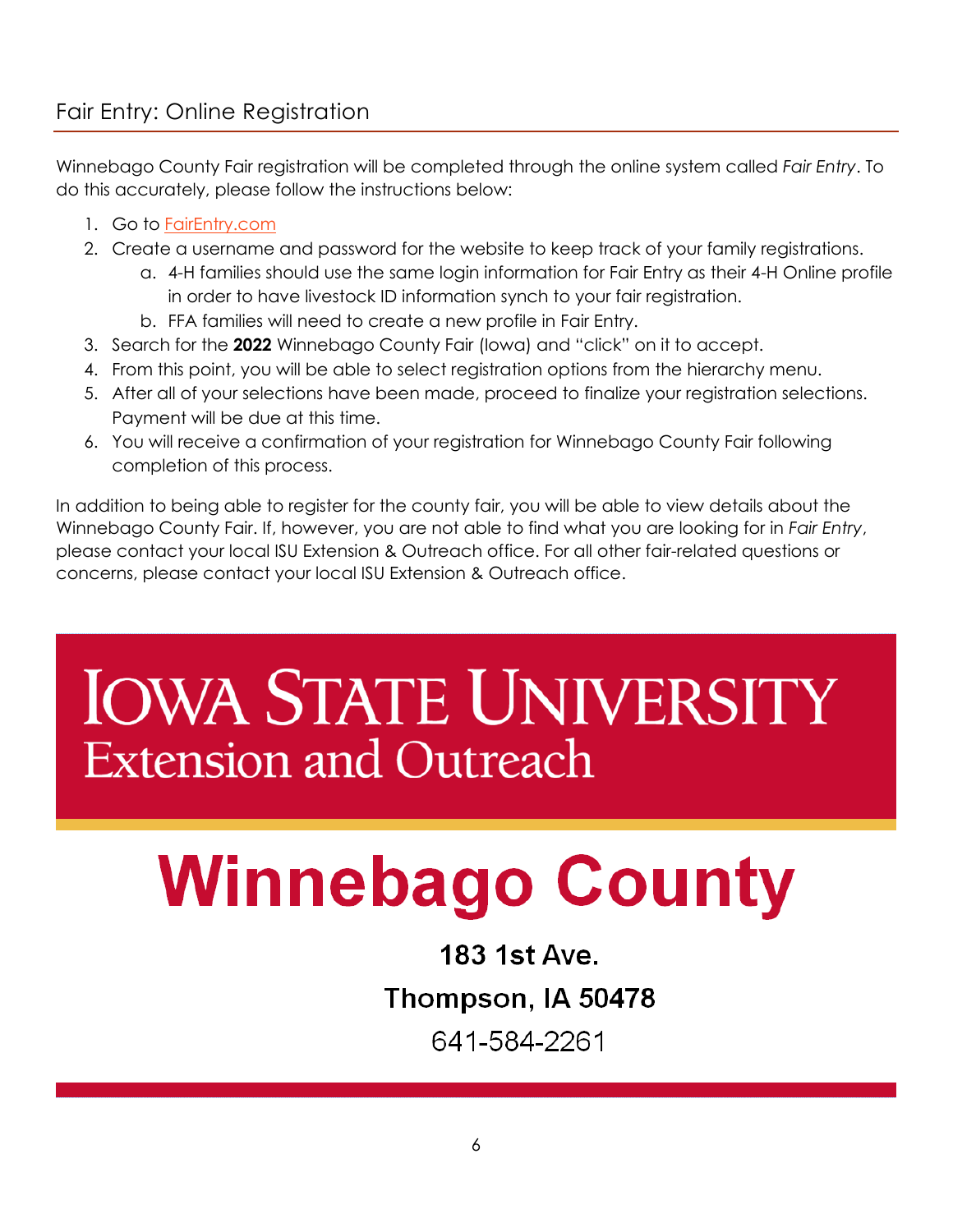## Fair Entry: Online Registration

Winnebago County Fair registration will be completed through the online system called *Fair Entry*. To do this accurately, please follow the instructions below:

1. Go to FairEntry.com
2. Create a username and password for the website to keep track of your family registrations.
   a. 4-H families should use the same login information for Fair Entry as their 4-H Online profile in order to have livestock ID information synch to your fair registration.
   b. FFA families will need to create a new profile in Fair Entry.
3. Search for the **2022** Winnebago County Fair (Iowa) and "click" on it to accept.
4. From this point, you will be able to select registration options from the hierarchy menu.
5. After all of your selections have been made, proceed to finalize your registration selections. Payment will be due at this time.
6. You will receive a confirmation of your registration for Winnebago County Fair following completion of this process.

In addition to being able to register for the county fair, you will be able to view details about the Winnebago County Fair. If, however, you are not able to find what you are looking for in *Fair Entry*, please contact your local ISU Extension & Outreach office. For all other fair-related questions or concerns, please contact your local ISU Extension & Outreach office.

# IOWA STATE UNIVERSITY
## Extension and Outreach

# Winnebago County

**183 1st Ave.**

**Thompson, IA 50478**

641-584-2261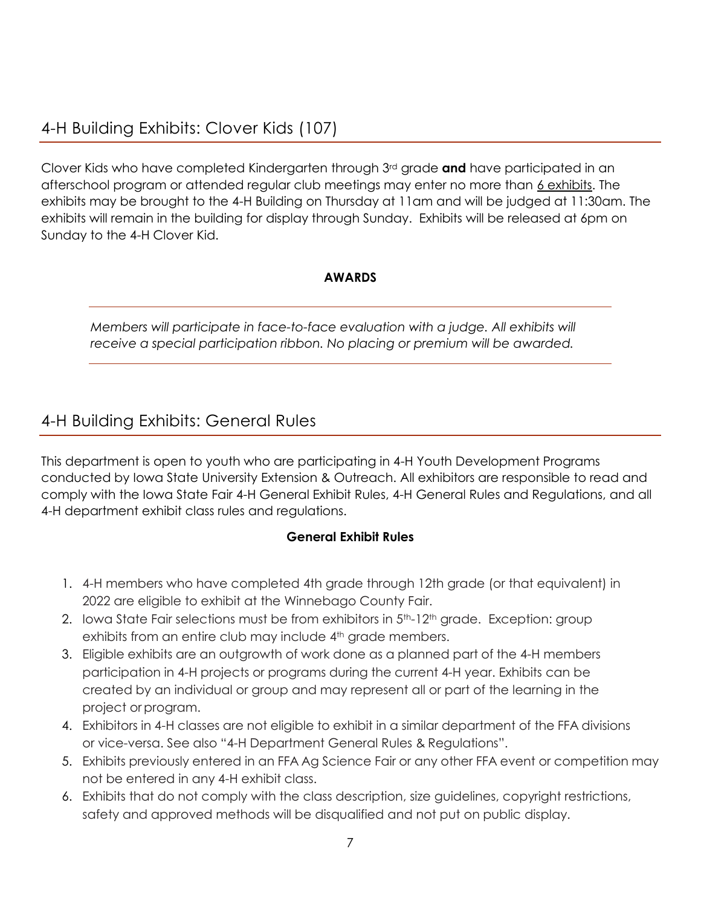## 4-H Building Exhibits: Clover Kids (107)

Clover Kids who have completed Kindergarten through 3rd grade **and** have participated in an afterschool program or attended regular club meetings may enter no more than 6 exhibits. The exhibits may be brought to the 4-H Building on Thursday at 11am and will be judged at 11:30am. The exhibits will remain in the building for display through Sunday. Exhibits will be released at 6pm on Sunday to the 4-H Clover Kid.

**AWARDS**

*Members will participate in face-to-face evaluation with a judge. All exhibits will receive a special participation ribbon. No placing or premium will be awarded.*

## 4-H Building Exhibits: General Rules

This department is open to youth who are participating in 4-H Youth Development Programs conducted by Iowa State University Extension & Outreach. All exhibitors are responsible to read and comply with the Iowa State Fair 4-H General Exhibit Rules, 4-H General Rules and Regulations, and all 4-H department exhibit class rules and regulations.

**General Exhibit Rules**

1. 4-H members who have completed 4th grade through 12th grade (or that equivalent) in 2022 are eligible to exhibit at the Winnebago County Fair.
2. Iowa State Fair selections must be from exhibitors in 5th-12th grade. Exception: group exhibits from an entire club may include 4th grade members.
3. Eligible exhibits are an outgrowth of work done as a planned part of the 4-H members participation in 4-H projects or programs during the current 4-H year. Exhibits can be created by an individual or group and may represent all or part of the learning in the project or program.
4. Exhibitors in 4-H classes are not eligible to exhibit in a similar department of the FFA divisions or vice-versa. See also "4-H Department General Rules & Regulations".
5. Exhibits previously entered in an FFA Ag Science Fair or any other FFA event or competition may not be entered in any 4-H exhibit class.
6. Exhibits that do not comply with the class description, size guidelines, copyright restrictions, safety and approved methods will be disqualified and not put on public display.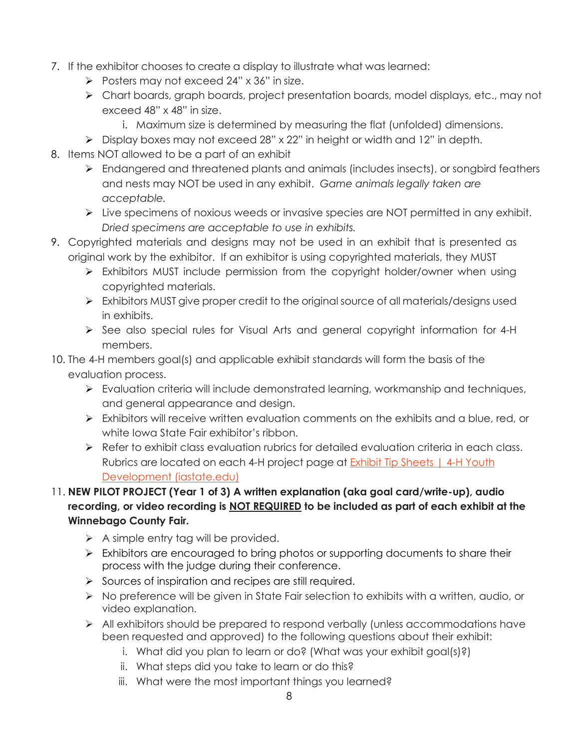7. If the exhibitor chooses to create a display to illustrate what was learned:
   - Posters may not exceed 24" x 36" in size.
   - Chart boards, graph boards, project presentation boards, model displays, etc., may not exceed 48" x 48" in size.
     i. Maximum size is determined by measuring the flat (unfolded) dimensions.
   - Display boxes may not exceed 28" x 22" in height or width and 12" in depth.
8. Items NOT allowed to be a part of an exhibit
   - Endangered and threatened plants and animals (includes insects), or songbird feathers and nests may NOT be used in any exhibit. *Game animals legally taken are acceptable.*
   - Live specimens of noxious weeds or invasive species are NOT permitted in any exhibit. *Dried specimens are acceptable to use in exhibits.*
9. Copyrighted materials and designs may not be used in an exhibit that is presented as original work by the exhibitor. If an exhibitor is using copyrighted materials, they MUST
   - Exhibitors MUST include permission from the copyright holder/owner when using copyrighted materials.
   - Exhibitors MUST give proper credit to the original source of all materials/designs used in exhibits.
   - See also special rules for Visual Arts and general copyright information for 4-H members.
10. The 4-H members goal(s) and applicable exhibit standards will form the basis of the evaluation process.
    - Evaluation criteria will include demonstrated learning, workmanship and techniques, and general appearance and design.
    - Exhibitors will receive written evaluation comments on the exhibits and a blue, red, or white Iowa State Fair exhibitor's ribbon.
    - Refer to exhibit class evaluation rubrics for detailed evaluation criteria in each class. Rubrics are located on each 4-H project page at [Exhibit Tip Sheets | 4-H Youth Development (iastate.edu)]
11. **NEW PILOT PROJECT (Year 1 of 3) A written explanation (aka goal card/write-up), audio recording, or video recording is <u>NOT REQUIRED</u> to be included as part of each exhibit at the Winnebago County Fair.**
    - A simple entry tag will be provided.
    - Exhibitors are encouraged to bring photos or supporting documents to share their process with the judge during their conference.
    - Sources of inspiration and recipes are still required.
    - No preference will be given in State Fair selection to exhibits with a written, audio, or video explanation.
    - All exhibitors should be prepared to respond verbally (unless accommodations have been requested and approved) to the following questions about their exhibit:
      i. What did you plan to learn or do? (What was your exhibit goal(s)?)
      ii. What steps did you take to learn or do this?
      iii. What were the most important things you learned?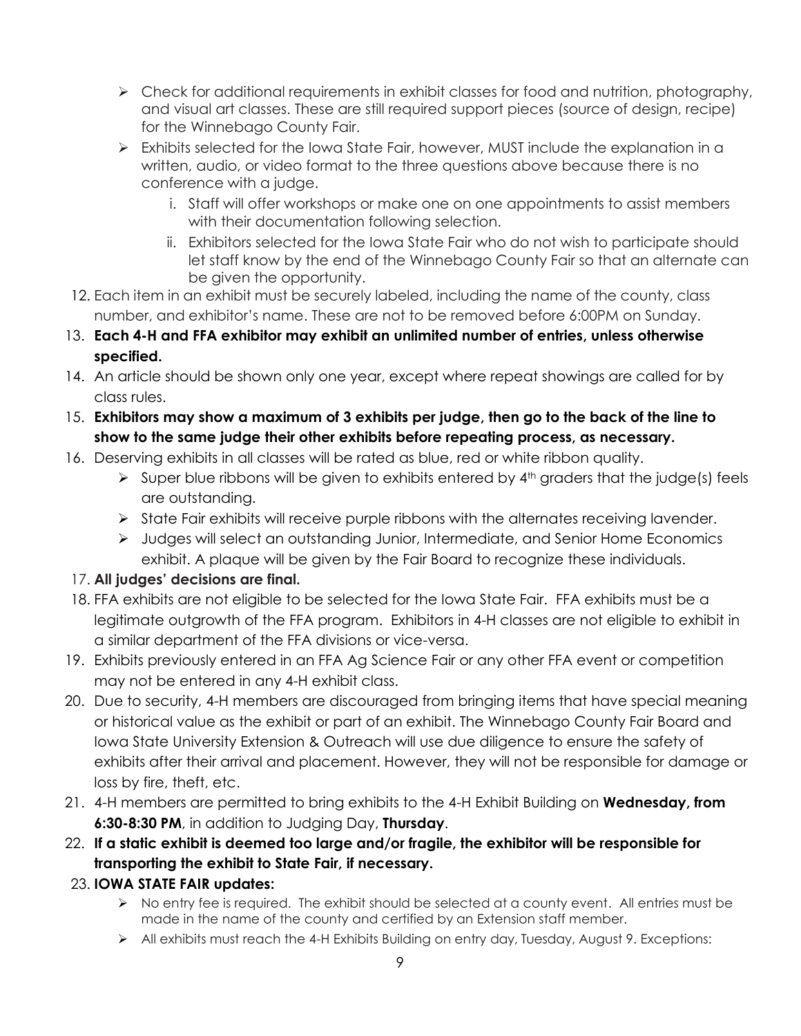- Check for additional requirements in exhibit classes for food and nutrition, photography, and visual art classes. These are still required support pieces (source of design, recipe) for the Winnebago County Fair.
- Exhibits selected for the Iowa State Fair, however, MUST include the explanation in a written, audio, or video format to the three questions above because there is no conference with a judge.
    i. Staff will offer workshops or make one on one appointments to assist members with their documentation following selection.
    ii. Exhibitors selected for the Iowa State Fair who do not wish to participate should let staff know by the end of the Winnebago County Fair so that an alternate can be given the opportunity.

12. Each item in an exhibit must be securely labeled, including the name of the county, class number, and exhibitor's name. These are not to be removed before 6:00PM on Sunday.
13. **Each 4-H and FFA exhibitor may exhibit an unlimited number of entries, unless otherwise specified.**
14. An article should be shown only one year, except where repeat showings are called for by class rules.
15. **Exhibitors may show a maximum of 3 exhibits per judge, then go to the back of the line to show to the same judge their other exhibits before repeating process, as necessary.**
16. Deserving exhibits in all classes will be rated as blue, red or white ribbon quality.
    - Super blue ribbons will be given to exhibits entered by 4th graders that the judge(s) feels are outstanding.
    - State Fair exhibits will receive purple ribbons with the alternates receiving lavender.
    - Judges will select an outstanding Junior, Intermediate, and Senior Home Economics exhibit. A plaque will be given by the Fair Board to recognize these individuals.
17. **All judges' decisions are final.**
18. FFA exhibits are not eligible to be selected for the Iowa State Fair. FFA exhibits must be a legitimate outgrowth of the FFA program. Exhibitors in 4-H classes are not eligible to exhibit in a similar department of the FFA divisions or vice-versa.
19. Exhibits previously entered in an FFA Ag Science Fair or any other FFA event or competition may not be entered in any 4-H exhibit class.
20. Due to security, 4-H members are discouraged from bringing items that have special meaning or historical value as the exhibit or part of an exhibit. The Winnebago County Fair Board and Iowa State University Extension & Outreach will use due diligence to ensure the safety of exhibits after their arrival and placement. However, they will not be responsible for damage or loss by fire, theft, etc.
21. 4-H members are permitted to bring exhibits to the 4-H Exhibit Building on **Wednesday, from 6:30-8:30 PM**, in addition to Judging Day, **Thursday**.
22. **If a static exhibit is deemed too large and/or fragile, the exhibitor will be responsible for transporting the exhibit to State Fair, if necessary.**
23. **IOWA STATE FAIR updates:**
    - No entry fee is required. The exhibit should be selected at a county event. All entries must be made in the name of the county and certified by an Extension staff member.
    - All exhibits must reach the 4-H Exhibits Building on entry day, Tuesday, August 9. Exceptions: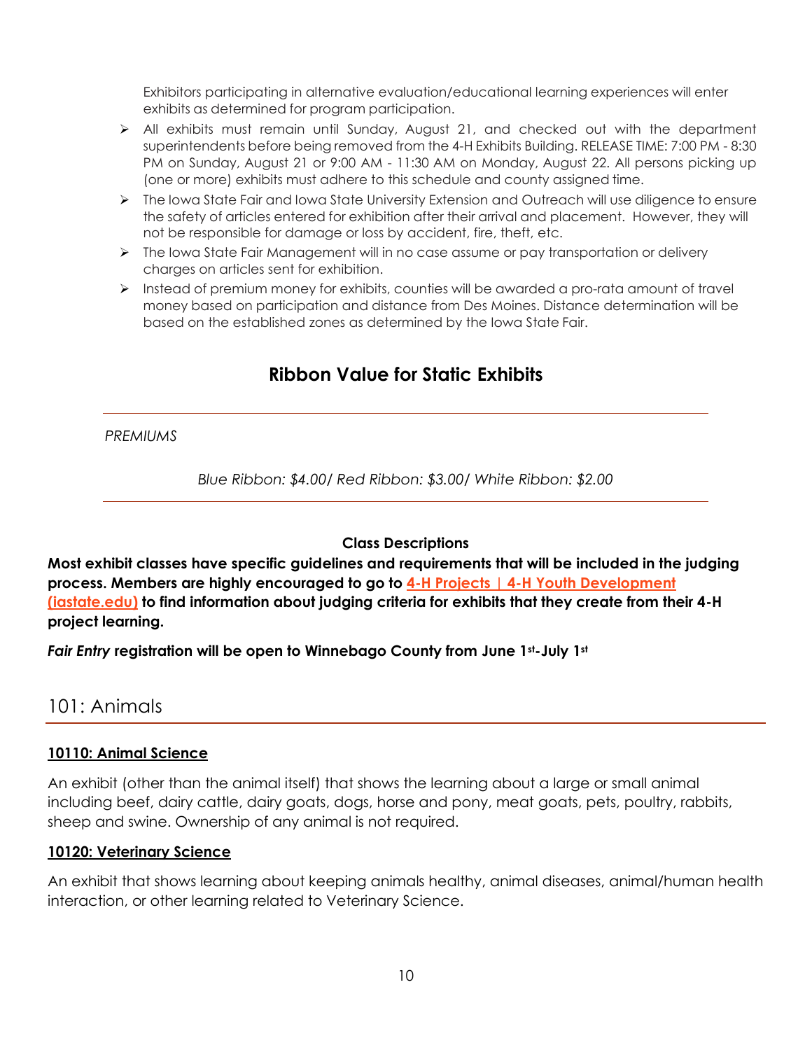Exhibitors participating in alternative evaluation/educational learning experiences will enter exhibits as determined for program participation.

- All exhibits must remain until Sunday, August 21, and checked out with the department superintendents before being removed from the 4-H Exhibits Building. RELEASE TIME: 7:00 PM - 8:30 PM on Sunday, August 21 or 9:00 AM - 11:30 AM on Monday, August 22. All persons picking up (one or more) exhibits must adhere to this schedule and county assigned time.
- The Iowa State Fair and Iowa State University Extension and Outreach will use diligence to ensure the safety of articles entered for exhibition after their arrival and placement. However, they will not be responsible for damage or loss by accident, fire, theft, etc.
- The Iowa State Fair Management will in no case assume or pay transportation or delivery charges on articles sent for exhibition.
- Instead of premium money for exhibits, counties will be awarded a pro-rata amount of travel money based on participation and distance from Des Moines. Distance determination will be based on the established zones as determined by the Iowa State Fair.

## Ribbon Value for Static Exhibits

*PREMIUMS*

*Blue Ribbon: $4.00/ Red Ribbon: $3.00/ White Ribbon: $2.00*

**Class Descriptions**

**Most exhibit classes have specific guidelines and requirements that will be included in the judging process. Members are highly encouraged to go to [4-H Projects | 4-H Youth Development (iastate.edu)] to find information about judging criteria for exhibits that they create from their 4-H project learning.**

***Fair Entry* registration will be open to Winnebago County from June 1st-July 1st**

## 101: Animals

### 10110: Animal Science

An exhibit (other than the animal itself) that shows the learning about a large or small animal including beef, dairy cattle, dairy goats, dogs, horse and pony, meat goats, pets, poultry, rabbits, sheep and swine. Ownership of any animal is not required.

### 10120: Veterinary Science

An exhibit that shows learning about keeping animals healthy, animal diseases, animal/human health interaction, or other learning related to Veterinary Science.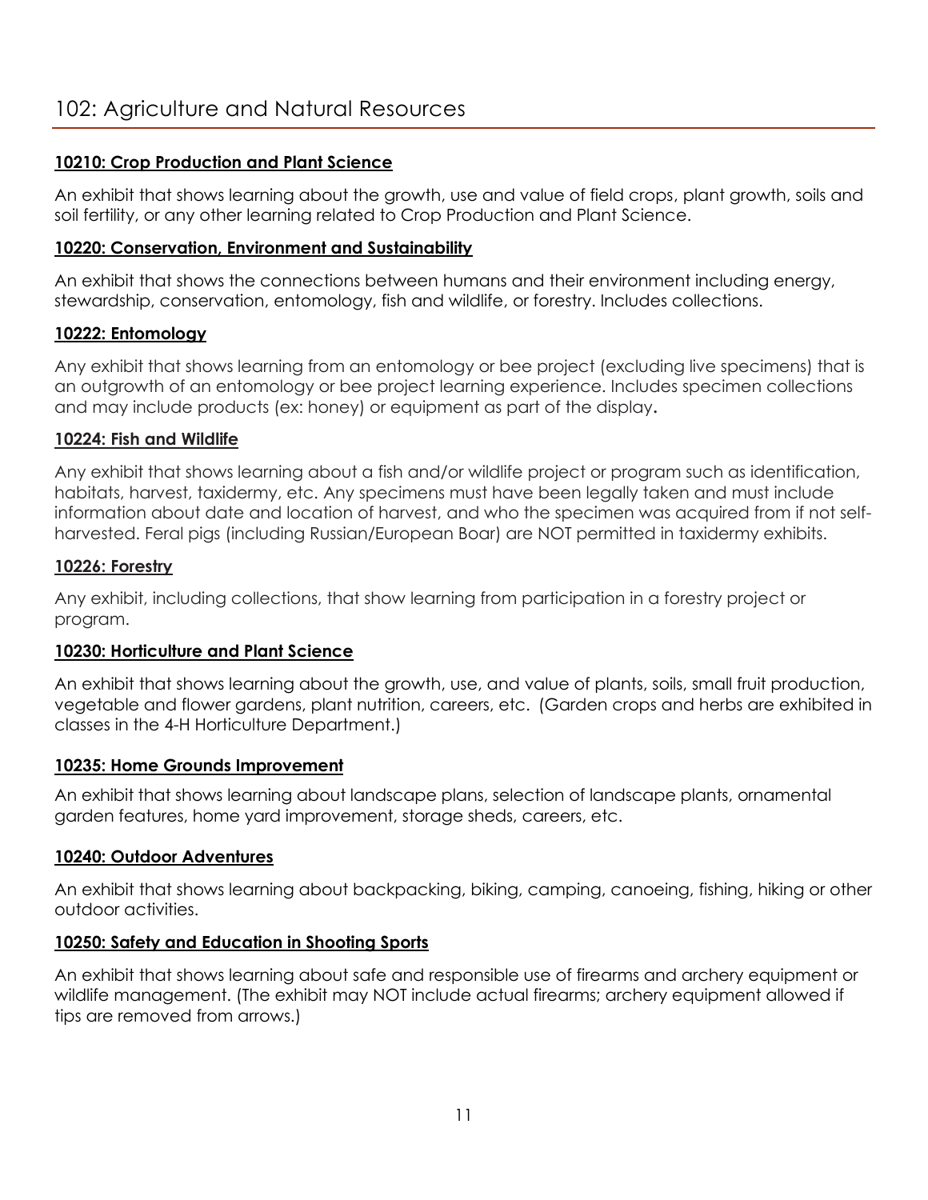# 102: Agriculture and Natural Resources

**10210: Crop Production and Plant Science**

An exhibit that shows learning about the growth, use and value of field crops, plant growth, soils and soil fertility, or any other learning related to Crop Production and Plant Science.

**10220: Conservation, Environment and Sustainability**

An exhibit that shows the connections between humans and their environment including energy, stewardship, conservation, entomology, fish and wildlife, or forestry. Includes collections.

**10222: Entomology**

Any exhibit that shows learning from an entomology or bee project (excluding live specimens) that is an outgrowth of an entomology or bee project learning experience. Includes specimen collections and may include products (ex: honey) or equipment as part of the display.

**10224: Fish and Wildlife**

Any exhibit that shows learning about a fish and/or wildlife project or program such as identification, habitats, harvest, taxidermy, etc. Any specimens must have been legally taken and must include information about date and location of harvest, and who the specimen was acquired from if not self-harvested. Feral pigs (including Russian/European Boar) are NOT permitted in taxidermy exhibits.

**10226: Forestry**

Any exhibit, including collections, that show learning from participation in a forestry project or program.

**10230: Horticulture and Plant Science**

An exhibit that shows learning about the growth, use, and value of plants, soils, small fruit production, vegetable and flower gardens, plant nutrition, careers, etc. (Garden crops and herbs are exhibited in classes in the 4-H Horticulture Department.)

**10235: Home Grounds Improvement**

An exhibit that shows learning about landscape plans, selection of landscape plants, ornamental garden features, home yard improvement, storage sheds, careers, etc.

**10240: Outdoor Adventures**

An exhibit that shows learning about backpacking, biking, camping, canoeing, fishing, hiking or other outdoor activities.

**10250: Safety and Education in Shooting Sports**

An exhibit that shows learning about safe and responsible use of firearms and archery equipment or wildlife management. (The exhibit may NOT include actual firearms; archery equipment allowed if tips are removed from arrows.)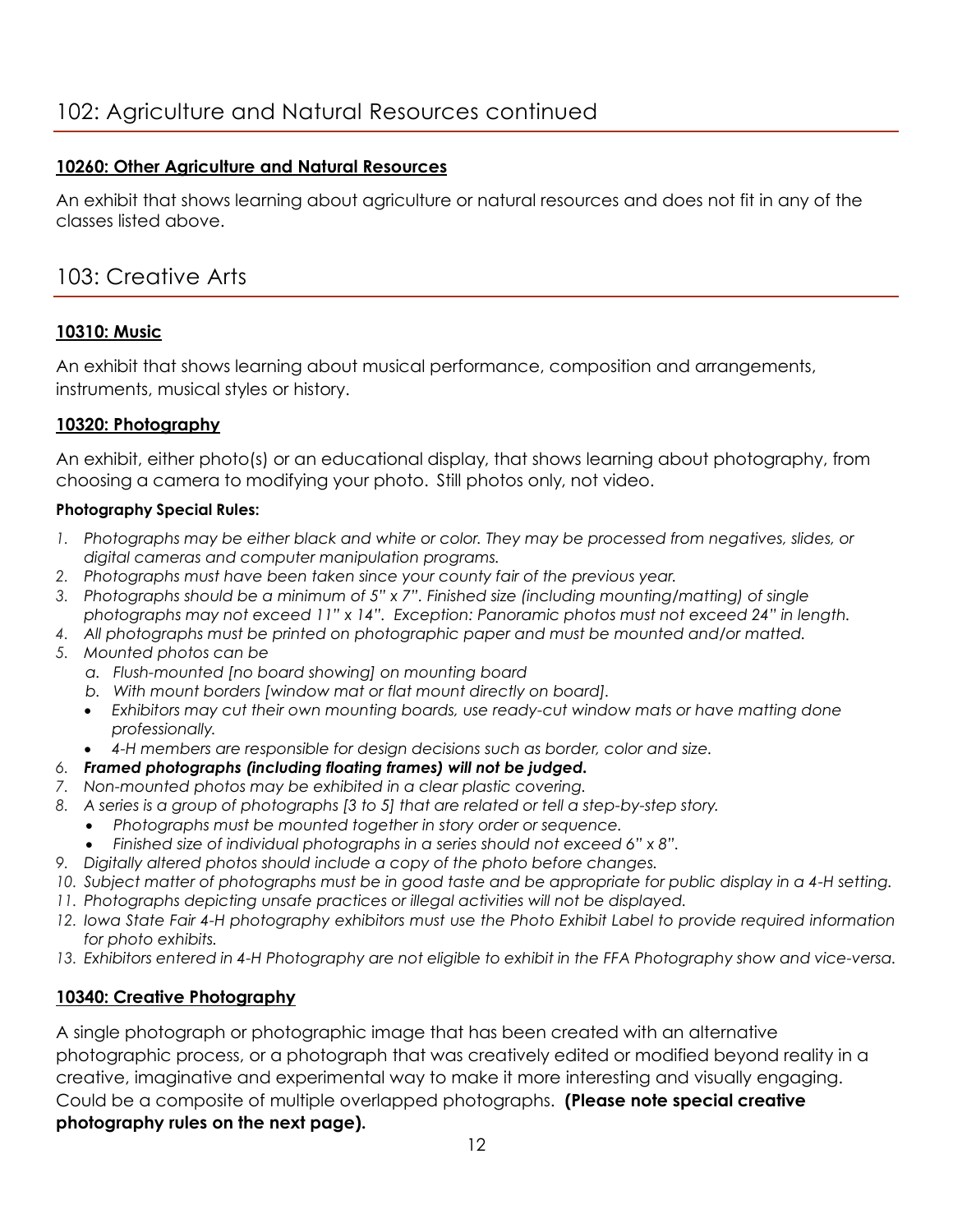## 102: Agriculture and Natural Resources continued

### 10260: Other Agriculture and Natural Resources

An exhibit that shows learning about agriculture or natural resources and does not fit in any of the classes listed above.

## 103: Creative Arts

### 10310: Music

An exhibit that shows learning about musical performance, composition and arrangements, instruments, musical styles or history.

### 10320: Photography

An exhibit, either photo(s) or an educational display, that shows learning about photography, from choosing a camera to modifying your photo. Still photos only, not video.

**Photography Special Rules:**

1. *Photographs may be either black and white or color. They may be processed from negatives, slides, or digital cameras and computer manipulation programs.*
2. *Photographs must have been taken since your county fair of the previous year.*
3. *Photographs should be a minimum of 5" x 7". Finished size (including mounting/matting) of single photographs may not exceed 11" x 14". Exception: Panoramic photos must not exceed 24" in length.*
4. *All photographs must be printed on photographic paper and must be mounted and/or matted.*
5. *Mounted photos can be*
   a. *Flush-mounted [no board showing] on mounting board*
   b. *With mount borders [window mat or flat mount directly on board].*
   - *Exhibitors may cut their own mounting boards, use ready-cut window mats or have matting done professionally.*
   - *4-H members are responsible for design decisions such as border, color and size.*
6. ***Framed photographs (including floating frames) will not be judged.***
7. *Non-mounted photos may be exhibited in a clear plastic covering.*
8. *A series is a group of photographs [3 to 5] that are related or tell a step-by-step story.*
   - *Photographs must be mounted together in story order or sequence.*
   - *Finished size of individual photographs in a series should not exceed 6" x 8".*
9. *Digitally altered photos should include a copy of the photo before changes.*
10. *Subject matter of photographs must be in good taste and be appropriate for public display in a 4-H setting.*
11. *Photographs depicting unsafe practices or illegal activities will not be displayed.*
12. *Iowa State Fair 4-H photography exhibitors must use the Photo Exhibit Label to provide required information for photo exhibits.*
13. *Exhibitors entered in 4-H Photography are not eligible to exhibit in the FFA Photography show and vice-versa.*

### 10340: Creative Photography

A single photograph or photographic image that has been created with an alternative photographic process, or a photograph that was creatively edited or modified beyond reality in a creative, imaginative and experimental way to make it more interesting and visually engaging. Could be a composite of multiple overlapped photographs. **(Please note special creative photography rules on the next page).**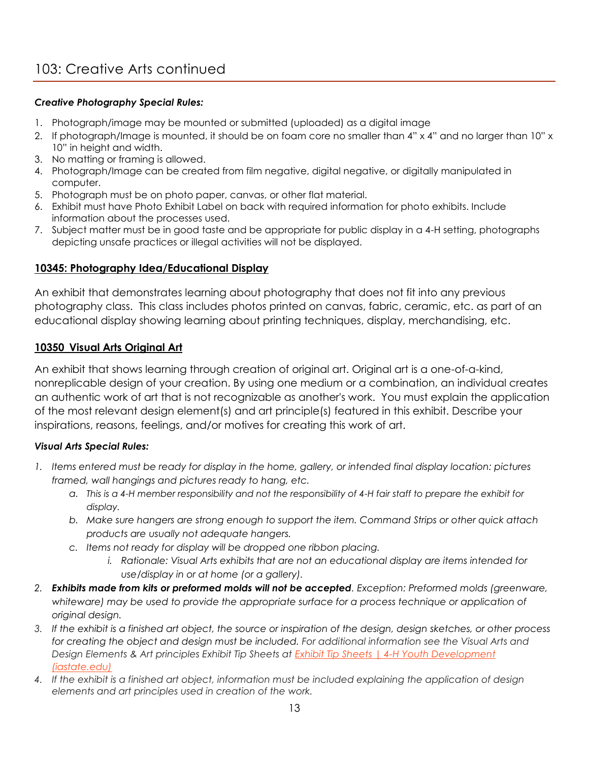## 103: Creative Arts continued

***Creative Photography Special Rules:***

1. Photograph/image may be mounted or submitted (uploaded) as a digital image
2. If photograph/Image is mounted, it should be on foam core no smaller than 4" x 4" and no larger than 10" x 10" in height and width.
3. No matting or framing is allowed.
4. Photograph/Image can be created from film negative, digital negative, or digitally manipulated in computer.
5. Photograph must be on photo paper, canvas, or other flat material.
6. Exhibit must have Photo Exhibit Label on back with required information for photo exhibits. Include information about the processes used.
7. Subject matter must be in good taste and be appropriate for public display in a 4-H setting, photographs depicting unsafe practices or illegal activities will not be displayed.

### 10345: Photography Idea/Educational Display

An exhibit that demonstrates learning about photography that does not fit into any previous photography class. This class includes photos printed on canvas, fabric, ceramic, etc. as part of an educational display showing learning about printing techniques, display, merchandising, etc.

### 10350 Visual Arts Original Art

An exhibit that shows learning through creation of original art. Original art is a one-of-a-kind, nonreplicable design of your creation. By using one medium or a combination, an individual creates an authentic work of art that is not recognizable as another's work. You must explain the application of the most relevant design element(s) and art principle(s) featured in this exhibit. Describe your inspirations, reasons, feelings, and/or motives for creating this work of art.

***Visual Arts Special Rules:***

1. *Items entered must be ready for display in the home, gallery, or intended final display location: pictures framed, wall hangings and pictures ready to hang, etc.*
   a. *This is a 4-H member responsibility and not the responsibility of 4-H fair staff to prepare the exhibit for display.*
   b. *Make sure hangers are strong enough to support the item. Command Strips or other quick attach products are usually not adequate hangers.*
   c. *Items not ready for display will be dropped one ribbon placing.*
      i. *Rationale: Visual Arts exhibits that are not an educational display are items intended for use/display in or at home (or a gallery).*
2. ***Exhibits made from kits or preformed molds will not be accepted**. Exception: Preformed molds (greenware, whiteware) may be used to provide the appropriate surface for a process technique or application of original design.*
3. *If the exhibit is a finished art object, the source or inspiration of the design, design sketches, or other process for creating the object and design must be included. For additional information see the Visual Arts and Design Elements & Art principles Exhibit Tip Sheets at [Exhibit Tip Sheets | 4-H Youth Development (iastate.edu)]*
4. *If the exhibit is a finished art object, information must be included explaining the application of design elements and art principles used in creation of the work.*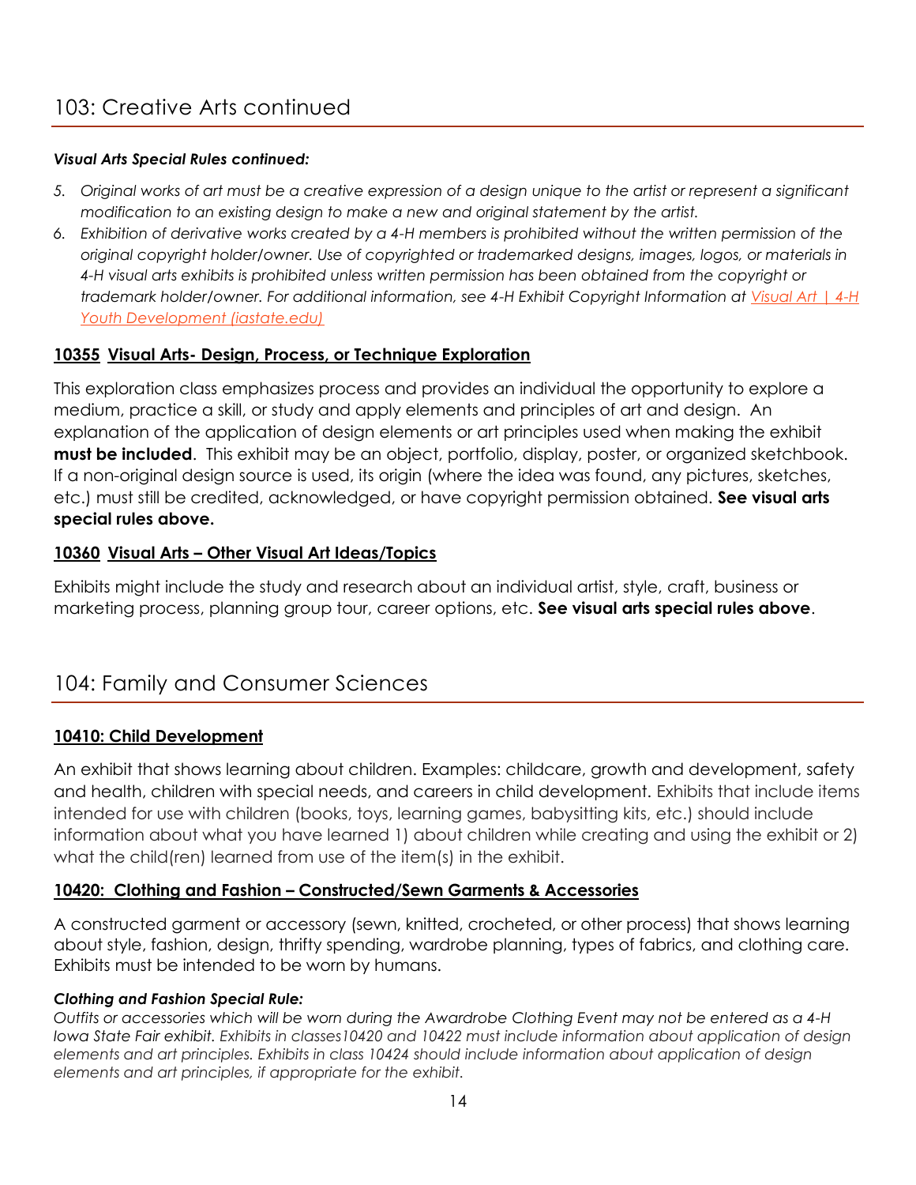## 103: Creative Arts continued

***Visual Arts Special Rules continued:***

5. *Original works of art must be a creative expression of a design unique to the artist or represent a significant modification to an existing design to make a new and original statement by the artist.*
6. *Exhibition of derivative works created by a 4-H members is prohibited without the written permission of the original copyright holder/owner. Use of copyrighted or trademarked designs, images, logos, or materials in 4-H visual arts exhibits is prohibited unless written permission has been obtained from the copyright or trademark holder/owner. For additional information, see 4-H Exhibit Copyright Information at [Visual Art | 4-H Youth Development (iastate.edu)]*

### 10355 Visual Arts- Design, Process, or Technique Exploration

This exploration class emphasizes process and provides an individual the opportunity to explore a medium, practice a skill, or study and apply elements and principles of art and design. An explanation of the application of design elements or art principles used when making the exhibit **must be included**. This exhibit may be an object, portfolio, display, poster, or organized sketchbook. If a non-original design source is used, its origin (where the idea was found, any pictures, sketches, etc.) must still be credited, acknowledged, or have copyright permission obtained. **See visual arts special rules above.**

### 10360 Visual Arts – Other Visual Art Ideas/Topics

Exhibits might include the study and research about an individual artist, style, craft, business or marketing process, planning group tour, career options, etc. **See visual arts special rules above**.

## 104: Family and Consumer Sciences

### 10410: Child Development

An exhibit that shows learning about children. Examples: childcare, growth and development, safety and health, children with special needs, and careers in child development. Exhibits that include items intended for use with children (books, toys, learning games, babysitting kits, etc.) should include information about what you have learned 1) about children while creating and using the exhibit or 2) what the child(ren) learned from use of the item(s) in the exhibit.

### 10420: Clothing and Fashion – Constructed/Sewn Garments & Accessories

A constructed garment or accessory (sewn, knitted, crocheted, or other process) that shows learning about style, fashion, design, thrifty spending, wardrobe planning, types of fabrics, and clothing care. Exhibits must be intended to be worn by humans.

***Clothing and Fashion Special Rule:***

*Outfits or accessories which will be worn during the Awardrobe Clothing Event may not be entered as a 4-H Iowa State Fair exhibit. Exhibits in classes10420 and 10422 must include information about application of design elements and art principles. Exhibits in class 10424 should include information about application of design elements and art principles, if appropriate for the exhibit.*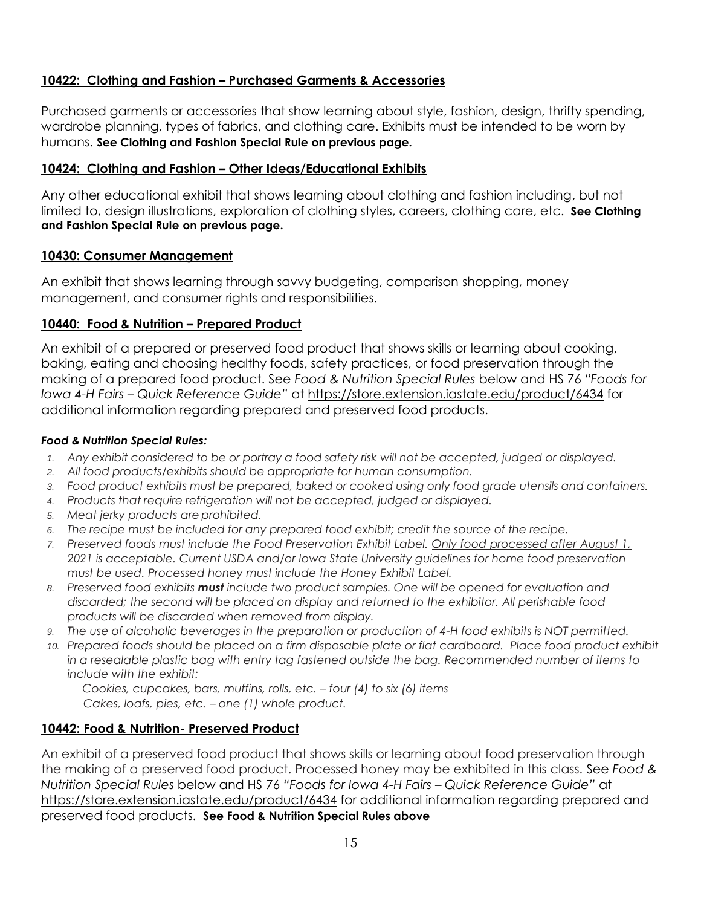### 10422: Clothing and Fashion – Purchased Garments & Accessories

Purchased garments or accessories that show learning about style, fashion, design, thrifty spending, wardrobe planning, types of fabrics, and clothing care. Exhibits must be intended to be worn by humans. **See Clothing and Fashion Special Rule on previous page.**

### 10424: Clothing and Fashion – Other Ideas/Educational Exhibits

Any other educational exhibit that shows learning about clothing and fashion including, but not limited to, design illustrations, exploration of clothing styles, careers, clothing care, etc. **See Clothing and Fashion Special Rule on previous page.**

### 10430: Consumer Management

An exhibit that shows learning through savvy budgeting, comparison shopping, money management, and consumer rights and responsibilities.

### 10440: Food & Nutrition – Prepared Product

An exhibit of a prepared or preserved food product that shows skills or learning about cooking, baking, eating and choosing healthy foods, safety practices, or food preservation through the making of a prepared food product. See *Food & Nutrition Special Rules* below and HS 76 *"Foods for Iowa 4-H Fairs – Quick Reference Guide"* at https://store.extension.iastate.edu/product/6434 for additional information regarding prepared and preserved food products.

***Food & Nutrition Special Rules:***

1. *Any exhibit considered to be or portray a food safety risk will not be accepted, judged or displayed.*
2. *All food products/exhibits should be appropriate for human consumption.*
3. *Food product exhibits must be prepared, baked or cooked using only food grade utensils and containers.*
4. *Products that require refrigeration will not be accepted, judged or displayed.*
5. *Meat jerky products are prohibited.*
6. *The recipe must be included for any prepared food exhibit; credit the source of the recipe.*
7. *Preserved foods must include the Food Preservation Exhibit Label. Only food processed after August 1, 2021 is acceptable. Current USDA and/or Iowa State University guidelines for home food preservation must be used. Processed honey must include the Honey Exhibit Label.*
8. *Preserved food exhibits **must** include two product samples. One will be opened for evaluation and discarded; the second will be placed on display and returned to the exhibitor. All perishable food products will be discarded when removed from display.*
9. *The use of alcoholic beverages in the preparation or production of 4-H food exhibits is NOT permitted.*
10. *Prepared foods should be placed on a firm disposable plate or flat cardboard. Place food product exhibit in a resealable plastic bag with entry tag fastened outside the bag. Recommended number of items to include with the exhibit:*

    *Cookies, cupcakes, bars, muffins, rolls, etc. – four (4) to six (6) items*
    *Cakes, loafs, pies, etc. – one (1) whole product.*

### 10442: Food & Nutrition- Preserved Product

An exhibit of a preserved food product that shows skills or learning about food preservation through the making of a preserved food product. Processed honey may be exhibited in this class. See *Food & Nutrition Special Rules* below and HS 76 *"Foods for Iowa 4-H Fairs – Quick Reference Guide"* at https://store.extension.iastate.edu/product/6434 for additional information regarding prepared and preserved food products. **See Food & Nutrition Special Rules above**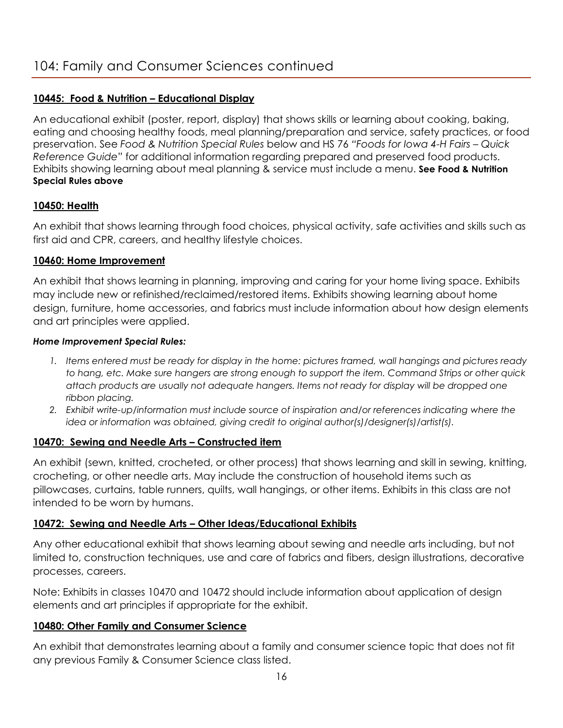# 104: Family and Consumer Sciences continued

**10445: Food & Nutrition – Educational Display**

An educational exhibit (poster, report, display) that shows skills or learning about cooking, baking, eating and choosing healthy foods, meal planning/preparation and service, safety practices, or food preservation. See *Food & Nutrition Special Rules* below and HS 76 *"Foods for Iowa 4-H Fairs – Quick Reference Guide"* for additional information regarding prepared and preserved food products. Exhibits showing learning about meal planning & service must include a menu. **See Food & Nutrition Special Rules above**

**10450: Health**

An exhibit that shows learning through food choices, physical activity, safe activities and skills such as first aid and CPR, careers, and healthy lifestyle choices.

**10460: Home Improvement**

An exhibit that shows learning in planning, improving and caring for your home living space. Exhibits may include new or refinished/reclaimed/restored items. Exhibits showing learning about home design, furniture, home accessories, and fabrics must include information about how design elements and art principles were applied.

***Home Improvement Special Rules:***

1. *Items entered must be ready for display in the home: pictures framed, wall hangings and pictures ready to hang, etc. Make sure hangers are strong enough to support the item. Command Strips or other quick attach products are usually not adequate hangers. Items not ready for display will be dropped one ribbon placing.*
2. *Exhibit write-up/information must include source of inspiration and/or references indicating where the idea or information was obtained, giving credit to original author(s)/designer(s)/artist(s).*

**10470: Sewing and Needle Arts – Constructed item**

An exhibit (sewn, knitted, crocheted, or other process) that shows learning and skill in sewing, knitting, crocheting, or other needle arts. May include the construction of household items such as pillowcases, curtains, table runners, quilts, wall hangings, or other items. Exhibits in this class are not intended to be worn by humans.

**10472: Sewing and Needle Arts – Other Ideas/Educational Exhibits**

Any other educational exhibit that shows learning about sewing and needle arts including, but not limited to, construction techniques, use and care of fabrics and fibers, design illustrations, decorative processes, careers.

Note: Exhibits in classes 10470 and 10472 should include information about application of design elements and art principles if appropriate for the exhibit.

**10480: Other Family and Consumer Science**

An exhibit that demonstrates learning about a family and consumer science topic that does not fit any previous Family & Consumer Science class listed.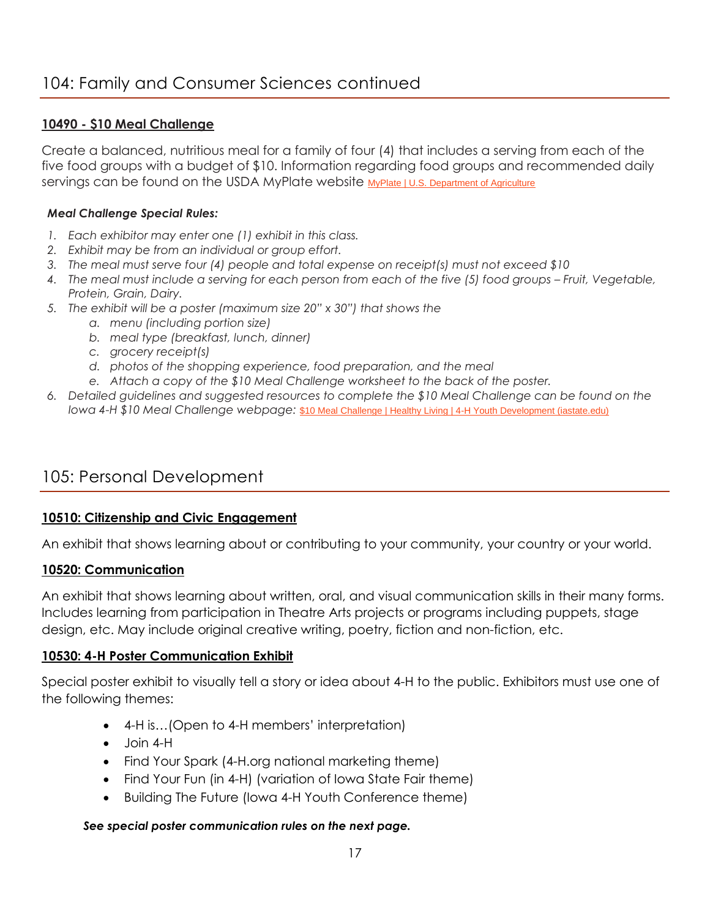# 104: Family and Consumer Sciences continued

## 10490 - $10 Meal Challenge

Create a balanced, nutritious meal for a family of four (4) that includes a serving from each of the five food groups with a budget of $10. Information regarding food groups and recommended daily servings can be found on the USDA MyPlate website [MyPlate | U.S. Department of Agriculture]

***Meal Challenge Special Rules:***

1. *Each exhibitor may enter one (1) exhibit in this class.*
2. *Exhibit may be from an individual or group effort.*
3. *The meal must serve four (4) people and total expense on receipt(s) must not exceed $10*
4. *The meal must include a serving for each person from each of the five (5) food groups – Fruit, Vegetable, Protein, Grain, Dairy.*
5. *The exhibit will be a poster (maximum size 20" x 30") that shows the*
   a. *menu (including portion size)*
   b. *meal type (breakfast, lunch, dinner)*
   c. *grocery receipt(s)*
   d. *photos of the shopping experience, food preparation, and the meal*
   e. *Attach a copy of the $10 Meal Challenge worksheet to the back of the poster.*
6. *Detailed guidelines and suggested resources to complete the $10 Meal Challenge can be found on the Iowa 4-H $10 Meal Challenge webpage:* [$10 Meal Challenge | Healthy Living | 4-H Youth Development (iastate.edu)]

# 105: Personal Development

## 10510: Citizenship and Civic Engagement

An exhibit that shows learning about or contributing to your community, your country or your world.

## 10520: Communication

An exhibit that shows learning about written, oral, and visual communication skills in their many forms. Includes learning from participation in Theatre Arts projects or programs including puppets, stage design, etc. May include original creative writing, poetry, fiction and non-fiction, etc.

## 10530: 4-H Poster Communication Exhibit

Special poster exhibit to visually tell a story or idea about 4-H to the public. Exhibitors must use one of the following themes:

- 4-H is…(Open to 4-H members' interpretation)
- Join 4-H
- Find Your Spark (4-H.org national marketing theme)
- Find Your Fun (in 4-H) (variation of Iowa State Fair theme)
- Building The Future (Iowa 4-H Youth Conference theme)

***See special poster communication rules on the next page.***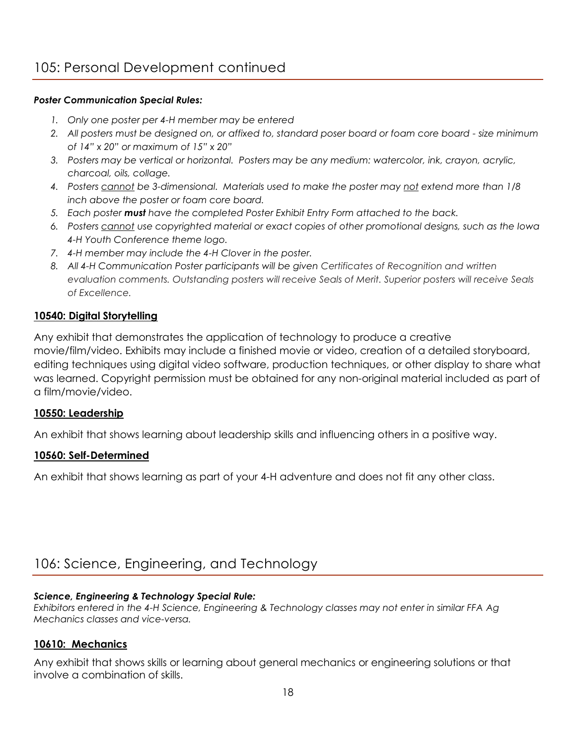## 105: Personal Development continued

***Poster Communication Special Rules:***

1. *Only one poster per 4-H member may be entered*
2. *All posters must be designed on, or affixed to, standard poser board or foam core board - size minimum of 14" x 20" or maximum of 15" x 20"*
3. *Posters may be vertical or horizontal. Posters may be any medium: watercolor, ink, crayon, acrylic, charcoal, oils, collage.*
4. *Posters cannot be 3-dimensional. Materials used to make the poster may not extend more than 1/8 inch above the poster or foam core board.*
5. *Each poster* ***must*** *have the completed Poster Exhibit Entry Form attached to the back.*
6. *Posters cannot use copyrighted material or exact copies of other promotional designs, such as the Iowa 4-H Youth Conference theme logo.*
7. *4-H member may include the 4-H Clover in the poster.*
8. *All 4-H Communication Poster participants will be given Certificates of Recognition and written evaluation comments. Outstanding posters will receive Seals of Merit. Superior posters will receive Seals of Excellence.*

### 10540: Digital Storytelling

Any exhibit that demonstrates the application of technology to produce a creative movie/film/video. Exhibits may include a finished movie or video, creation of a detailed storyboard, editing techniques using digital video software, production techniques, or other display to share what was learned. Copyright permission must be obtained for any non-original material included as part of a film/movie/video.

### 10550: Leadership

An exhibit that shows learning about leadership skills and influencing others in a positive way.

### 10560: Self-Determined

An exhibit that shows learning as part of your 4-H adventure and does not fit any other class.

## 106: Science, Engineering, and Technology

***Science, Engineering & Technology Special Rule:***
*Exhibitors entered in the 4-H Science, Engineering & Technology classes may not enter in similar FFA Ag Mechanics classes and vice-versa.*

### 10610: Mechanics

Any exhibit that shows skills or learning about general mechanics or engineering solutions or that involve a combination of skills.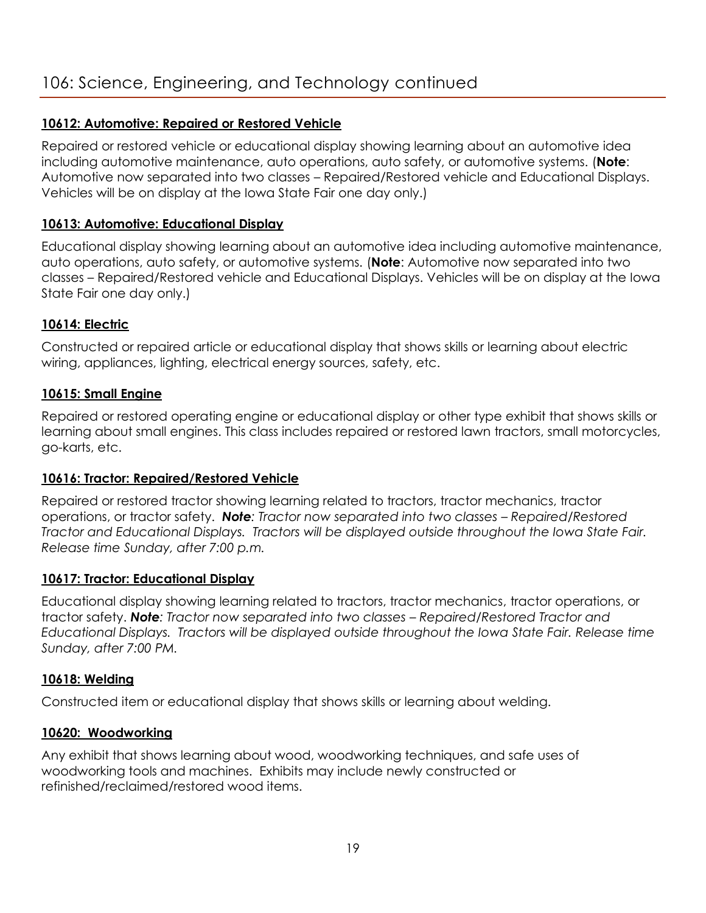# 106: Science, Engineering, and Technology continued

### 10612: Automotive: Repaired or Restored Vehicle

Repaired or restored vehicle or educational display showing learning about an automotive idea including automotive maintenance, auto operations, auto safety, or automotive systems. (**Note**: Automotive now separated into two classes – Repaired/Restored vehicle and Educational Displays. Vehicles will be on display at the Iowa State Fair one day only.)

### 10613: Automotive: Educational Display

Educational display showing learning about an automotive idea including automotive maintenance, auto operations, auto safety, or automotive systems. (**Note**: Automotive now separated into two classes – Repaired/Restored vehicle and Educational Displays. Vehicles will be on display at the Iowa State Fair one day only.)

### 10614: Electric

Constructed or repaired article or educational display that shows skills or learning about electric wiring, appliances, lighting, electrical energy sources, safety, etc.

### 10615: Small Engine

Repaired or restored operating engine or educational display or other type exhibit that shows skills or learning about small engines. This class includes repaired or restored lawn tractors, small motorcycles, go-karts, etc.

### 10616: Tractor: Repaired/Restored Vehicle

Repaired or restored tractor showing learning related to tractors, tractor mechanics, tractor operations, or tractor safety. ***Note****: Tractor now separated into two classes – Repaired/Restored Tractor and Educational Displays. Tractors will be displayed outside throughout the Iowa State Fair. Release time Sunday, after 7:00 p.m.*

### 10617: Tractor: Educational Display

Educational display showing learning related to tractors, tractor mechanics, tractor operations, or tractor safety. ***Note****: Tractor now separated into two classes – Repaired/Restored Tractor and Educational Displays. Tractors will be displayed outside throughout the Iowa State Fair. Release time Sunday, after 7:00 PM.*

### 10618: Welding

Constructed item or educational display that shows skills or learning about welding.

### 10620: Woodworking

Any exhibit that shows learning about wood, woodworking techniques, and safe uses of woodworking tools and machines. Exhibits may include newly constructed or refinished/reclaimed/restored wood items.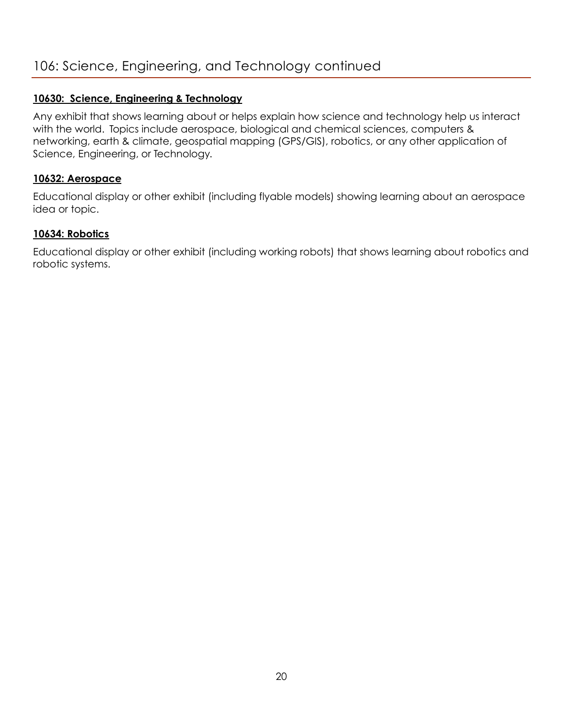## 106: Science, Engineering, and Technology continued

**10630: Science, Engineering & Technology**

Any exhibit that shows learning about or helps explain how science and technology help us interact with the world. Topics include aerospace, biological and chemical sciences, computers & networking, earth & climate, geospatial mapping (GPS/GIS), robotics, or any other application of Science, Engineering, or Technology.

**10632: Aerospace**

Educational display or other exhibit (including flyable models) showing learning about an aerospace idea or topic.

**10634: Robotics**

Educational display or other exhibit (including working robots) that shows learning about robotics and robotic systems.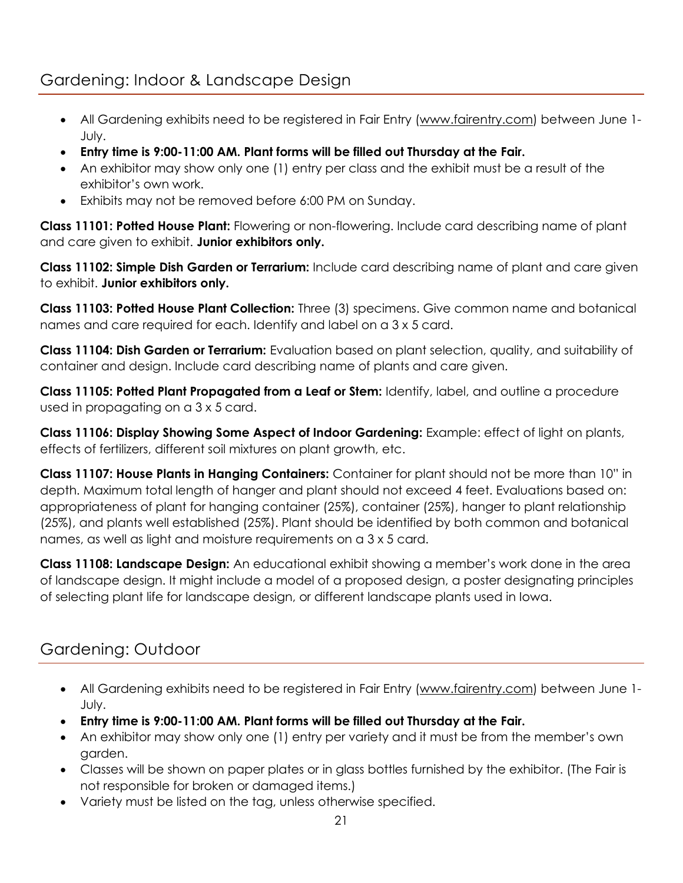## Gardening: Indoor & Landscape Design

- All Gardening exhibits need to be registered in Fair Entry (www.fairentry.com) between June 1-July.
- **Entry time is 9:00-11:00 AM. Plant forms will be filled out Thursday at the Fair.**
- An exhibitor may show only one (1) entry per class and the exhibit must be a result of the exhibitor's own work.
- Exhibits may not be removed before 6:00 PM on Sunday.

**Class 11101: Potted House Plant:** Flowering or non-flowering. Include card describing name of plant and care given to exhibit. **Junior exhibitors only.**

**Class 11102: Simple Dish Garden or Terrarium:** Include card describing name of plant and care given to exhibit. **Junior exhibitors only.**

**Class 11103: Potted House Plant Collection:** Three (3) specimens. Give common name and botanical names and care required for each. Identify and label on a 3 x 5 card.

**Class 11104: Dish Garden or Terrarium:** Evaluation based on plant selection, quality, and suitability of container and design. Include card describing name of plants and care given.

**Class 11105: Potted Plant Propagated from a Leaf or Stem:** Identify, label, and outline a procedure used in propagating on a 3 x 5 card.

**Class 11106: Display Showing Some Aspect of Indoor Gardening:** Example: effect of light on plants, effects of fertilizers, different soil mixtures on plant growth, etc.

**Class 11107: House Plants in Hanging Containers:** Container for plant should not be more than 10" in depth. Maximum total length of hanger and plant should not exceed 4 feet. Evaluations based on: appropriateness of plant for hanging container (25%), container (25%), hanger to plant relationship (25%), and plants well established (25%). Plant should be identified by both common and botanical names, as well as light and moisture requirements on a 3 x 5 card.

**Class 11108: Landscape Design:** An educational exhibit showing a member's work done in the area of landscape design. It might include a model of a proposed design, a poster designating principles of selecting plant life for landscape design, or different landscape plants used in Iowa.

## Gardening: Outdoor

- All Gardening exhibits need to be registered in Fair Entry (www.fairentry.com) between June 1-July.
- **Entry time is 9:00-11:00 AM. Plant forms will be filled out Thursday at the Fair.**
- An exhibitor may show only one (1) entry per variety and it must be from the member's own garden.
- Classes will be shown on paper plates or in glass bottles furnished by the exhibitor. (The Fair is not responsible for broken or damaged items.)
- Variety must be listed on the tag, unless otherwise specified.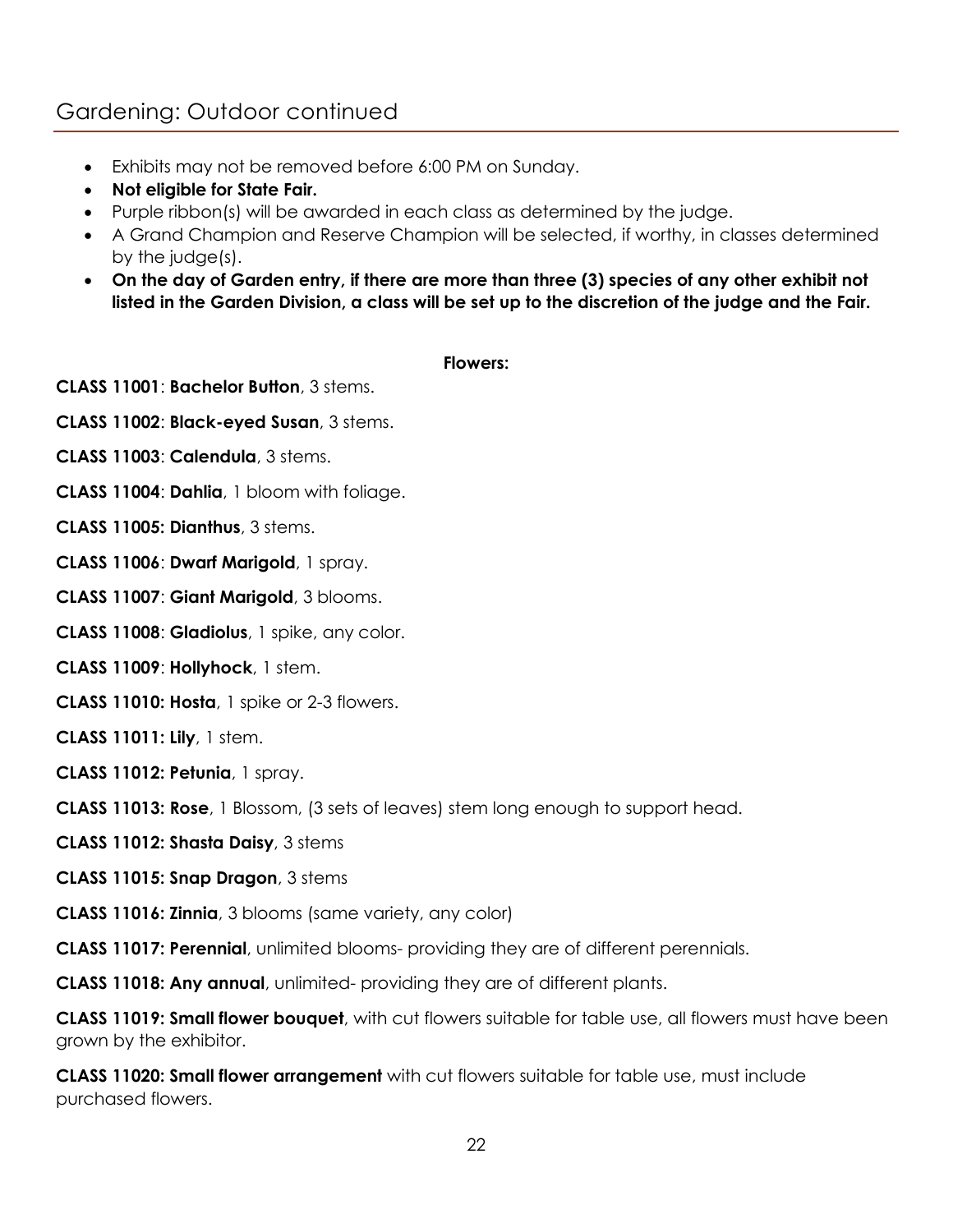## Gardening: Outdoor continued

- Exhibits may not be removed before 6:00 PM on Sunday.
- **Not eligible for State Fair.**
- Purple ribbon(s) will be awarded in each class as determined by the judge.
- A Grand Champion and Reserve Champion will be selected, if worthy, in classes determined by the judge(s).
- **On the day of Garden entry, if there are more than three (3) species of any other exhibit not listed in the Garden Division, a class will be set up to the discretion of the judge and the Fair.**

**Flowers:**

**CLASS 11001**: **Bachelor Button**, 3 stems.

**CLASS 11002**: **Black-eyed Susan**, 3 stems.

**CLASS 11003**: **Calendula**, 3 stems.

**CLASS 11004**: **Dahlia**, 1 bloom with foliage.

**CLASS 11005: Dianthus**, 3 stems.

**CLASS 11006**: **Dwarf Marigold**, 1 spray.

**CLASS 11007**: **Giant Marigold**, 3 blooms.

**CLASS 11008**: **Gladiolus**, 1 spike, any color.

**CLASS 11009**: **Hollyhock**, 1 stem.

**CLASS 11010: Hosta**, 1 spike or 2-3 flowers.

**CLASS 11011: Lily**, 1 stem.

**CLASS 11012: Petunia**, 1 spray.

**CLASS 11013: Rose**, 1 Blossom, (3 sets of leaves) stem long enough to support head.

**CLASS 11012: Shasta Daisy**, 3 stems

**CLASS 11015: Snap Dragon**, 3 stems

**CLASS 11016: Zinnia**, 3 blooms (same variety, any color)

**CLASS 11017: Perennial**, unlimited blooms- providing they are of different perennials.

**CLASS 11018: Any annual**, unlimited- providing they are of different plants.

**CLASS 11019: Small flower bouquet**, with cut flowers suitable for table use, all flowers must have been grown by the exhibitor.

**CLASS 11020: Small flower arrangement** with cut flowers suitable for table use, must include purchased flowers.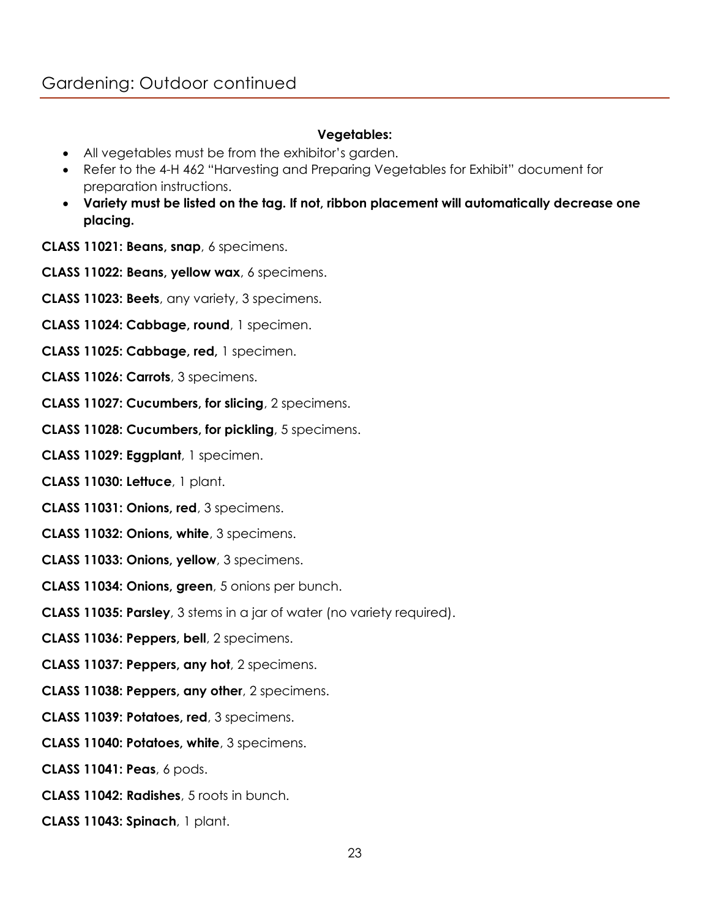## Gardening: Outdoor continued

**Vegetables:**

- All vegetables must be from the exhibitor's garden.
- Refer to the 4-H 462 "Harvesting and Preparing Vegetables for Exhibit" document for preparation instructions.
- **Variety must be listed on the tag. If not, ribbon placement will automatically decrease one placing.**

**CLASS 11021: Beans, snap**, 6 specimens.

**CLASS 11022: Beans, yellow wax**, 6 specimens.

**CLASS 11023: Beets**, any variety, 3 specimens.

**CLASS 11024: Cabbage, round**, 1 specimen.

**CLASS 11025: Cabbage, red,** 1 specimen.

**CLASS 11026: Carrots**, 3 specimens.

**CLASS 11027: Cucumbers, for slicing**, 2 specimens.

**CLASS 11028: Cucumbers, for pickling**, 5 specimens.

**CLASS 11029: Eggplant**, 1 specimen.

**CLASS 11030: Lettuce**, 1 plant.

**CLASS 11031: Onions, red**, 3 specimens.

**CLASS 11032: Onions, white**, 3 specimens.

**CLASS 11033: Onions, yellow**, 3 specimens.

**CLASS 11034: Onions, green**, 5 onions per bunch.

**CLASS 11035: Parsley**, 3 stems in a jar of water (no variety required).

**CLASS 11036: Peppers, bell**, 2 specimens.

**CLASS 11037: Peppers, any hot**, 2 specimens.

**CLASS 11038: Peppers, any other**, 2 specimens.

**CLASS 11039: Potatoes, red**, 3 specimens.

**CLASS 11040: Potatoes, white**, 3 specimens.

**CLASS 11041: Peas**, 6 pods.

**CLASS 11042: Radishes**, 5 roots in bunch.

**CLASS 11043: Spinach**, 1 plant.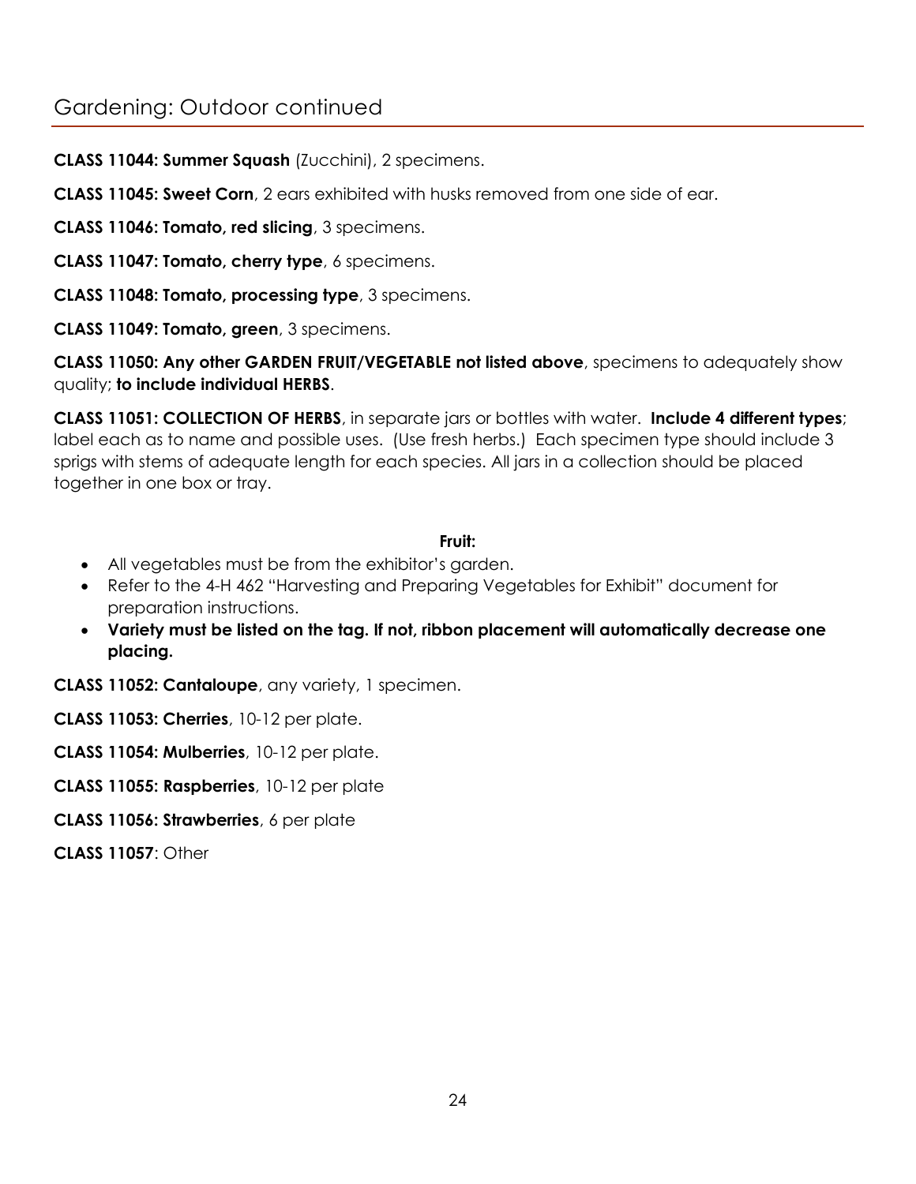## Gardening: Outdoor continued

**CLASS 11044: Summer Squash** (Zucchini), 2 specimens.

**CLASS 11045: Sweet Corn**, 2 ears exhibited with husks removed from one side of ear.

**CLASS 11046: Tomato, red slicing**, 3 specimens.

**CLASS 11047: Tomato, cherry type**, 6 specimens.

**CLASS 11048: Tomato, processing type**, 3 specimens.

**CLASS 11049: Tomato, green**, 3 specimens.

**CLASS 11050: Any other GARDEN FRUIT/VEGETABLE not listed above**, specimens to adequately show quality; **to include individual HERBS**.

**CLASS 11051: COLLECTION OF HERBS**, in separate jars or bottles with water. **Include 4 different types**; label each as to name and possible uses. (Use fresh herbs.) Each specimen type should include 3 sprigs with stems of adequate length for each species. All jars in a collection should be placed together in one box or tray.

**Fruit:**

- All vegetables must be from the exhibitor's garden.
- Refer to the 4-H 462 "Harvesting and Preparing Vegetables for Exhibit" document for preparation instructions.
- **Variety must be listed on the tag. If not, ribbon placement will automatically decrease one placing.**

**CLASS 11052: Cantaloupe**, any variety, 1 specimen.

**CLASS 11053: Cherries**, 10-12 per plate.

**CLASS 11054: Mulberries**, 10-12 per plate.

**CLASS 11055: Raspberries**, 10-12 per plate

**CLASS 11056: Strawberries**, 6 per plate

**CLASS 11057**: Other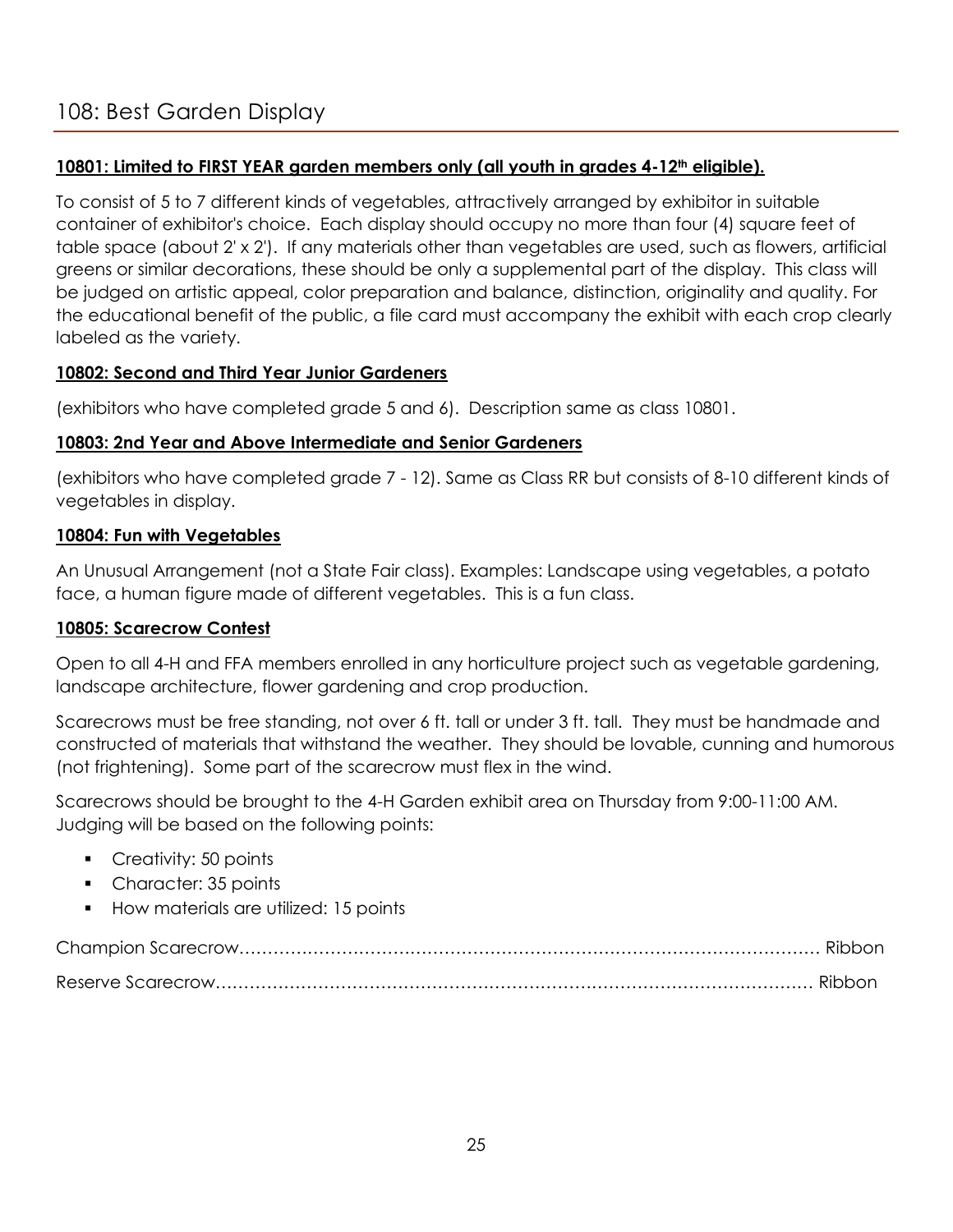## 108: Best Garden Display

**10801: Limited to FIRST YEAR garden members only (all youth in grades 4-12th eligible).**

To consist of 5 to 7 different kinds of vegetables, attractively arranged by exhibitor in suitable container of exhibitor's choice. Each display should occupy no more than four (4) square feet of table space (about 2' x 2'). If any materials other than vegetables are used, such as flowers, artificial greens or similar decorations, these should be only a supplemental part of the display. This class will be judged on artistic appeal, color preparation and balance, distinction, originality and quality. For the educational benefit of the public, a file card must accompany the exhibit with each crop clearly labeled as the variety.

**10802: Second and Third Year Junior Gardeners**

(exhibitors who have completed grade 5 and 6). Description same as class 10801.

**10803: 2nd Year and Above Intermediate and Senior Gardeners**

(exhibitors who have completed grade 7 - 12). Same as Class RR but consists of 8-10 different kinds of vegetables in display.

**10804: Fun with Vegetables**

An Unusual Arrangement (not a State Fair class). Examples: Landscape using vegetables, a potato face, a human figure made of different vegetables. This is a fun class.

**10805: Scarecrow Contest**

Open to all 4-H and FFA members enrolled in any horticulture project such as vegetable gardening, landscape architecture, flower gardening and crop production.

Scarecrows must be free standing, not over 6 ft. tall or under 3 ft. tall. They must be handmade and constructed of materials that withstand the weather. They should be lovable, cunning and humorous (not frightening). Some part of the scarecrow must flex in the wind.

Scarecrows should be brought to the 4-H Garden exhibit area on Thursday from 9:00-11:00 AM. Judging will be based on the following points:

- Creativity: 50 points
- Character: 35 points
- How materials are utilized: 15 points

Champion Scarecrow........................................................................................................ Ribbon

Reserve Scarecrow........................................................................................................ Ribbon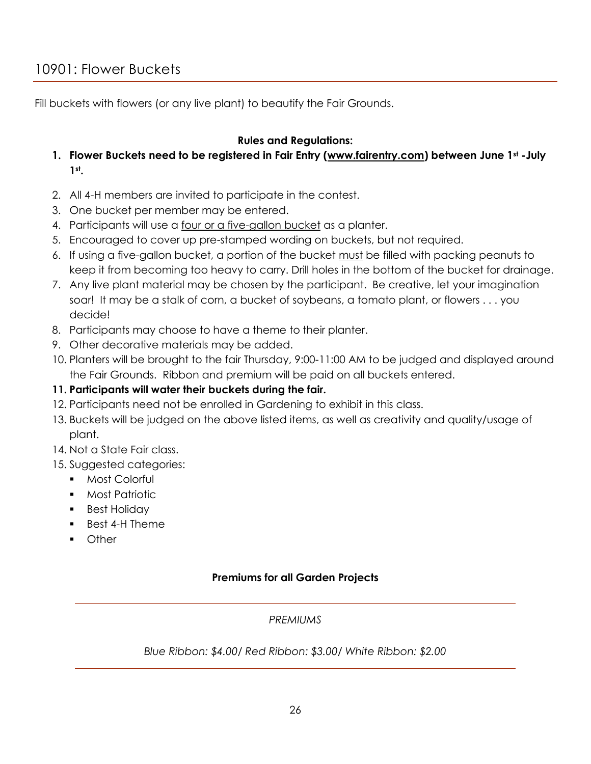## 10901: Flower Buckets

Fill buckets with flowers (or any live plant) to beautify the Fair Grounds.

**Rules and Regulations:**

1. **Flower Buckets need to be registered in Fair Entry (www.fairentry.com) between June 1st - July 1st.**
2. All 4-H members are invited to participate in the contest.
3. One bucket per member may be entered.
4. Participants will use a four or a five-gallon bucket as a planter.
5. Encouraged to cover up pre-stamped wording on buckets, but not required.
6. If using a five-gallon bucket, a portion of the bucket must be filled with packing peanuts to keep it from becoming too heavy to carry. Drill holes in the bottom of the bucket for drainage.
7. Any live plant material may be chosen by the participant. Be creative, let your imagination soar! It may be a stalk of corn, a bucket of soybeans, a tomato plant, or flowers . . . you decide!
8. Participants may choose to have a theme to their planter.
9. Other decorative materials may be added.
10. Planters will be brought to the fair Thursday, 9:00-11:00 AM to be judged and displayed around the Fair Grounds. Ribbon and premium will be paid on all buckets entered.
11. **Participants will water their buckets during the fair.**
12. Participants need not be enrolled in Gardening to exhibit in this class.
13. Buckets will be judged on the above listed items, as well as creativity and quality/usage of plant.
14. Not a State Fair class.
15. Suggested categories:
    - Most Colorful
    - Most Patriotic
    - Best Holiday
    - Best 4-H Theme
    - Other

**Premiums for all Garden Projects**

*PREMIUMS*

*Blue Ribbon: $4.00/ Red Ribbon: $3.00/ White Ribbon: $2.00*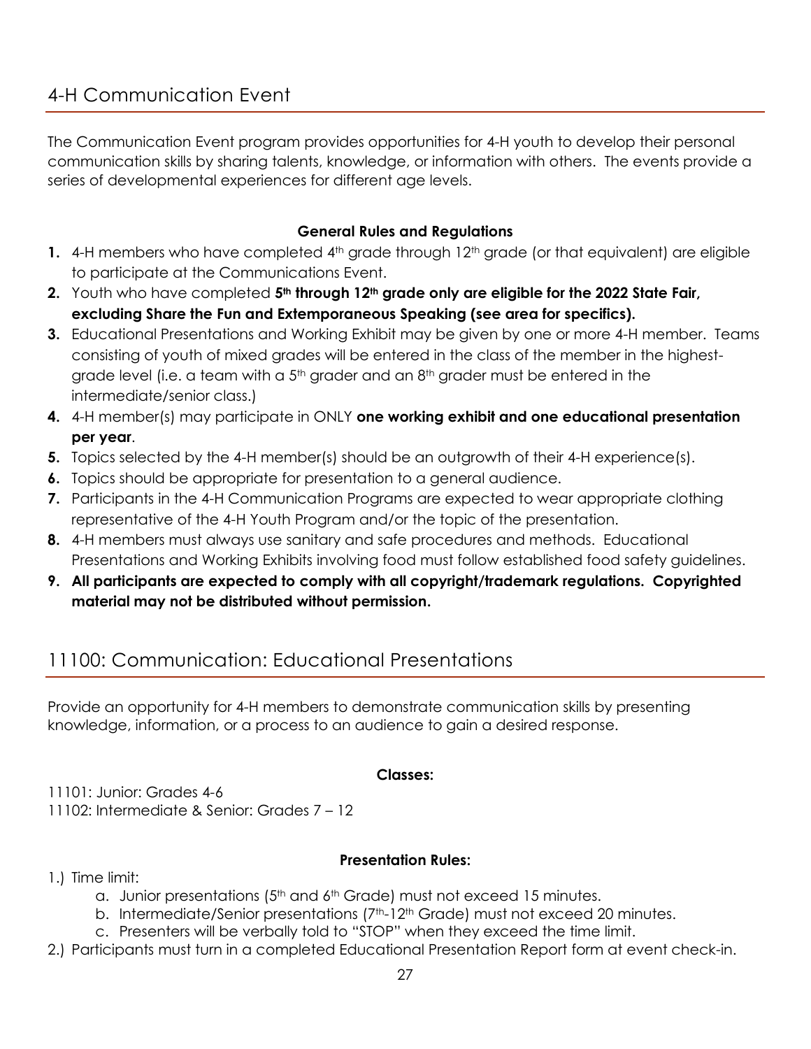# 4-H Communication Event

The Communication Event program provides opportunities for 4-H youth to develop their personal communication skills by sharing talents, knowledge, or information with others. The events provide a series of developmental experiences for different age levels.

**General Rules and Regulations**

1. 4-H members who have completed 4th grade through 12th grade (or that equivalent) are eligible to participate at the Communications Event.
2. Youth who have completed **5th through 12th grade only are eligible for the 2022 State Fair, excluding Share the Fun and Extemporaneous Speaking (see area for specifics).**
3. Educational Presentations and Working Exhibit may be given by one or more 4-H member. Teams consisting of youth of mixed grades will be entered in the class of the member in the highest-grade level (i.e. a team with a 5th grader and an 8th grader must be entered in the intermediate/senior class.)
4. 4-H member(s) may participate in ONLY **one working exhibit and one educational presentation per year**.
5. Topics selected by the 4-H member(s) should be an outgrowth of their 4-H experience(s).
6. Topics should be appropriate for presentation to a general audience.
7. Participants in the 4-H Communication Programs are expected to wear appropriate clothing representative of the 4-H Youth Program and/or the topic of the presentation.
8. 4-H members must always use sanitary and safe procedures and methods. Educational Presentations and Working Exhibits involving food must follow established food safety guidelines.
9. **All participants are expected to comply with all copyright/trademark regulations. Copyrighted material may not be distributed without permission.**

# 11100: Communication: Educational Presentations

Provide an opportunity for 4-H members to demonstrate communication skills by presenting knowledge, information, or a process to an audience to gain a desired response.

**Classes:**

11101: Junior: Grades 4-6
11102: Intermediate & Senior: Grades 7 – 12

**Presentation Rules:**

1.) Time limit:
   a. Junior presentations (5th and 6th Grade) must not exceed 15 minutes.
   b. Intermediate/Senior presentations (7th-12th Grade) must not exceed 20 minutes.
   c. Presenters will be verbally told to "STOP" when they exceed the time limit.

2.) Participants must turn in a completed Educational Presentation Report form at event check-in.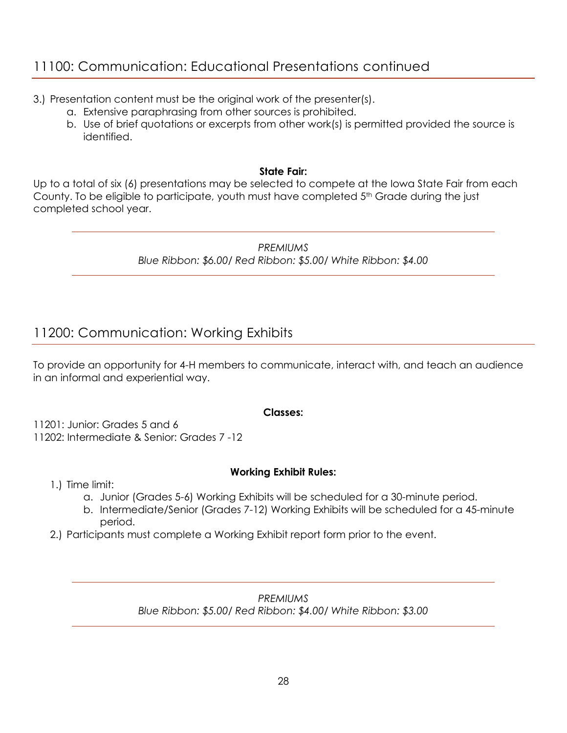## 11100: Communication: Educational Presentations continued

3.) Presentation content must be the original work of the presenter(s).
   a. Extensive paraphrasing from other sources is prohibited.
   b. Use of brief quotations or excerpts from other work(s) is permitted provided the source is identified.

**State Fair:**

Up to a total of six (6) presentations may be selected to compete at the Iowa State Fair from each County. To be eligible to participate, youth must have completed 5th Grade during the just completed school year.

---

*PREMIUMS*
*Blue Ribbon: $6.00/ Red Ribbon: $5.00/ White Ribbon: $4.00*

---

## 11200: Communication: Working Exhibits

To provide an opportunity for 4-H members to communicate, interact with, and teach an audience in an informal and experiential way.

**Classes:**

11201: Junior: Grades 5 and 6
11202: Intermediate & Senior: Grades 7 -12

**Working Exhibit Rules:**

1.) Time limit:
   a. Junior (Grades 5-6) Working Exhibits will be scheduled for a 30-minute period.
   b. Intermediate/Senior (Grades 7-12) Working Exhibits will be scheduled for a 45-minute period.
2.) Participants must complete a Working Exhibit report form prior to the event.

---

*PREMIUMS*
*Blue Ribbon: $5.00/ Red Ribbon: $4.00/ White Ribbon: $3.00*

---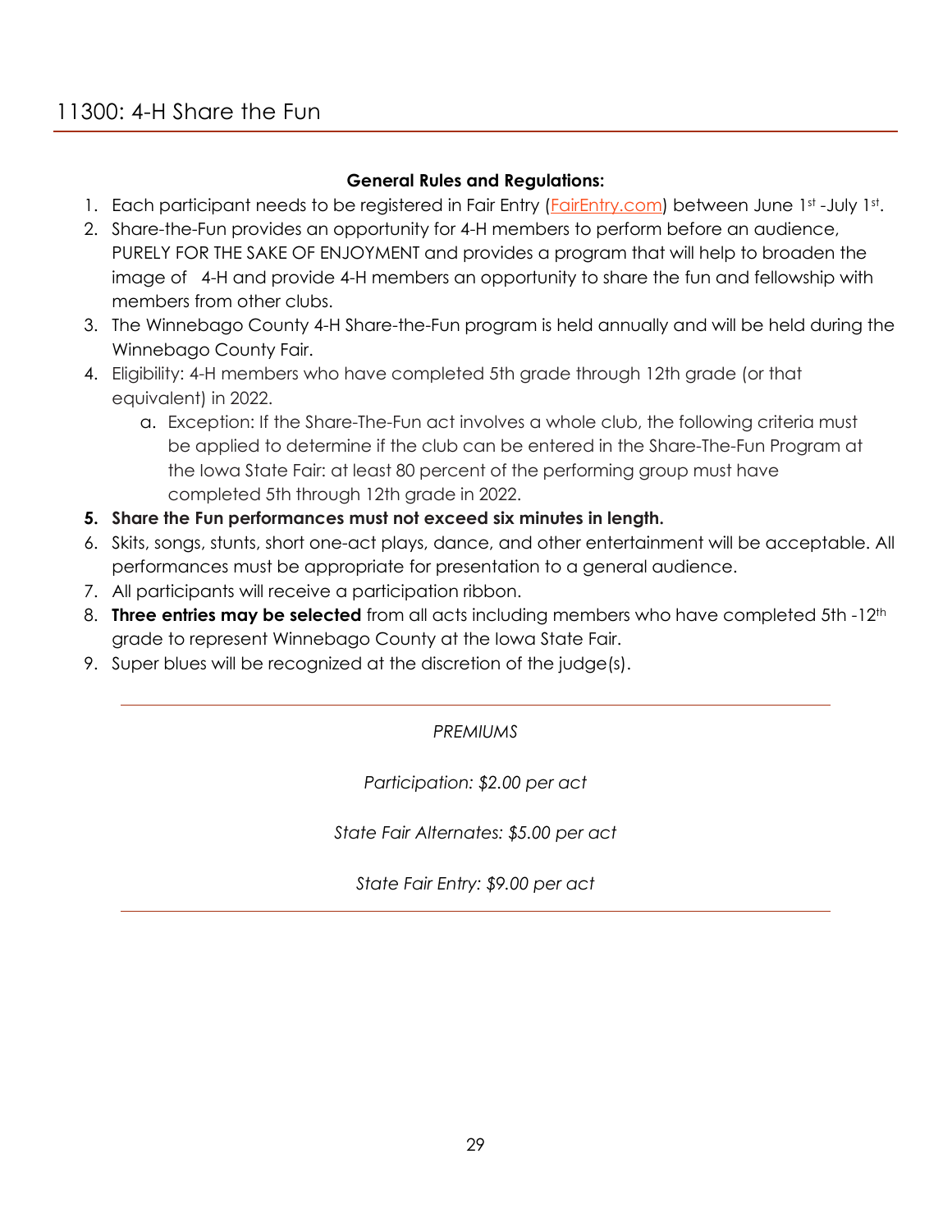# 11300: 4-H Share the Fun

**General Rules and Regulations:**

1. Each participant needs to be registered in Fair Entry ([FairEntry.com](FairEntry.com)) between June 1st -July 1st.
2. Share-the-Fun provides an opportunity for 4-H members to perform before an audience, PURELY FOR THE SAKE OF ENJOYMENT and provides a program that will help to broaden the image of 4-H and provide 4-H members an opportunity to share the fun and fellowship with members from other clubs.
3. The Winnebago County 4-H Share-the-Fun program is held annually and will be held during the Winnebago County Fair.
4. Eligibility: 4-H members who have completed 5th grade through 12th grade (or that equivalent) in 2022.
    a. Exception: If the Share-The-Fun act involves a whole club, the following criteria must be applied to determine if the club can be entered in the Share-The-Fun Program at the Iowa State Fair: at least 80 percent of the performing group must have completed 5th through 12th grade in 2022.
5. **Share the Fun performances must not exceed six minutes in length.**
6. Skits, songs, stunts, short one-act plays, dance, and other entertainment will be acceptable. All performances must be appropriate for presentation to a general audience.
7. All participants will receive a participation ribbon.
8. **Three entries may be selected** from all acts including members who have completed 5th -12th grade to represent Winnebago County at the Iowa State Fair.
9. Super blues will be recognized at the discretion of the judge(s).

---

*PREMIUMS*

*Participation: $2.00 per act*

*State Fair Alternates: $5.00 per act*

*State Fair Entry: $9.00 per act*

---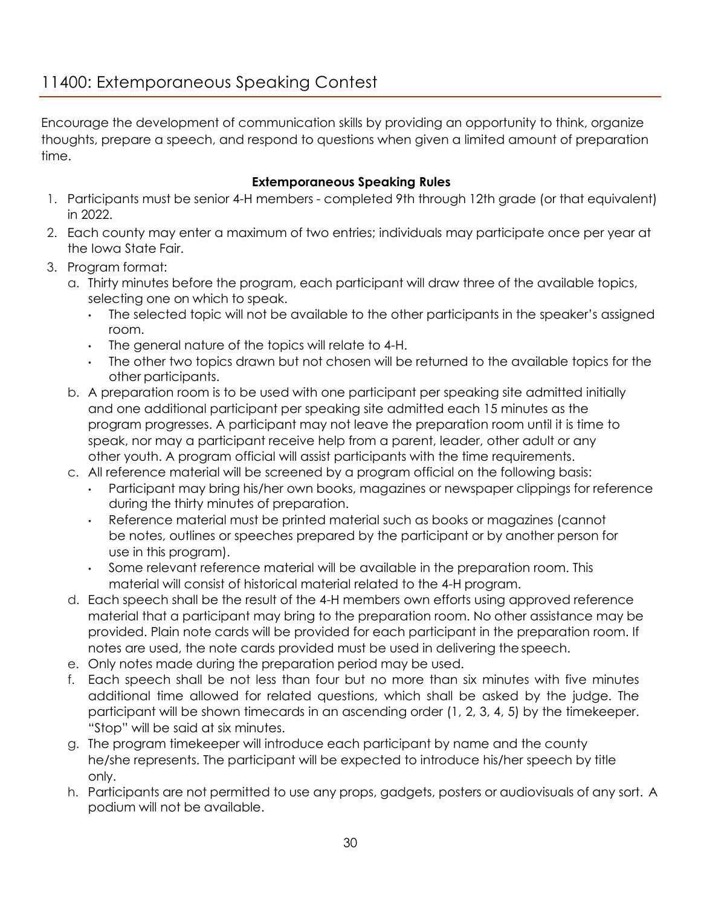## 11400: Extemporaneous Speaking Contest

Encourage the development of communication skills by providing an opportunity to think, organize thoughts, prepare a speech, and respond to questions when given a limited amount of preparation time.

**Extemporaneous Speaking Rules**

1. Participants must be senior 4-H members - completed 9th through 12th grade (or that equivalent) in 2022.
2. Each county may enter a maximum of two entries; individuals may participate once per year at the Iowa State Fair.
3. Program format:
   a. Thirty minutes before the program, each participant will draw three of the available topics, selecting one on which to speak.
      - The selected topic will not be available to the other participants in the speaker's assigned room.
      - The general nature of the topics will relate to 4-H.
      - The other two topics drawn but not chosen will be returned to the available topics for the other participants.

   b. A preparation room is to be used with one participant per speaking site admitted initially and one additional participant per speaking site admitted each 15 minutes as the program progresses. A participant may not leave the preparation room until it is time to speak, nor may a participant receive help from a parent, leader, other adult or any other youth. A program official will assist participants with the time requirements.

   c. All reference material will be screened by a program official on the following basis:
      - Participant may bring his/her own books, magazines or newspaper clippings for reference during the thirty minutes of preparation.
      - Reference material must be printed material such as books or magazines (cannot be notes, outlines or speeches prepared by the participant or by another person for use in this program).
      - Some relevant reference material will be available in the preparation room. This material will consist of historical material related to the 4-H program.

   d. Each speech shall be the result of the 4-H members own efforts using approved reference material that a participant may bring to the preparation room. No other assistance may be provided. Plain note cards will be provided for each participant in the preparation room. If notes are used, the note cards provided must be used in delivering the speech.

   e. Only notes made during the preparation period may be used.

   f. Each speech shall be not less than four but no more than six minutes with five minutes additional time allowed for related questions, which shall be asked by the judge. The participant will be shown timecards in an ascending order (1, 2, 3, 4, 5) by the timekeeper. "Stop" will be said at six minutes.

   g. The program timekeeper will introduce each participant by name and the county he/she represents. The participant will be expected to introduce his/her speech by title only.

   h. Participants are not permitted to use any props, gadgets, posters or audiovisuals of any sort. A podium will not be available.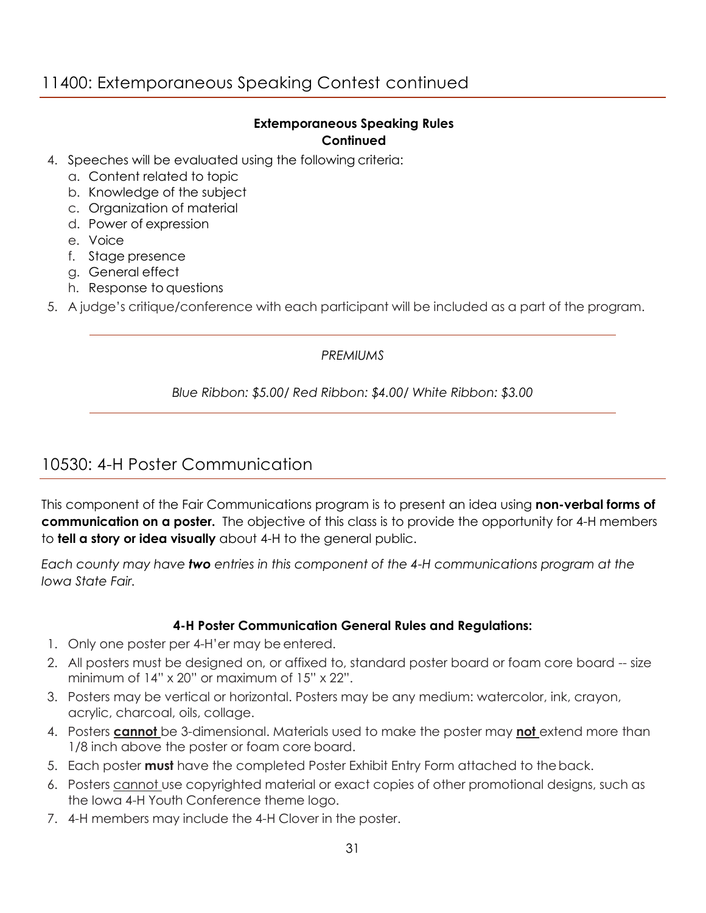## 11400: Extemporaneous Speaking Contest continued

**Extemporaneous Speaking Rules**
**Continued**

4. Speeches will be evaluated using the following criteria:
   a. Content related to topic
   b. Knowledge of the subject
   c. Organization of material
   d. Power of expression
   e. Voice
   f. Stage presence
   g. General effect
   h. Response to questions
5. A judge's critique/conference with each participant will be included as a part of the program.

---

*PREMIUMS*

*Blue Ribbon: $5.00/ Red Ribbon: $4.00/ White Ribbon: $3.00*

---

## 10530: 4-H Poster Communication

This component of the Fair Communications program is to present an idea using **non-verbal forms of communication on a poster.** The objective of this class is to provide the opportunity for 4-H members to **tell a story or idea visually** about 4-H to the general public.

*Each county may have **two** entries in this component of the 4-H communications program at the Iowa State Fair.*

**4-H Poster Communication General Rules and Regulations:**

1. Only one poster per 4-H'er may be entered.
2. All posters must be designed on, or affixed to, standard poster board or foam core board -- size minimum of 14" x 20" or maximum of 15" x 22".
3. Posters may be vertical or horizontal. Posters may be any medium: watercolor, ink, crayon, acrylic, charcoal, oils, collage.
4. Posters <u>**cannot**</u> be 3-dimensional. Materials used to make the poster may <u>**not**</u> extend more than 1/8 inch above the poster or foam core board.
5. Each poster **must** have the completed Poster Exhibit Entry Form attached to the back.
6. Posters <u>cannot</u> use copyrighted material or exact copies of other promotional designs, such as the Iowa 4-H Youth Conference theme logo.
7. 4-H members may include the 4-H Clover in the poster.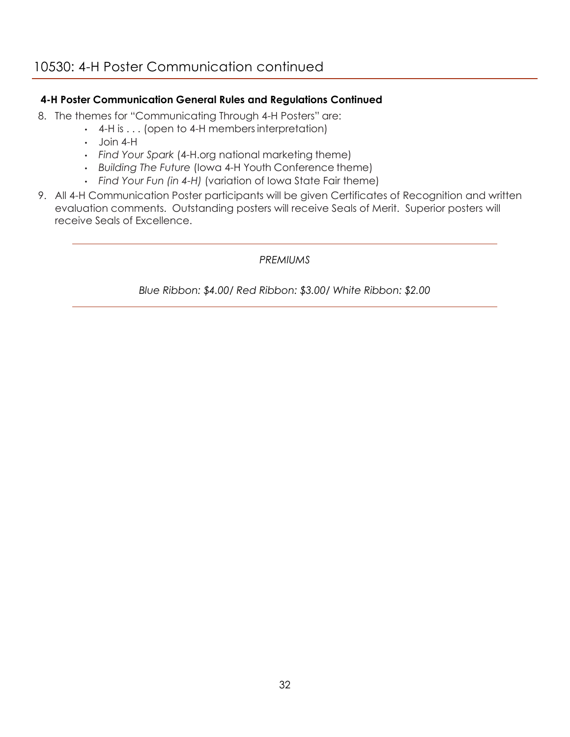# 10530: 4-H Poster Communication continued

**4-H Poster Communication General Rules and Regulations Continued**

8. The themes for "Communicating Through 4-H Posters" are:
   - 4-H is . . . (open to 4-H members interpretation)
   - Join 4-H
   - *Find Your Spark* (4-H.org national marketing theme)
   - *Building The Future* (Iowa 4-H Youth Conference theme)
   - *Find Your Fun (in 4-H)* (variation of Iowa State Fair theme)
9. All 4-H Communication Poster participants will be given Certificates of Recognition and written evaluation comments. Outstanding posters will receive Seals of Merit. Superior posters will receive Seals of Excellence.

---

*PREMIUMS*

*Blue Ribbon: $4.00/ Red Ribbon: $3.00/ White Ribbon: $2.00*

---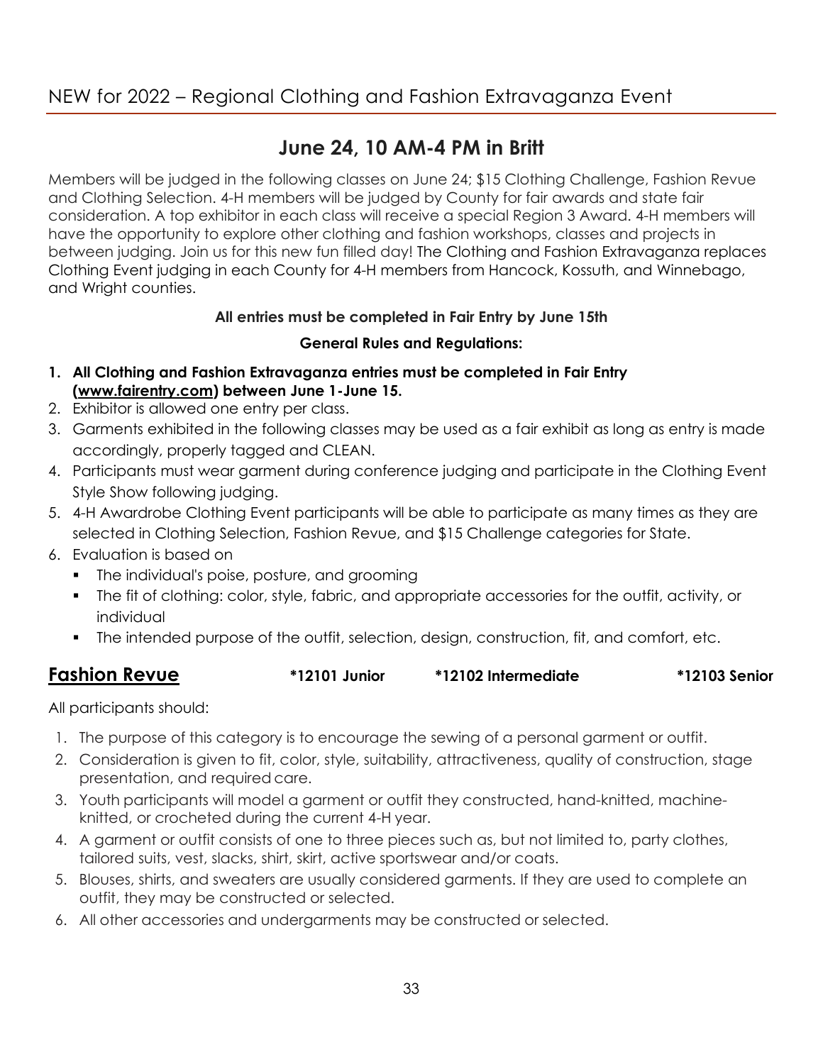## NEW for 2022 – Regional Clothing and Fashion Extravaganza Event

### June 24, 10 AM-4 PM in Britt

Members will be judged in the following classes on June 24; $15 Clothing Challenge, Fashion Revue and Clothing Selection. 4-H members will be judged by County for fair awards and state fair consideration. A top exhibitor in each class will receive a special Region 3 Award. 4-H members will have the opportunity to explore other clothing and fashion workshops, classes and projects in between judging. Join us for this new fun filled day! The Clothing and Fashion Extravaganza replaces Clothing Event judging in each County for 4-H members from Hancock, Kossuth, and Winnebago, and Wright counties.

**All entries must be completed in Fair Entry by June 15th**

**General Rules and Regulations:**

1. **All Clothing and Fashion Extravaganza entries must be completed in Fair Entry (www.fairentry.com) between June 1-June 15.**
2. Exhibitor is allowed one entry per class.
3. Garments exhibited in the following classes may be used as a fair exhibit as long as entry is made accordingly, properly tagged and CLEAN.
4. Participants must wear garment during conference judging and participate in the Clothing Event Style Show following judging.
5. 4-H Awardrobe Clothing Event participants will be able to participate as many times as they are selected in Clothing Selection, Fashion Revue, and $15 Challenge categories for State.
6. Evaluation is based on
   - The individual's poise, posture, and grooming
   - The fit of clothing: color, style, fabric, and appropriate accessories for the outfit, activity, or individual
   - The intended purpose of the outfit, selection, design, construction, fit, and comfort, etc.

## Fashion Revue

**\*12101 Junior** **\*12102 Intermediate** **\*12103 Senior**

All participants should:

1. The purpose of this category is to encourage the sewing of a personal garment or outfit.
2. Consideration is given to fit, color, style, suitability, attractiveness, quality of construction, stage presentation, and required care.
3. Youth participants will model a garment or outfit they constructed, hand-knitted, machine-knitted, or crocheted during the current 4-H year.
4. A garment or outfit consists of one to three pieces such as, but not limited to, party clothes, tailored suits, vest, slacks, shirt, skirt, active sportswear and/or coats.
5. Blouses, shirts, and sweaters are usually considered garments. If they are used to complete an outfit, they may be constructed or selected.
6. All other accessories and undergarments may be constructed or selected.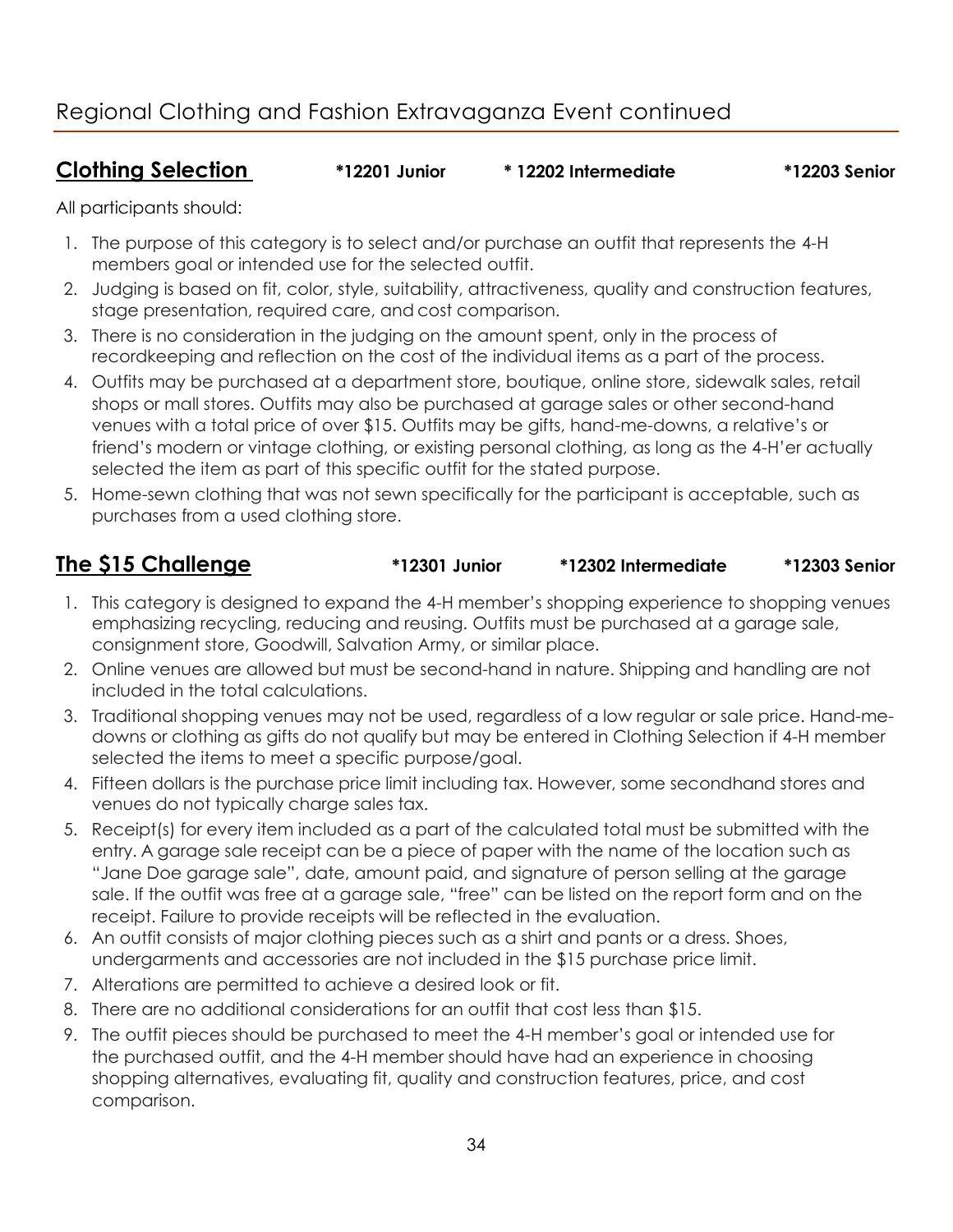## Regional Clothing and Fashion Extravaganza Event continued

### **Clothing Selection** **\*12201 Junior** **\* 12202 Intermediate** **\*12203 Senior**

All participants should:

1. The purpose of this category is to select and/or purchase an outfit that represents the 4-H members goal or intended use for the selected outfit.
2. Judging is based on fit, color, style, suitability, attractiveness, quality and construction features, stage presentation, required care, and cost comparison.
3. There is no consideration in the judging on the amount spent, only in the process of recordkeeping and reflection on the cost of the individual items as a part of the process.
4. Outfits may be purchased at a department store, boutique, online store, sidewalk sales, retail shops or mall stores. Outfits may also be purchased at garage sales or other second-hand venues with a total price of over $15. Outfits may be gifts, hand-me-downs, a relative's or friend's modern or vintage clothing, or existing personal clothing, as long as the 4-H'er actually selected the item as part of this specific outfit for the stated purpose.
5. Home-sewn clothing that was not sewn specifically for the participant is acceptable, such as purchases from a used clothing store.

### **The $15 Challenge** **\*12301 Junior** **\*12302 Intermediate** **\*12303 Senior**

1. This category is designed to expand the 4-H member's shopping experience to shopping venues emphasizing recycling, reducing and reusing. Outfits must be purchased at a garage sale, consignment store, Goodwill, Salvation Army, or similar place.
2. Online venues are allowed but must be second-hand in nature. Shipping and handling are not included in the total calculations.
3. Traditional shopping venues may not be used, regardless of a low regular or sale price. Hand-me-downs or clothing as gifts do not qualify but may be entered in Clothing Selection if 4-H member selected the items to meet a specific purpose/goal.
4. Fifteen dollars is the purchase price limit including tax. However, some secondhand stores and venues do not typically charge sales tax.
5. Receipt(s) for every item included as a part of the calculated total must be submitted with the entry. A garage sale receipt can be a piece of paper with the name of the location such as "Jane Doe garage sale", date, amount paid, and signature of person selling at the garage sale. If the outfit was free at a garage sale, "free" can be listed on the report form and on the receipt. Failure to provide receipts will be reflected in the evaluation.
6. An outfit consists of major clothing pieces such as a shirt and pants or a dress. Shoes, undergarments and accessories are not included in the $15 purchase price limit.
7. Alterations are permitted to achieve a desired look or fit.
8. There are no additional considerations for an outfit that cost less than $15.
9. The outfit pieces should be purchased to meet the 4-H member's goal or intended use for the purchased outfit, and the 4-H member should have had an experience in choosing shopping alternatives, evaluating fit, quality and construction features, price, and cost comparison.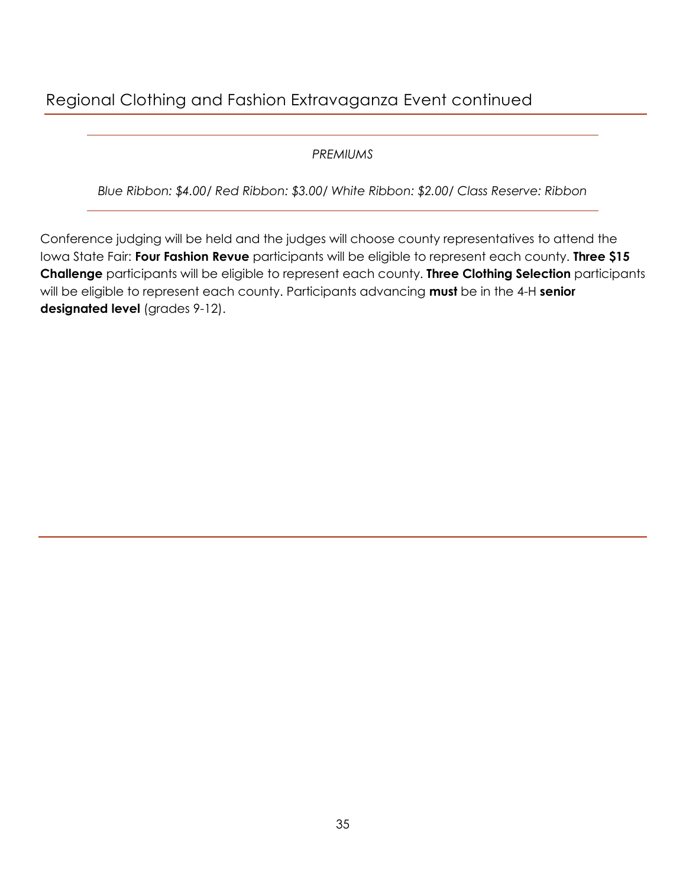## Regional Clothing and Fashion Extravaganza Event continued

---

*PREMIUMS*

*Blue Ribbon: $4.00/ Red Ribbon: $3.00/ White Ribbon: $2.00/ Class Reserve: Ribbon*

---

Conference judging will be held and the judges will choose county representatives to attend the Iowa State Fair: **Four Fashion Revue** participants will be eligible to represent each county. **Three $15 Challenge** participants will be eligible to represent each county. **Three Clothing Selection** participants will be eligible to represent each county. Participants advancing **must** be in the 4-H **senior designated level** (grades 9-12).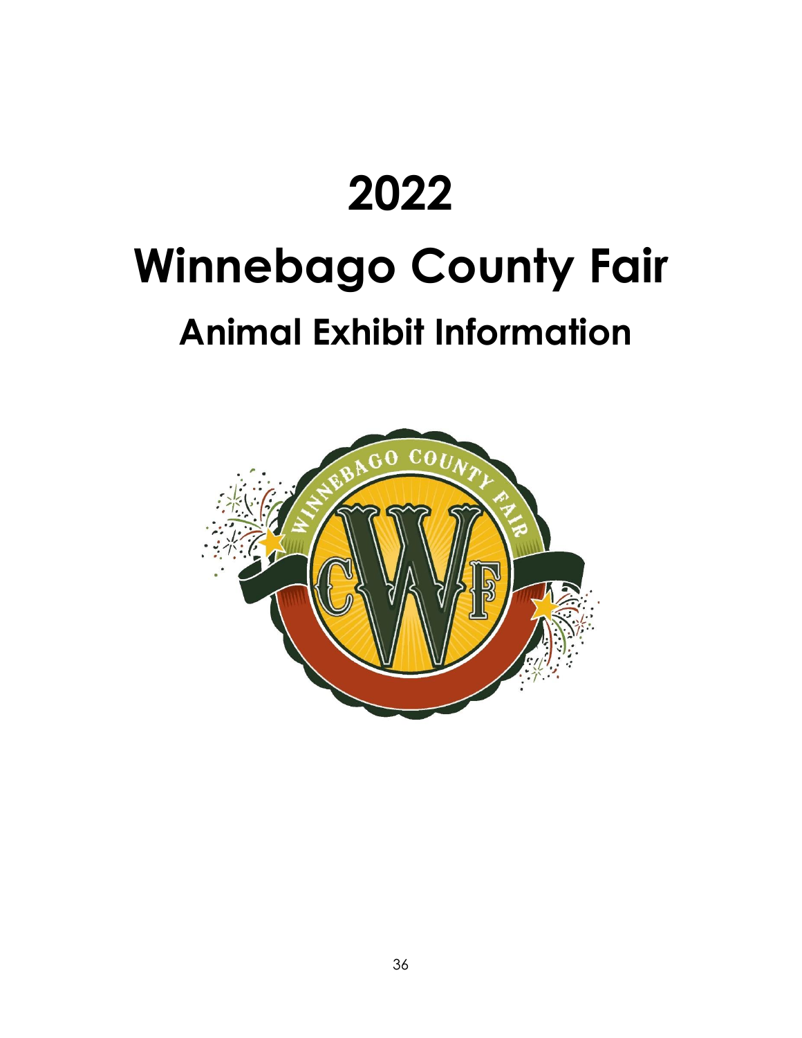# 2022

# Winnebago County Fair

## Animal Exhibit Information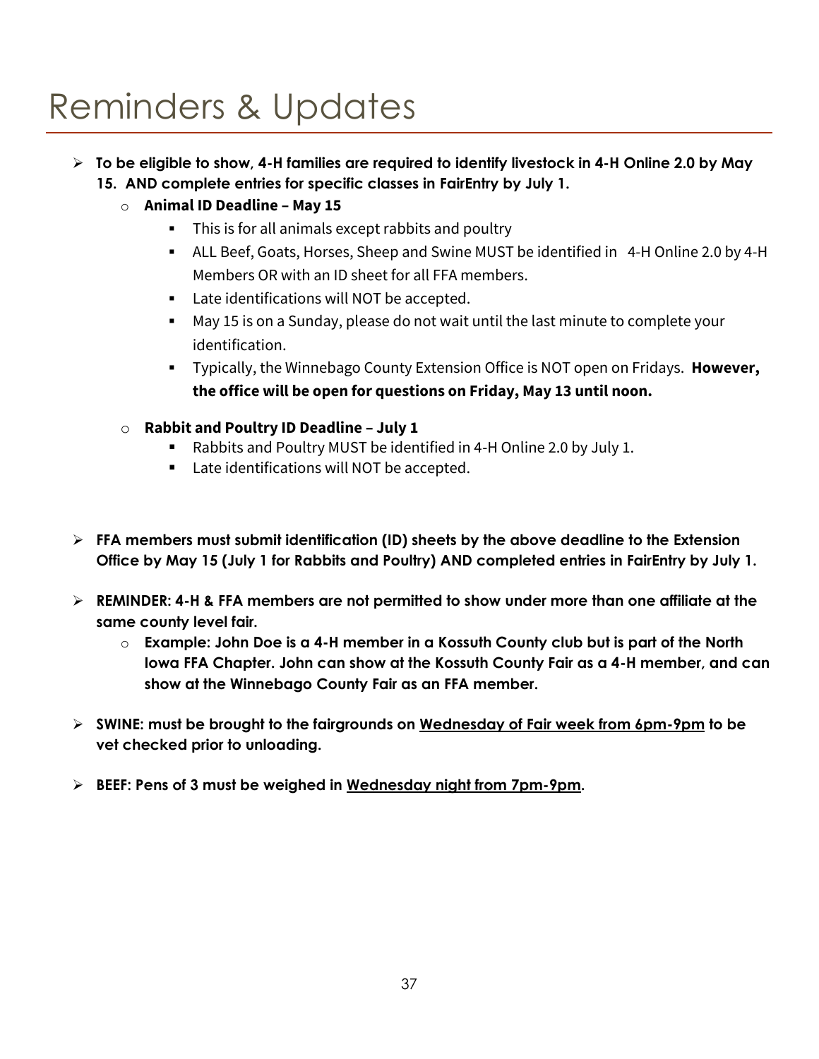# Reminders & Updates

- **To be eligible to show, 4-H families are required to identify livestock in 4-H Online 2.0 by May 15. AND complete entries for specific classes in FairEntry by July 1.**
  - **Animal ID Deadline – May 15**
    - This is for all animals except rabbits and poultry
    - ALL Beef, Goats, Horses, Sheep and Swine MUST be identified in 4-H Online 2.0 by 4-H Members OR with an ID sheet for all FFA members.
    - Late identifications will NOT be accepted.
    - May 15 is on a Sunday, please do not wait until the last minute to complete your identification.
    - Typically, the Winnebago County Extension Office is NOT open on Fridays. **However, the office will be open for questions on Friday, May 13 until noon.**
  - **Rabbit and Poultry ID Deadline – July 1**
    - Rabbits and Poultry MUST be identified in 4-H Online 2.0 by July 1.
    - Late identifications will NOT be accepted.

- **FFA members must submit identification (ID) sheets by the above deadline to the Extension Office by May 15 (July 1 for Rabbits and Poultry) AND completed entries in FairEntry by July 1.**

- **REMINDER: 4-H & FFA members are not permitted to show under more than one affiliate at the same county level fair.**
  - **Example: John Doe is a 4-H member in a Kossuth County club but is part of the North Iowa FFA Chapter. John can show at the Kossuth County Fair as a 4-H member, and can show at the Winnebago County Fair as an FFA member.**

- **SWINE: must be brought to the fairgrounds on <u>Wednesday of Fair week from 6pm-9pm</u> to be vet checked prior to unloading.**

- **BEEF: Pens of 3 must be weighed in <u>Wednesday night from 7pm-9pm</u>.**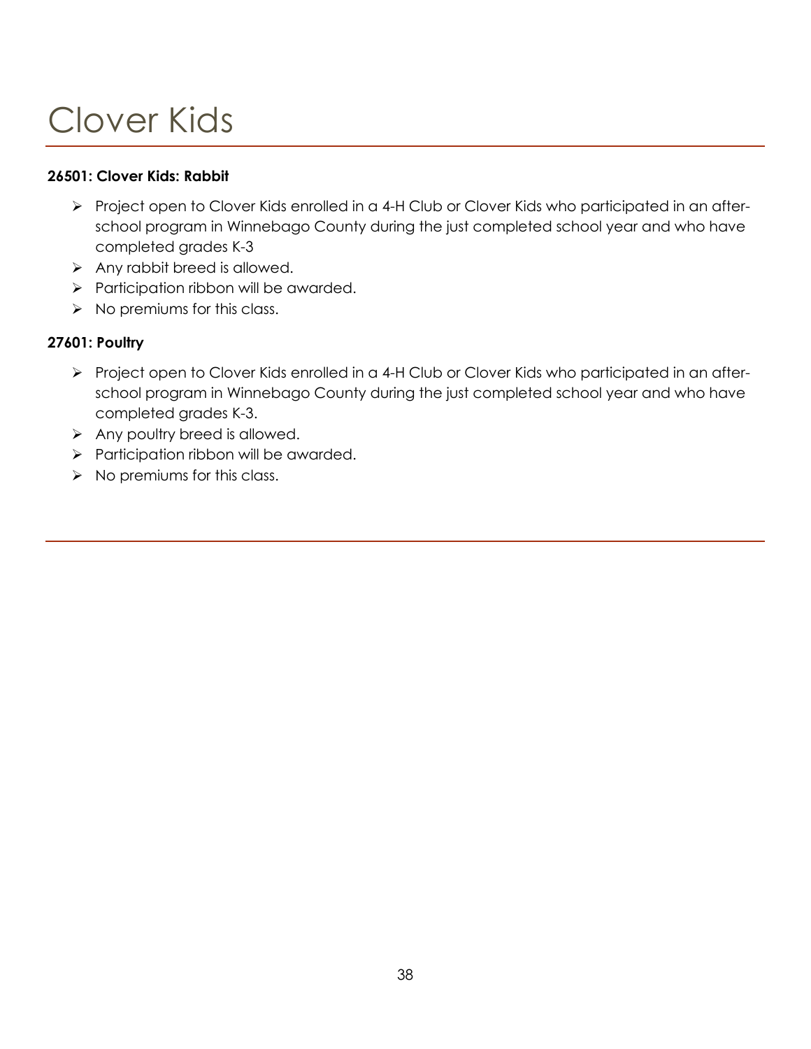# Clover Kids

**26501: Clover Kids: Rabbit**

- Project open to Clover Kids enrolled in a 4-H Club or Clover Kids who participated in an after-school program in Winnebago County during the just completed school year and who have completed grades K-3
- Any rabbit breed is allowed.
- Participation ribbon will be awarded.
- No premiums for this class.

**27601: Poultry**

- Project open to Clover Kids enrolled in a 4-H Club or Clover Kids who participated in an after-school program in Winnebago County during the just completed school year and who have completed grades K-3.
- Any poultry breed is allowed.
- Participation ribbon will be awarded.
- No premiums for this class.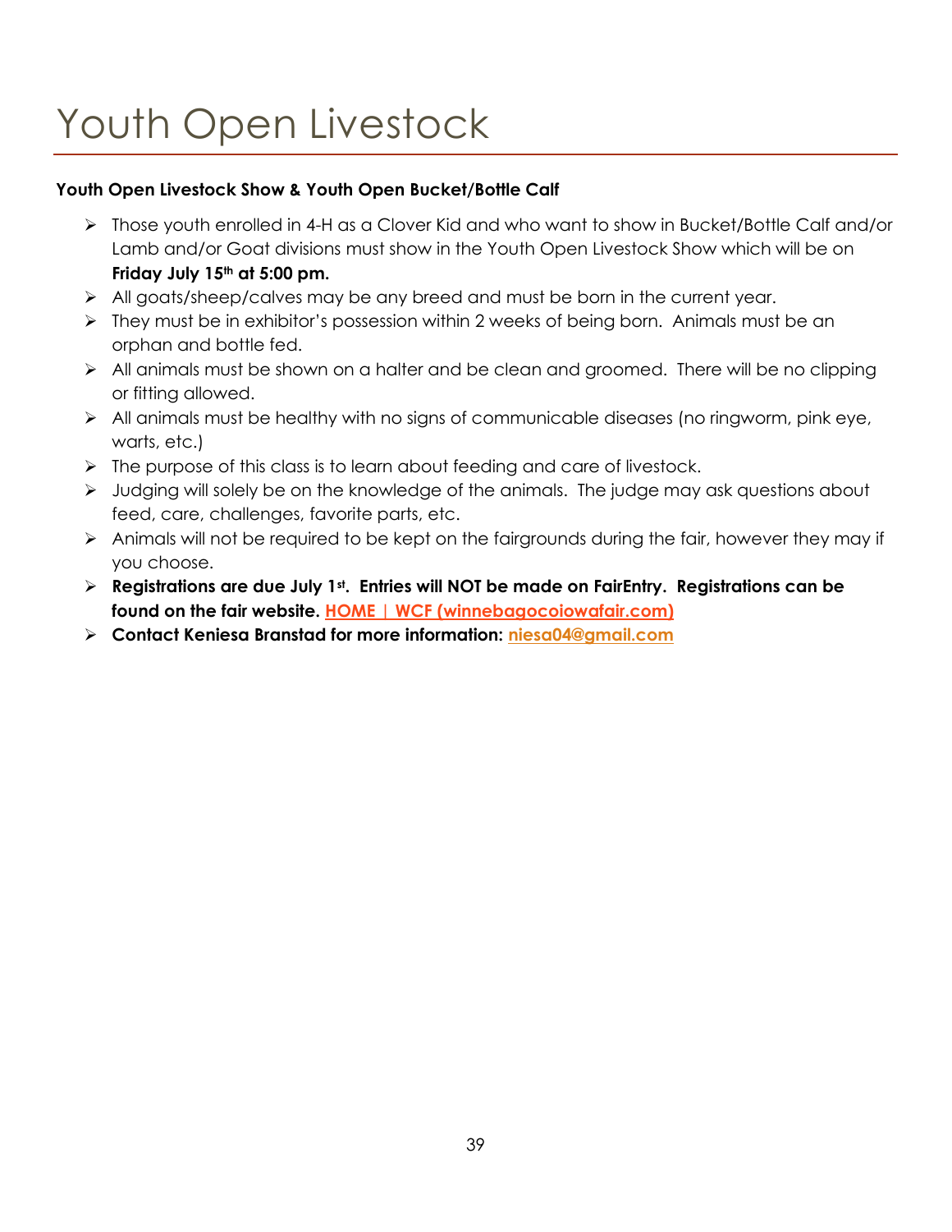# Youth Open Livestock

**Youth Open Livestock Show & Youth Open Bucket/Bottle Calf**

- Those youth enrolled in 4-H as a Clover Kid and who want to show in Bucket/Bottle Calf and/or Lamb and/or Goat divisions must show in the Youth Open Livestock Show which will be on **Friday July 15th at 5:00 pm.**
- All goats/sheep/calves may be any breed and must be born in the current year.
- They must be in exhibitor's possession within 2 weeks of being born. Animals must be an orphan and bottle fed.
- All animals must be shown on a halter and be clean and groomed. There will be no clipping or fitting allowed.
- All animals must be healthy with no signs of communicable diseases (no ringworm, pink eye, warts, etc.)
- The purpose of this class is to learn about feeding and care of livestock.
- Judging will solely be on the knowledge of the animals. The judge may ask questions about feed, care, challenges, favorite parts, etc.
- Animals will not be required to be kept on the fairgrounds during the fair, however they may if you choose.
- **Registrations are due July 1st. Entries will NOT be made on FairEntry. Registrations can be found on the fair website. HOME | WCF (winnebagocoiowafair.com)**
- **Contact Keniesa Branstad for more information: niesa04@gmail.com**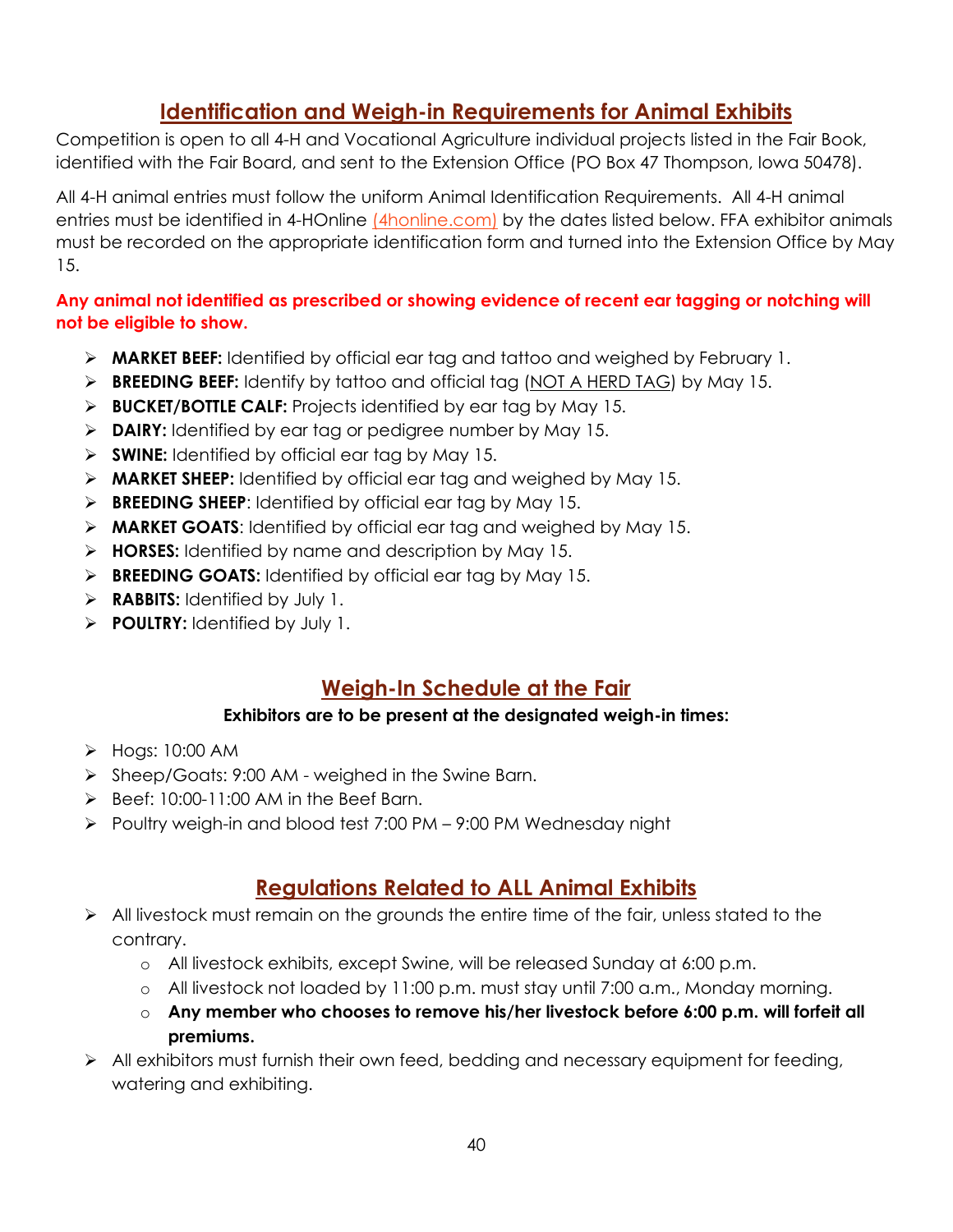## Identification and Weigh-in Requirements for Animal Exhibits

Competition is open to all 4-H and Vocational Agriculture individual projects listed in the Fair Book, identified with the Fair Board, and sent to the Extension Office (PO Box 47 Thompson, Iowa 50478).

All 4-H animal entries must follow the uniform Animal Identification Requirements. All 4-H animal entries must be identified in 4-HOnline (4honline.com) by the dates listed below. FFA exhibitor animals must be recorded on the appropriate identification form and turned into the Extension Office by May 15.

**Any animal not identified as prescribed or showing evidence of recent ear tagging or notching will not be eligible to show.**

- **MARKET BEEF:** Identified by official ear tag and tattoo and weighed by February 1.
- **BREEDING BEEF:** Identify by tattoo and official tag (NOT A HERD TAG) by May 15.
- **BUCKET/BOTTLE CALF:** Projects identified by ear tag by May 15.
- **DAIRY:** Identified by ear tag or pedigree number by May 15.
- **SWINE:** Identified by official ear tag by May 15.
- **MARKET SHEEP:** Identified by official ear tag and weighed by May 15.
- **BREEDING SHEEP**: Identified by official ear tag by May 15.
- **MARKET GOATS**: Identified by official ear tag and weighed by May 15.
- **HORSES:** Identified by name and description by May 15.
- **BREEDING GOATS:** Identified by official ear tag by May 15.
- **RABBITS:** Identified by July 1.
- **POULTRY:** Identified by July 1.

## Weigh-In Schedule at the Fair

**Exhibitors are to be present at the designated weigh-in times:**

- Hogs: 10:00 AM
- Sheep/Goats: 9:00 AM - weighed in the Swine Barn.
- Beef: 10:00-11:00 AM in the Beef Barn.
- Poultry weigh-in and blood test 7:00 PM – 9:00 PM Wednesday night

## Regulations Related to ALL Animal Exhibits

- All livestock must remain on the grounds the entire time of the fair, unless stated to the contrary.
  - All livestock exhibits, except Swine, will be released Sunday at 6:00 p.m.
  - All livestock not loaded by 11:00 p.m. must stay until 7:00 a.m., Monday morning.
  - **Any member who chooses to remove his/her livestock before 6:00 p.m. will forfeit all premiums.**
- All exhibitors must furnish their own feed, bedding and necessary equipment for feeding, watering and exhibiting.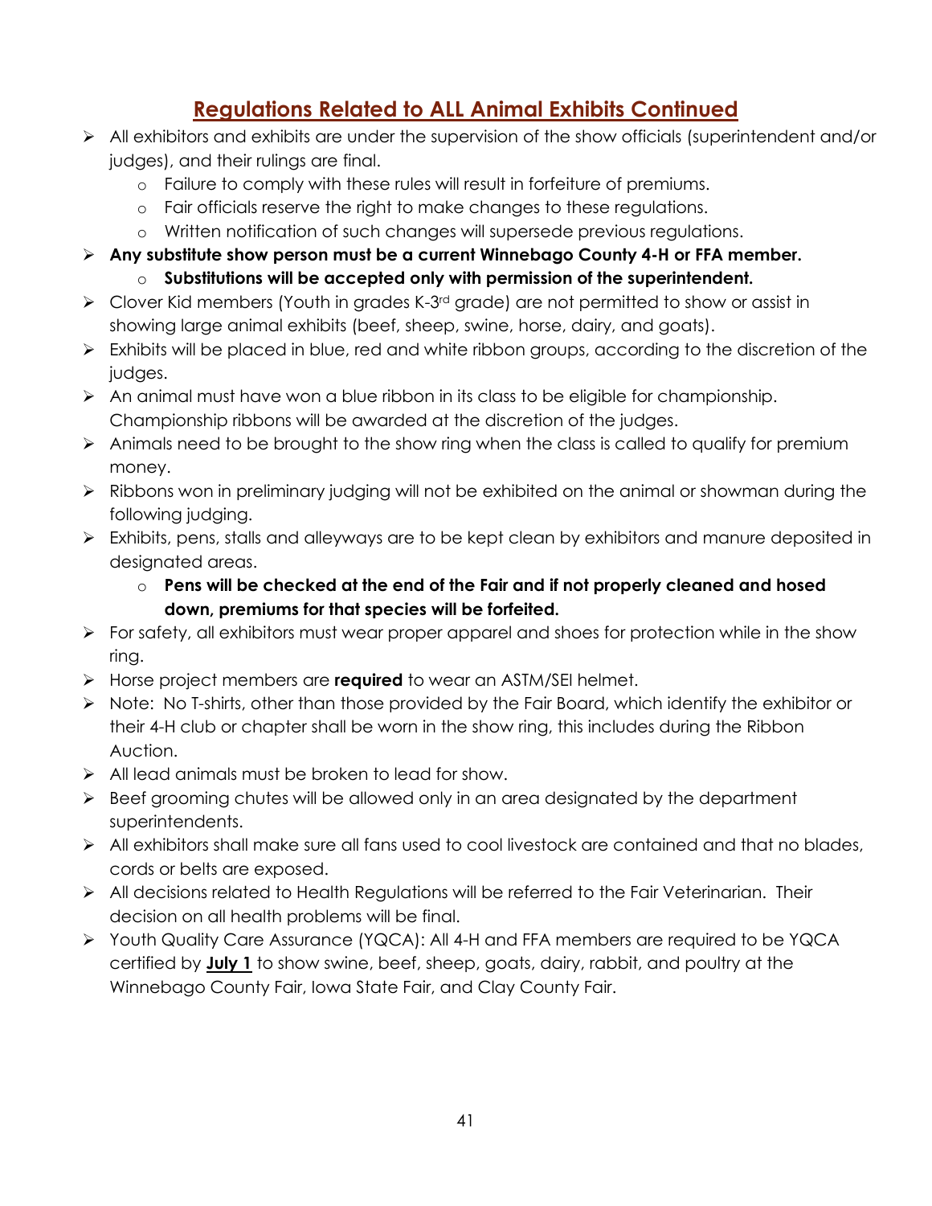## Regulations Related to ALL Animal Exhibits Continued

- All exhibitors and exhibits are under the supervision of the show officials (superintendent and/or judges), and their rulings are final.
    - Failure to comply with these rules will result in forfeiture of premiums.
    - Fair officials reserve the right to make changes to these regulations.
    - Written notification of such changes will supersede previous regulations.
- **Any substitute show person must be a current Winnebago County 4-H or FFA member.**
    - **Substitutions will be accepted only with permission of the superintendent.**
- Clover Kid members (Youth in grades K-3rd grade) are not permitted to show or assist in showing large animal exhibits (beef, sheep, swine, horse, dairy, and goats).
- Exhibits will be placed in blue, red and white ribbon groups, according to the discretion of the judges.
- An animal must have won a blue ribbon in its class to be eligible for championship. Championship ribbons will be awarded at the discretion of the judges.
- Animals need to be brought to the show ring when the class is called to qualify for premium money.
- Ribbons won in preliminary judging will not be exhibited on the animal or showman during the following judging.
- Exhibits, pens, stalls and alleyways are to be kept clean by exhibitors and manure deposited in designated areas.
    - **Pens will be checked at the end of the Fair and if not properly cleaned and hosed down, premiums for that species will be forfeited.**
- For safety, all exhibitors must wear proper apparel and shoes for protection while in the show ring.
- Horse project members are **required** to wear an ASTM/SEI helmet.
- Note: No T-shirts, other than those provided by the Fair Board, which identify the exhibitor or their 4-H club or chapter shall be worn in the show ring, this includes during the Ribbon Auction.
- All lead animals must be broken to lead for show.
- Beef grooming chutes will be allowed only in an area designated by the department superintendents.
- All exhibitors shall make sure all fans used to cool livestock are contained and that no blades, cords or belts are exposed.
- All decisions related to Health Regulations will be referred to the Fair Veterinarian. Their decision on all health problems will be final.
- Youth Quality Care Assurance (YQCA): All 4-H and FFA members are required to be YQCA certified by **<u>July 1</u>** to show swine, beef, sheep, goats, dairy, rabbit, and poultry at the Winnebago County Fair, Iowa State Fair, and Clay County Fair.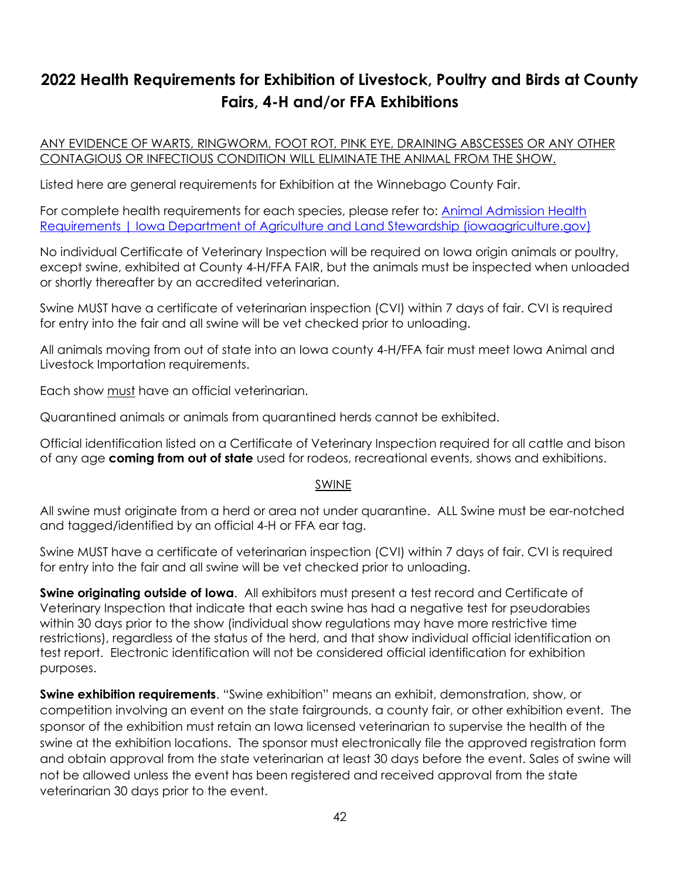# 2022 Health Requirements for Exhibition of Livestock, Poultry and Birds at County Fairs, 4-H and/or FFA Exhibitions

ANY EVIDENCE OF WARTS, RINGWORM, FOOT ROT, PINK EYE, DRAINING ABSCESSES OR ANY OTHER CONTAGIOUS OR INFECTIOUS CONDITION WILL ELIMINATE THE ANIMAL FROM THE SHOW.

Listed here are general requirements for Exhibition at the Winnebago County Fair.

For complete health requirements for each species, please refer to: [Animal Admission Health Requirements | Iowa Department of Agriculture and Land Stewardship (iowaagriculture.gov)](iowaagriculture.gov)

No individual Certificate of Veterinary Inspection will be required on Iowa origin animals or poultry, except swine, exhibited at County 4-H/FFA FAIR, but the animals must be inspected when unloaded or shortly thereafter by an accredited veterinarian.

Swine MUST have a certificate of veterinarian inspection (CVI) within 7 days of fair. CVI is required for entry into the fair and all swine will be vet checked prior to unloading.

All animals moving from out of state into an Iowa county 4-H/FFA fair must meet Iowa Animal and Livestock Importation requirements.

Each show must have an official veterinarian.

Quarantined animals or animals from quarantined herds cannot be exhibited.

Official identification listed on a Certificate of Veterinary Inspection required for all cattle and bison of any age **coming from out of state** used for rodeos, recreational events, shows and exhibitions.

## SWINE

All swine must originate from a herd or area not under quarantine. ALL Swine must be ear-notched and tagged/identified by an official 4-H or FFA ear tag.

Swine MUST have a certificate of veterinarian inspection (CVI) within 7 days of fair. CVI is required for entry into the fair and all swine will be vet checked prior to unloading.

**Swine originating outside of Iowa**. All exhibitors must present a test record and Certificate of Veterinary Inspection that indicate that each swine has had a negative test for pseudorabies within 30 days prior to the show (individual show regulations may have more restrictive time restrictions), regardless of the status of the herd, and that show individual official identification on test report. Electronic identification will not be considered official identification for exhibition purposes.

**Swine exhibition requirements**. "Swine exhibition" means an exhibit, demonstration, show, or competition involving an event on the state fairgrounds, a county fair, or other exhibition event. The sponsor of the exhibition must retain an Iowa licensed veterinarian to supervise the health of the swine at the exhibition locations. The sponsor must electronically file the approved registration form and obtain approval from the state veterinarian at least 30 days before the event. Sales of swine will not be allowed unless the event has been registered and received approval from the state veterinarian 30 days prior to the event.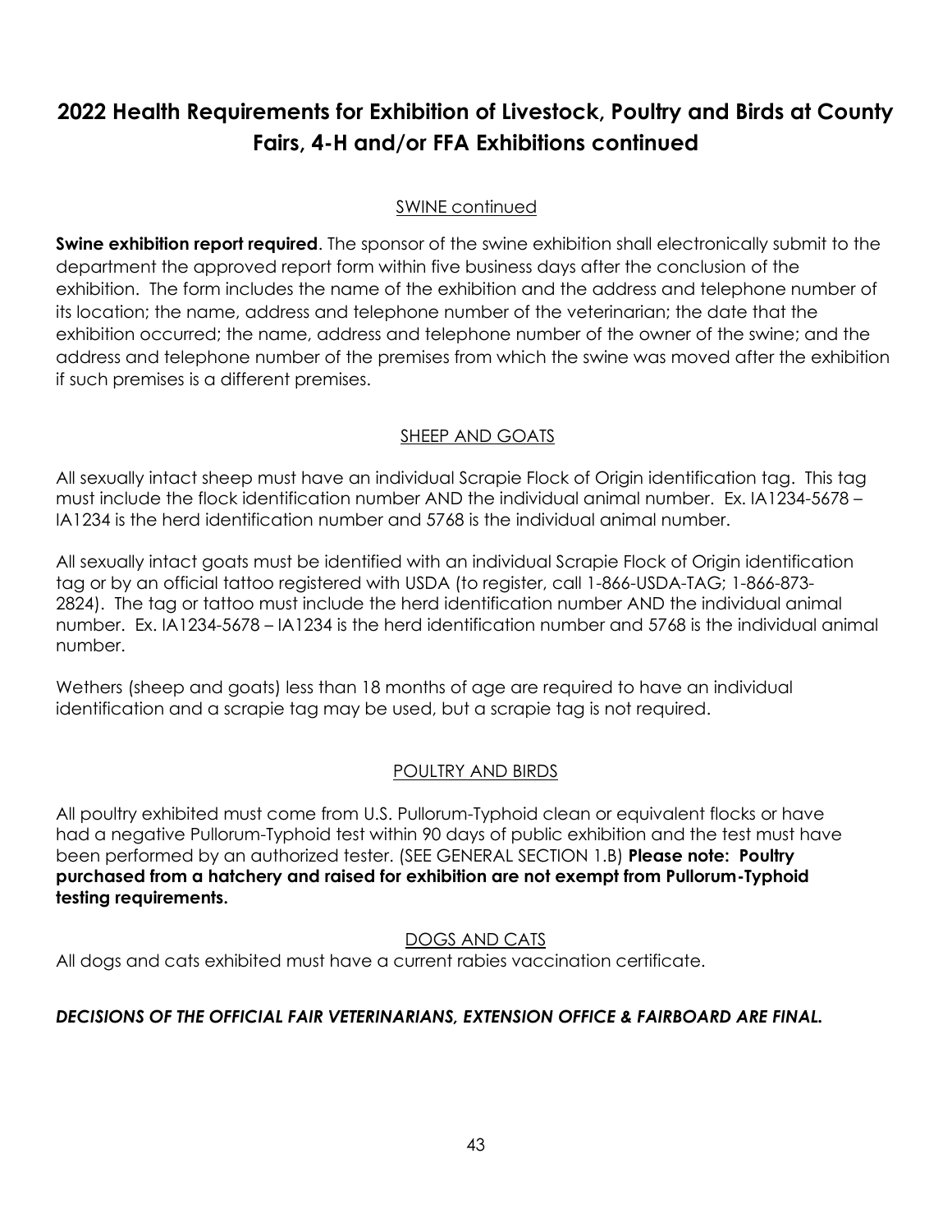# 2022 Health Requirements for Exhibition of Livestock, Poultry and Birds at County Fairs, 4-H and/or FFA Exhibitions continued

## SWINE continued

**Swine exhibition report required**. The sponsor of the swine exhibition shall electronically submit to the department the approved report form within five business days after the conclusion of the exhibition. The form includes the name of the exhibition and the address and telephone number of its location; the name, address and telephone number of the veterinarian; the date that the exhibition occurred; the name, address and telephone number of the owner of the swine; and the address and telephone number of the premises from which the swine was moved after the exhibition if such premises is a different premises.

## SHEEP AND GOATS

All sexually intact sheep must have an individual Scrapie Flock of Origin identification tag. This tag must include the flock identification number AND the individual animal number. Ex. IA1234-5678 – IA1234 is the herd identification number and 5768 is the individual animal number.

All sexually intact goats must be identified with an individual Scrapie Flock of Origin identification tag or by an official tattoo registered with USDA (to register, call 1-866-USDA-TAG; 1-866-873-2824). The tag or tattoo must include the herd identification number AND the individual animal number. Ex. IA1234-5678 – IA1234 is the herd identification number and 5768 is the individual animal number.

Wethers (sheep and goats) less than 18 months of age are required to have an individual identification and a scrapie tag may be used, but a scrapie tag is not required.

## POULTRY AND BIRDS

All poultry exhibited must come from U.S. Pullorum-Typhoid clean or equivalent flocks or have had a negative Pullorum-Typhoid test within 90 days of public exhibition and the test must have been performed by an authorized tester. (SEE GENERAL SECTION 1.B) **Please note: Poultry purchased from a hatchery and raised for exhibition are not exempt from Pullorum-Typhoid testing requirements.**

## DOGS AND CATS

All dogs and cats exhibited must have a current rabies vaccination certificate.

***DECISIONS OF THE OFFICIAL FAIR VETERINARIANS, EXTENSION OFFICE & FAIRBOARD ARE FINAL.***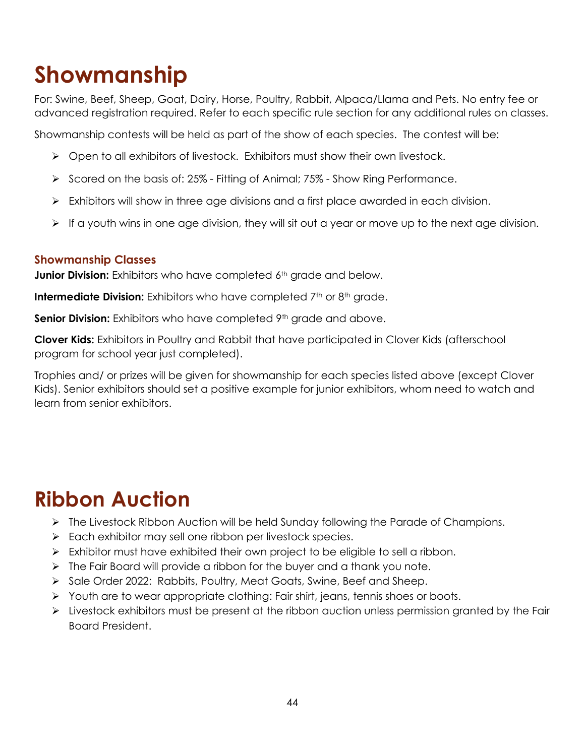# Showmanship

For: Swine, Beef, Sheep, Goat, Dairy, Horse, Poultry, Rabbit, Alpaca/Llama and Pets. No entry fee or advanced registration required. Refer to each specific rule section for any additional rules on classes.

Showmanship contests will be held as part of the show of each species. The contest will be:

- Open to all exhibitors of livestock. Exhibitors must show their own livestock.
- Scored on the basis of: 25% - Fitting of Animal; 75% - Show Ring Performance.
- Exhibitors will show in three age divisions and a first place awarded in each division.
- If a youth wins in one age division, they will sit out a year or move up to the next age division.

### Showmanship Classes

**Junior Division:** Exhibitors who have completed 6th grade and below.

**Intermediate Division:** Exhibitors who have completed 7th or 8th grade.

**Senior Division:** Exhibitors who have completed 9th grade and above.

**Clover Kids:** Exhibitors in Poultry and Rabbit that have participated in Clover Kids (afterschool program for school year just completed).

Trophies and/ or prizes will be given for showmanship for each species listed above (except Clover Kids). Senior exhibitors should set a positive example for junior exhibitors, whom need to watch and learn from senior exhibitors.

# Ribbon Auction

- The Livestock Ribbon Auction will be held Sunday following the Parade of Champions.
- Each exhibitor may sell one ribbon per livestock species.
- Exhibitor must have exhibited their own project to be eligible to sell a ribbon.
- The Fair Board will provide a ribbon for the buyer and a thank you note.
- Sale Order 2022: Rabbits, Poultry, Meat Goats, Swine, Beef and Sheep.
- Youth are to wear appropriate clothing: Fair shirt, jeans, tennis shoes or boots.
- Livestock exhibitors must be present at the ribbon auction unless permission granted by the Fair Board President.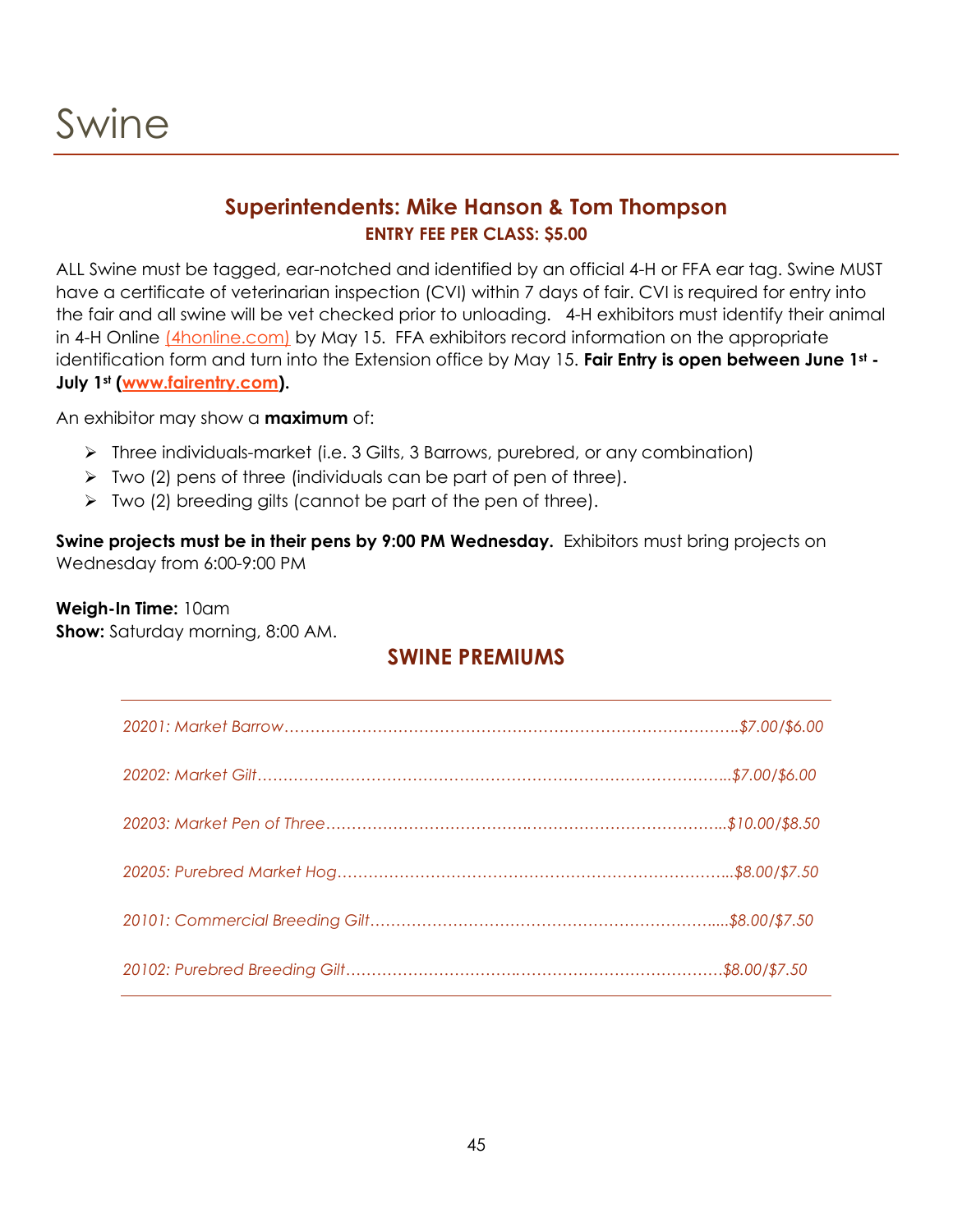# Swine

## Superintendents: Mike Hanson & Tom Thompson

**ENTRY FEE PER CLASS: $5.00**

ALL Swine must be tagged, ear-notched and identified by an official 4-H or FFA ear tag. Swine MUST have a certificate of veterinarian inspection (CVI) within 7 days of fair. CVI is required for entry into the fair and all swine will be vet checked prior to unloading. 4-H exhibitors must identify their animal in 4-H Online (4honline.com) by May 15. FFA exhibitors record information on the appropriate identification form and turn into the Extension office by May 15. **Fair Entry is open between June 1st - July 1st (www.fairentry.com).**

An exhibitor may show a **maximum** of:

- Three individuals-market (i.e. 3 Gilts, 3 Barrows, purebred, or any combination)
- Two (2) pens of three (individuals can be part of pen of three).
- Two (2) breeding gilts (cannot be part of the pen of three).

**Swine projects must be in their pens by 9:00 PM Wednesday.** Exhibitors must bring projects on Wednesday from 6:00-9:00 PM

**Weigh-In Time:** 10am
**Show:** Saturday morning, 8:00 AM.

## SWINE PREMIUMS

*20201: Market Barrow……………………………………………………………………………..$7.00/$6.00*

*20202: Market Gilt………………………………………………………………………………..$7.00/$6.00*

*20203: Market Pen of Three…………………………………………………………………..$10.00/$8.50*

*20205: Purebred Market Hog…………………………………………………………………...$8.00/$7.50*

*20101: Commercial Breeding Gilt……………………………………………………………....$8.00/$7.50*

*20102: Purebred Breeding Gilt……………………………………………………………………$8.00/$7.50*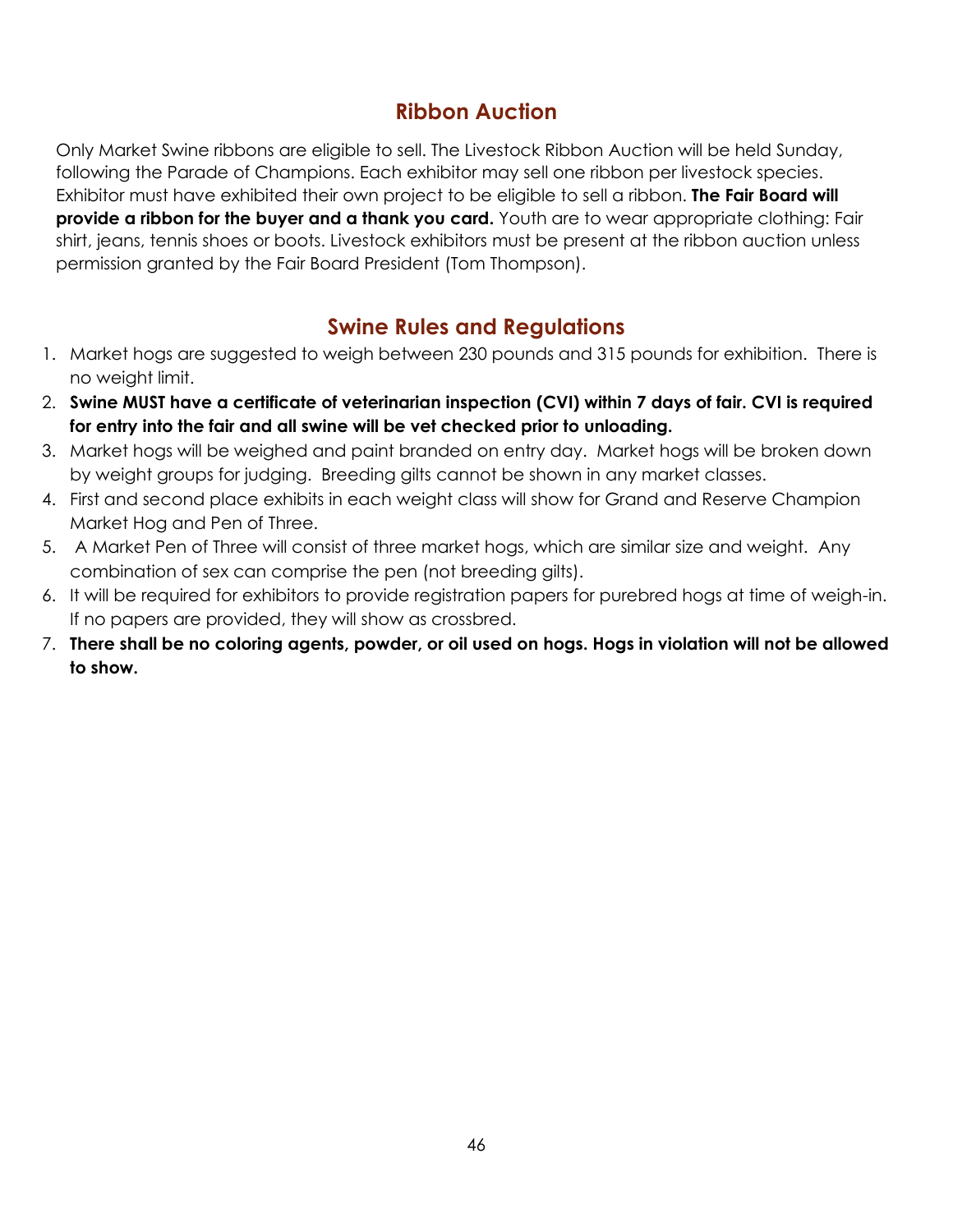## Ribbon Auction

Only Market Swine ribbons are eligible to sell. The Livestock Ribbon Auction will be held Sunday, following the Parade of Champions. Each exhibitor may sell one ribbon per livestock species. Exhibitor must have exhibited their own project to be eligible to sell a ribbon. **The Fair Board will provide a ribbon for the buyer and a thank you card.** Youth are to wear appropriate clothing: Fair shirt, jeans, tennis shoes or boots. Livestock exhibitors must be present at the ribbon auction unless permission granted by the Fair Board President (Tom Thompson).

## Swine Rules and Regulations

1. Market hogs are suggested to weigh between 230 pounds and 315 pounds for exhibition. There is no weight limit.
2. **Swine MUST have a certificate of veterinarian inspection (CVI) within 7 days of fair. CVI is required for entry into the fair and all swine will be vet checked prior to unloading.**
3. Market hogs will be weighed and paint branded on entry day. Market hogs will be broken down by weight groups for judging. Breeding gilts cannot be shown in any market classes.
4. First and second place exhibits in each weight class will show for Grand and Reserve Champion Market Hog and Pen of Three.
5. A Market Pen of Three will consist of three market hogs, which are similar size and weight. Any combination of sex can comprise the pen (not breeding gilts).
6. It will be required for exhibitors to provide registration papers for purebred hogs at time of weigh-in. If no papers are provided, they will show as crossbred.
7. **There shall be no coloring agents, powder, or oil used on hogs. Hogs in violation will not be allowed to show.**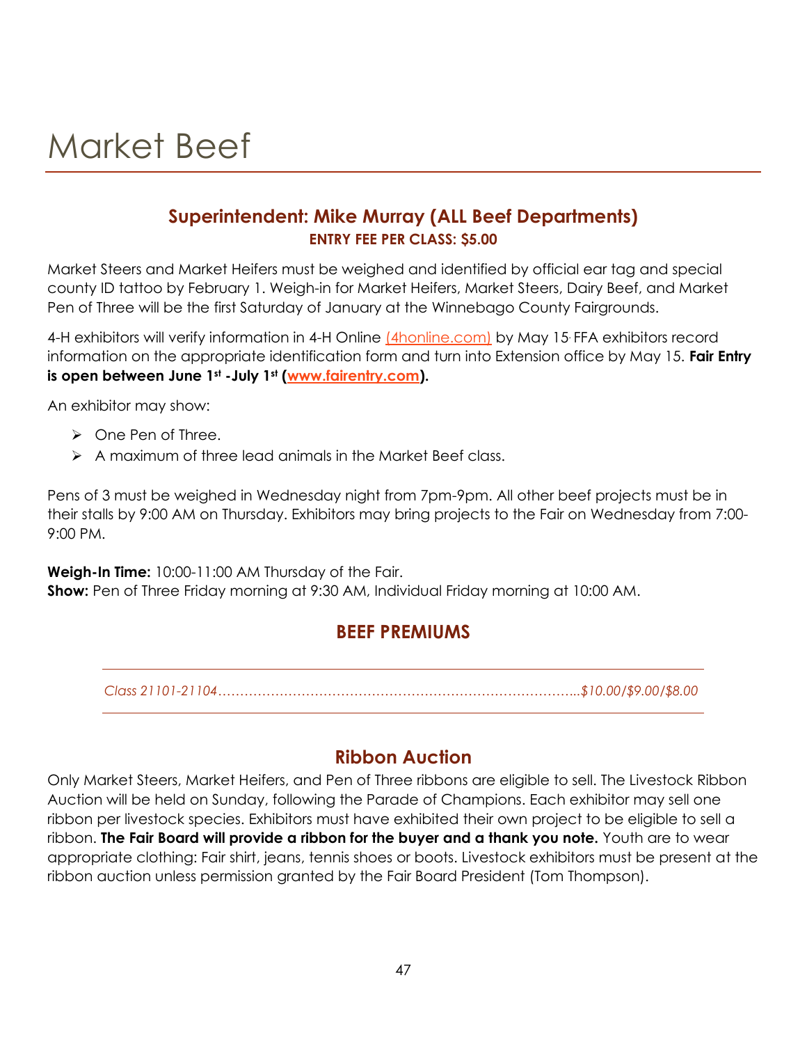# Market Beef

## Superintendent: Mike Murray (ALL Beef Departments)

**ENTRY FEE PER CLASS: $5.00**

Market Steers and Market Heifers must be weighed and identified by official ear tag and special county ID tattoo by February 1. Weigh-in for Market Heifers, Market Steers, Dairy Beef, and Market Pen of Three will be the first Saturday of January at the Winnebago County Fairgrounds.

4-H exhibitors will verify information in 4-H Online (4honline.com) by May 15. FFA exhibitors record information on the appropriate identification form and turn into Extension office by May 15. **Fair Entry is open between June 1st -July 1st (www.fairentry.com).**

An exhibitor may show:

- One Pen of Three.
- A maximum of three lead animals in the Market Beef class.

Pens of 3 must be weighed in Wednesday night from 7pm-9pm. All other beef projects must be in their stalls by 9:00 AM on Thursday. Exhibitors may bring projects to the Fair on Wednesday from 7:00-9:00 PM.

**Weigh-In Time:** 10:00-11:00 AM Thursday of the Fair.
**Show:** Pen of Three Friday morning at 9:30 AM, Individual Friday morning at 10:00 AM.

## BEEF PREMIUMS

*Class 21101-21104…………………………………………………………………………...$10.00/$9.00/$8.00*

## Ribbon Auction

Only Market Steers, Market Heifers, and Pen of Three ribbons are eligible to sell. The Livestock Ribbon Auction will be held on Sunday, following the Parade of Champions. Each exhibitor may sell one ribbon per livestock species. Exhibitors must have exhibited their own project to be eligible to sell a ribbon. **The Fair Board will provide a ribbon for the buyer and a thank you note.** Youth are to wear appropriate clothing: Fair shirt, jeans, tennis shoes or boots. Livestock exhibitors must be present at the ribbon auction unless permission granted by the Fair Board President (Tom Thompson).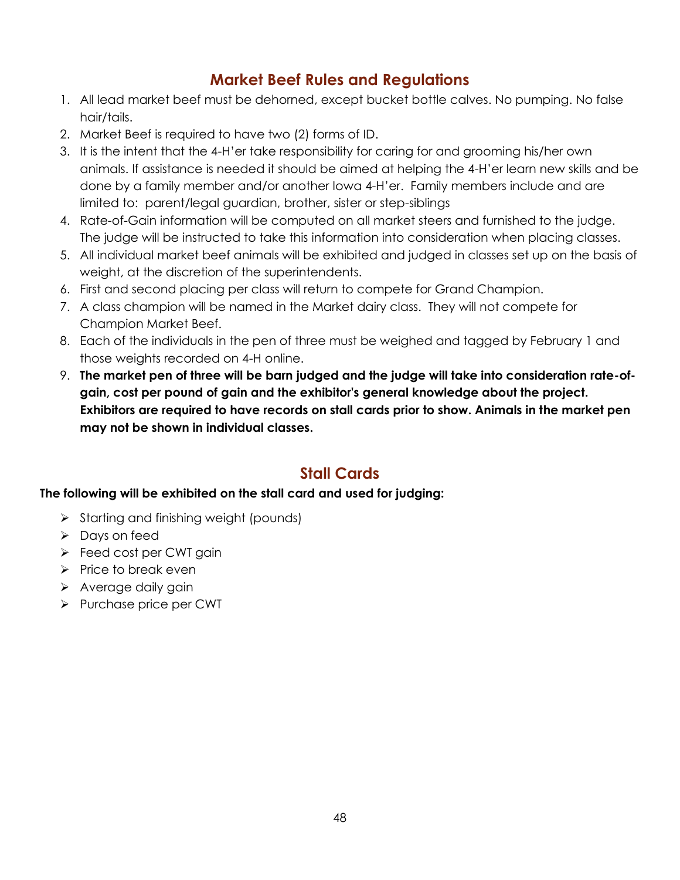## Market Beef Rules and Regulations

1. All lead market beef must be dehorned, except bucket bottle calves. No pumping. No false hair/tails.
2. Market Beef is required to have two (2) forms of ID.
3. It is the intent that the 4-H'er take responsibility for caring for and grooming his/her own animals. If assistance is needed it should be aimed at helping the 4-H'er learn new skills and be done by a family member and/or another Iowa 4-H'er. Family members include and are limited to: parent/legal guardian, brother, sister or step-siblings
4. Rate-of-Gain information will be computed on all market steers and furnished to the judge. The judge will be instructed to take this information into consideration when placing classes.
5. All individual market beef animals will be exhibited and judged in classes set up on the basis of weight, at the discretion of the superintendents.
6. First and second placing per class will return to compete for Grand Champion.
7. A class champion will be named in the Market dairy class. They will not compete for Champion Market Beef.
8. Each of the individuals in the pen of three must be weighed and tagged by February 1 and those weights recorded on 4-H online.
9. **The market pen of three will be barn judged and the judge will take into consideration rate-of-gain, cost per pound of gain and the exhibitor's general knowledge about the project. Exhibitors are required to have records on stall cards prior to show. Animals in the market pen may not be shown in individual classes.**

## Stall Cards

**The following will be exhibited on the stall card and used for judging:**

- Starting and finishing weight (pounds)
- Days on feed
- Feed cost per CWT gain
- Price to break even
- Average daily gain
- Purchase price per CWT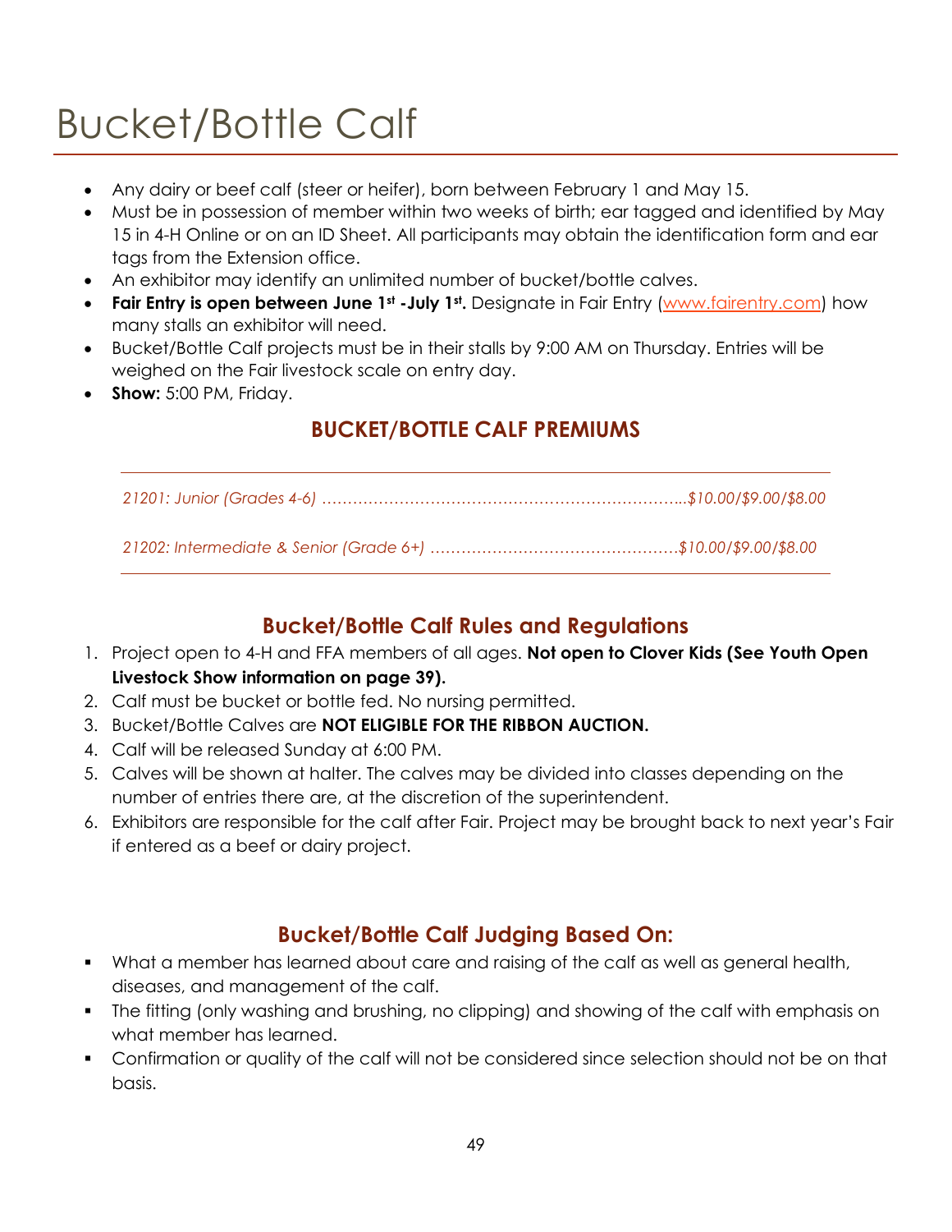# Bucket/Bottle Calf

- Any dairy or beef calf (steer or heifer), born between February 1 and May 15.
- Must be in possession of member within two weeks of birth; ear tagged and identified by May 15 in 4-H Online or on an ID Sheet. All participants may obtain the identification form and ear tags from the Extension office.
- An exhibitor may identify an unlimited number of bucket/bottle calves.
- **Fair Entry is open between June 1st -July 1st.** Designate in Fair Entry (www.fairentry.com) how many stalls an exhibitor will need.
- Bucket/Bottle Calf projects must be in their stalls by 9:00 AM on Thursday. Entries will be weighed on the Fair livestock scale on entry day.
- **Show:** 5:00 PM, Friday.

## BUCKET/BOTTLE CALF PREMIUMS

*21201: Junior (Grades 4-6) …………………………………………………………...$10.00/$9.00/$8.00*

*21202: Intermediate & Senior (Grade 6+) …………………………………………$10.00/$9.00/$8.00*

## Bucket/Bottle Calf Rules and Regulations

1. Project open to 4-H and FFA members of all ages. **Not open to Clover Kids (See Youth Open Livestock Show information on page 39).**
2. Calf must be bucket or bottle fed. No nursing permitted.
3. Bucket/Bottle Calves are **NOT ELIGIBLE FOR THE RIBBON AUCTION.**
4. Calf will be released Sunday at 6:00 PM.
5. Calves will be shown at halter. The calves may be divided into classes depending on the number of entries there are, at the discretion of the superintendent.
6. Exhibitors are responsible for the calf after Fair. Project may be brought back to next year's Fair if entered as a beef or dairy project.

## Bucket/Bottle Calf Judging Based On:

- What a member has learned about care and raising of the calf as well as general health, diseases, and management of the calf.
- The fitting (only washing and brushing, no clipping) and showing of the calf with emphasis on what member has learned.
- Confirmation or quality of the calf will not be considered since selection should not be on that basis.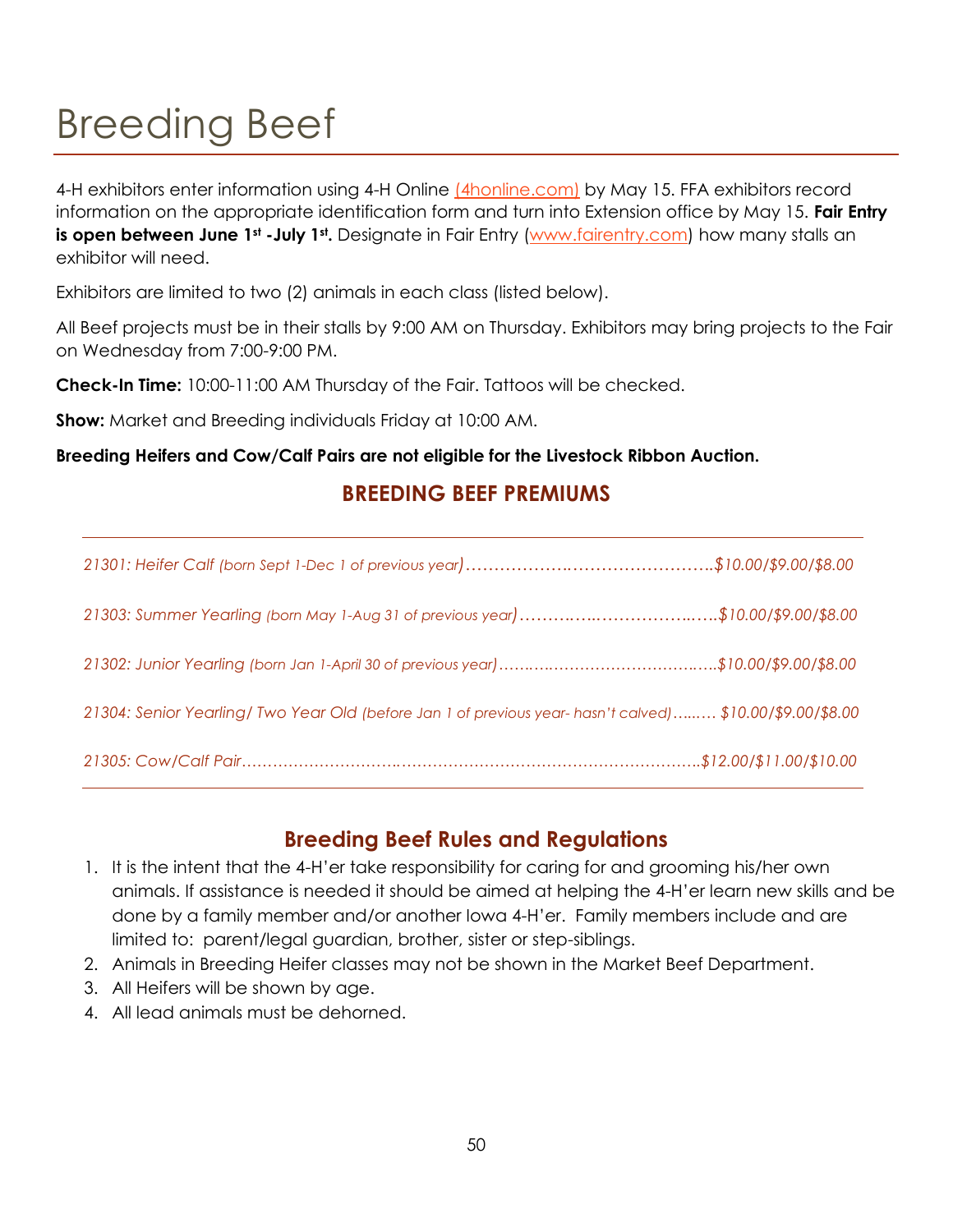# Breeding Beef

4-H exhibitors enter information using 4-H Online (4honline.com) by May 15. FFA exhibitors record information on the appropriate identification form and turn into Extension office by May 15. **Fair Entry is open between June 1st -July 1st.** Designate in Fair Entry (www.fairentry.com) how many stalls an exhibitor will need.

Exhibitors are limited to two (2) animals in each class (listed below).

All Beef projects must be in their stalls by 9:00 AM on Thursday. Exhibitors may bring projects to the Fair on Wednesday from 7:00-9:00 PM.

**Check-In Time:** 10:00-11:00 AM Thursday of the Fair. Tattoos will be checked.

**Show:** Market and Breeding individuals Friday at 10:00 AM.

**Breeding Heifers and Cow/Calf Pairs are not eligible for the Livestock Ribbon Auction.**

## BREEDING BEEF PREMIUMS

*21301: Heifer Calf (born Sept 1-Dec 1 of previous year)……………………………………….$10.00/$9.00/$8.00*

*21303: Summer Yearling (born May 1-Aug 31 of previous year)…………………………………$10.00/$9.00/$8.00*

*21302: Junior Yearling (born Jan 1-April 30 of previous year)……………………………………$10.00/$9.00/$8.00*

*21304: Senior Yearling/ Two Year Old (before Jan 1 of previous year- hasn't calved)…..… $10.00/$9.00/$8.00*

*21305: Cow/Calf Pair……………………………………………………………………………….$12.00/$11.00/$10.00*

## Breeding Beef Rules and Regulations

1. It is the intent that the 4-H'er take responsibility for caring for and grooming his/her own animals. If assistance is needed it should be aimed at helping the 4-H'er learn new skills and be done by a family member and/or another Iowa 4-H'er. Family members include and are limited to: parent/legal guardian, brother, sister or step-siblings.
2. Animals in Breeding Heifer classes may not be shown in the Market Beef Department.
3. All Heifers will be shown by age.
4. All lead animals must be dehorned.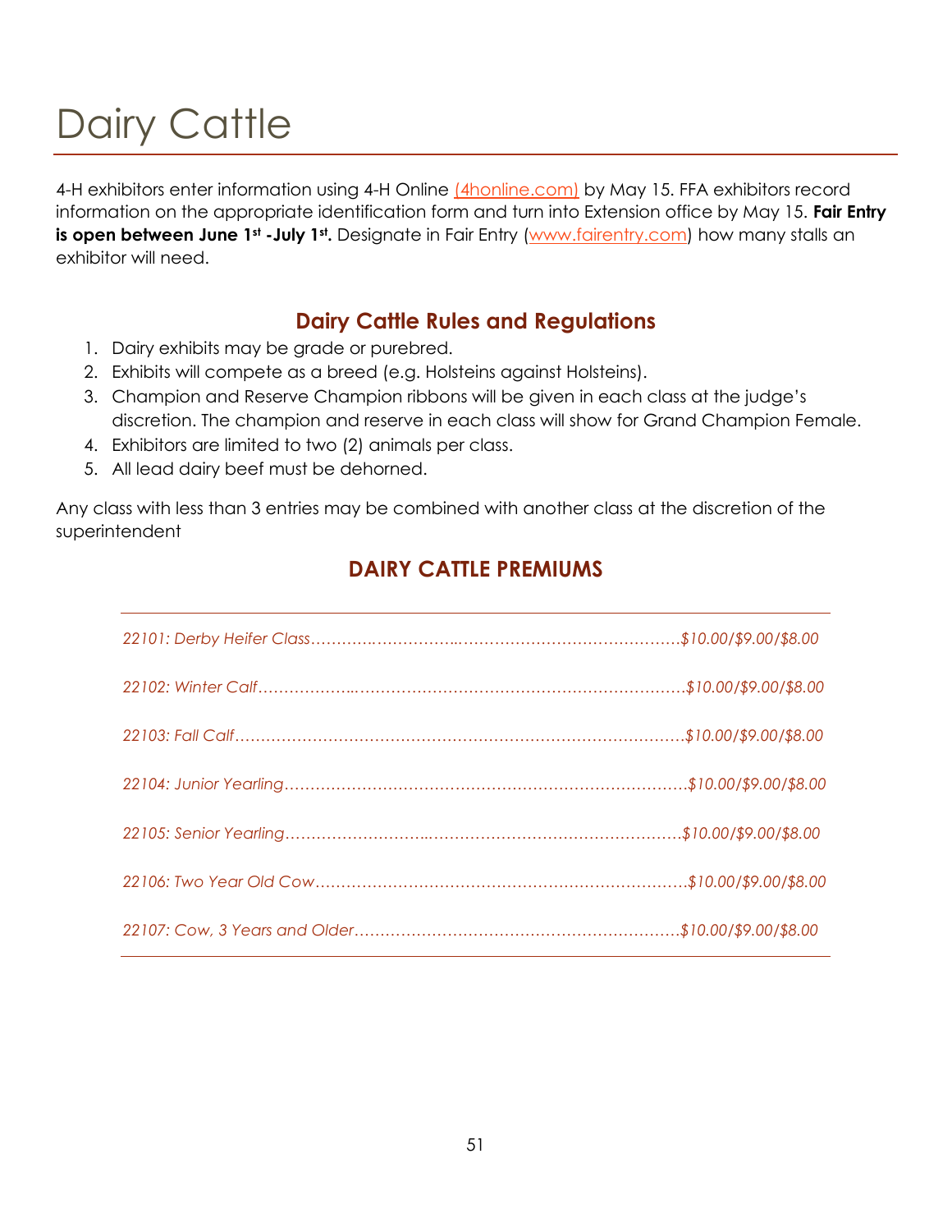# Dairy Cattle

4-H exhibitors enter information using 4-H Online (4honline.com) by May 15. FFA exhibitors record information on the appropriate identification form and turn into Extension office by May 15. **Fair Entry is open between June 1st -July 1st.** Designate in Fair Entry (www.fairentry.com) how many stalls an exhibitor will need.

## Dairy Cattle Rules and Regulations

1. Dairy exhibits may be grade or purebred.
2. Exhibits will compete as a breed (e.g. Holsteins against Holsteins).
3. Champion and Reserve Champion ribbons will be given in each class at the judge's discretion. The champion and reserve in each class will show for Grand Champion Female.
4. Exhibitors are limited to two (2) animals per class.
5. All lead dairy beef must be dehorned.

Any class with less than 3 entries may be combined with another class at the discretion of the superintendent

## DAIRY CATTLE PREMIUMS

*22101: Derby Heifer Class……………………………………………………$10.00/$9.00/$8.00*

*22102: Winter Calf……………………………………………………………$10.00/$9.00/$8.00*

*22103: Fall Calf………………………………………………………………$10.00/$9.00/$8.00*

*22104: Junior Yearling………………………………………………………$10.00/$9.00/$8.00*

*22105: Senior Yearling………………………………………………………$10.00/$9.00/$8.00*

*22106: Two Year Old Cow……………………………………………………$10.00/$9.00/$8.00*

*22107: Cow, 3 Years and Older………………………………………………$10.00/$9.00/$8.00*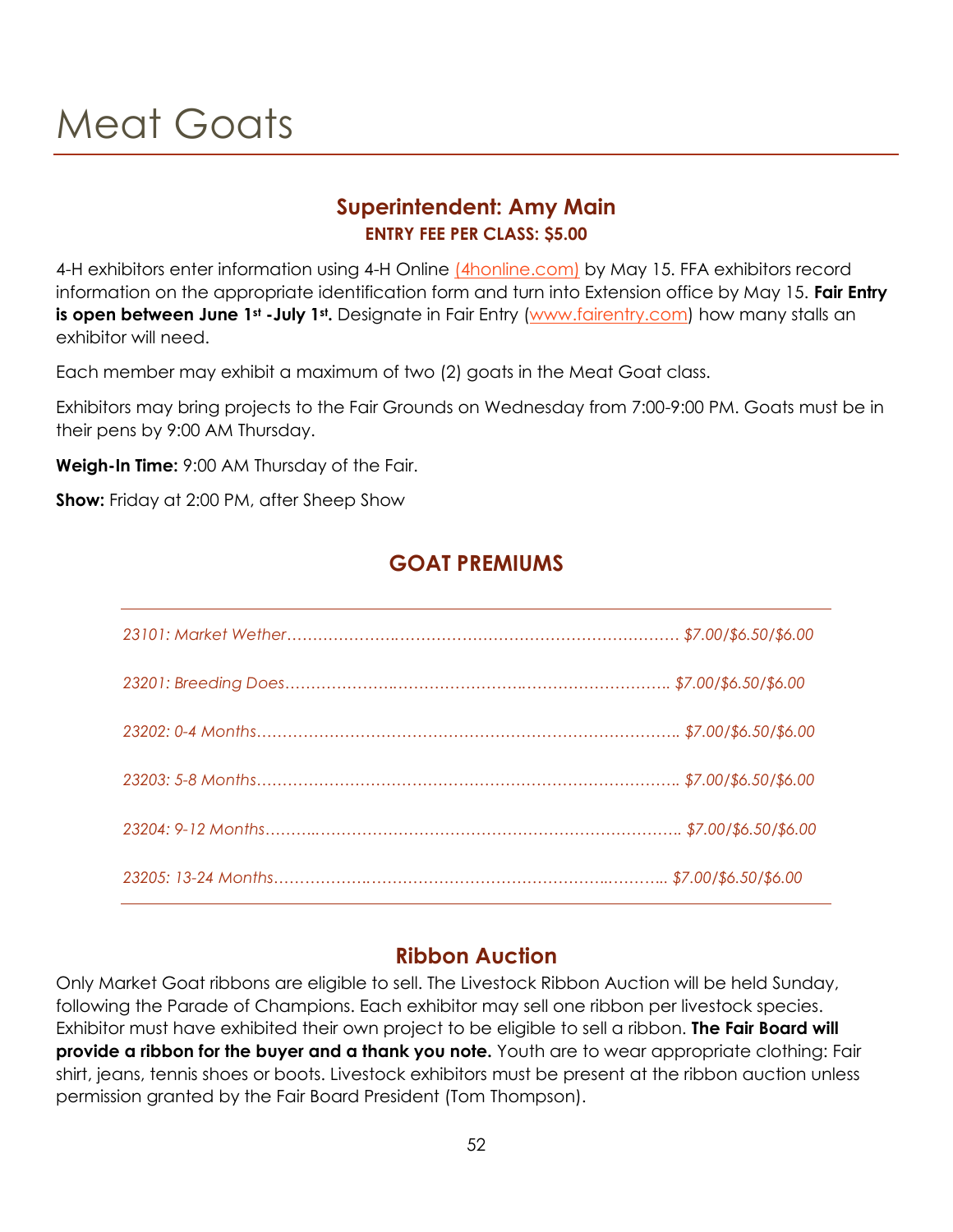# Meat Goats

## Superintendent: Amy Main

**ENTRY FEE PER CLASS: $5.00**

4-H exhibitors enter information using 4-H Online (4honline.com) by May 15. FFA exhibitors record information on the appropriate identification form and turn into Extension office by May 15. **Fair Entry is open between June 1st -July 1st.** Designate in Fair Entry (www.fairentry.com) how many stalls an exhibitor will need.

Each member may exhibit a maximum of two (2) goats in the Meat Goat class.

Exhibitors may bring projects to the Fair Grounds on Wednesday from 7:00-9:00 PM. Goats must be in their pens by 9:00 AM Thursday.

**Weigh-In Time:** 9:00 AM Thursday of the Fair.

**Show:** Friday at 2:00 PM, after Sheep Show

## GOAT PREMIUMS

*23101: Market Wether………………………………………………………………… $7.00/$6.50/$6.00*

*23201: Breeding Does……………………………………………………………….. $7.00/$6.50/$6.00*

*23202: 0-4 Months……………………………………………………………………….. $7.00/$6.50/$6.00*

*23203: 5-8 Months……………………………………………………………………….. $7.00/$6.50/$6.00*

*23204: 9-12 Months……………………………………………………………………….. $7.00/$6.50/$6.00*

*23205: 13-24 Months……………………………………………………………………... $7.00/$6.50/$6.00*

## Ribbon Auction

Only Market Goat ribbons are eligible to sell. The Livestock Ribbon Auction will be held Sunday, following the Parade of Champions. Each exhibitor may sell one ribbon per livestock species. Exhibitor must have exhibited their own project to be eligible to sell a ribbon. **The Fair Board will provide a ribbon for the buyer and a thank you note.** Youth are to wear appropriate clothing: Fair shirt, jeans, tennis shoes or boots. Livestock exhibitors must be present at the ribbon auction unless permission granted by the Fair Board President (Tom Thompson).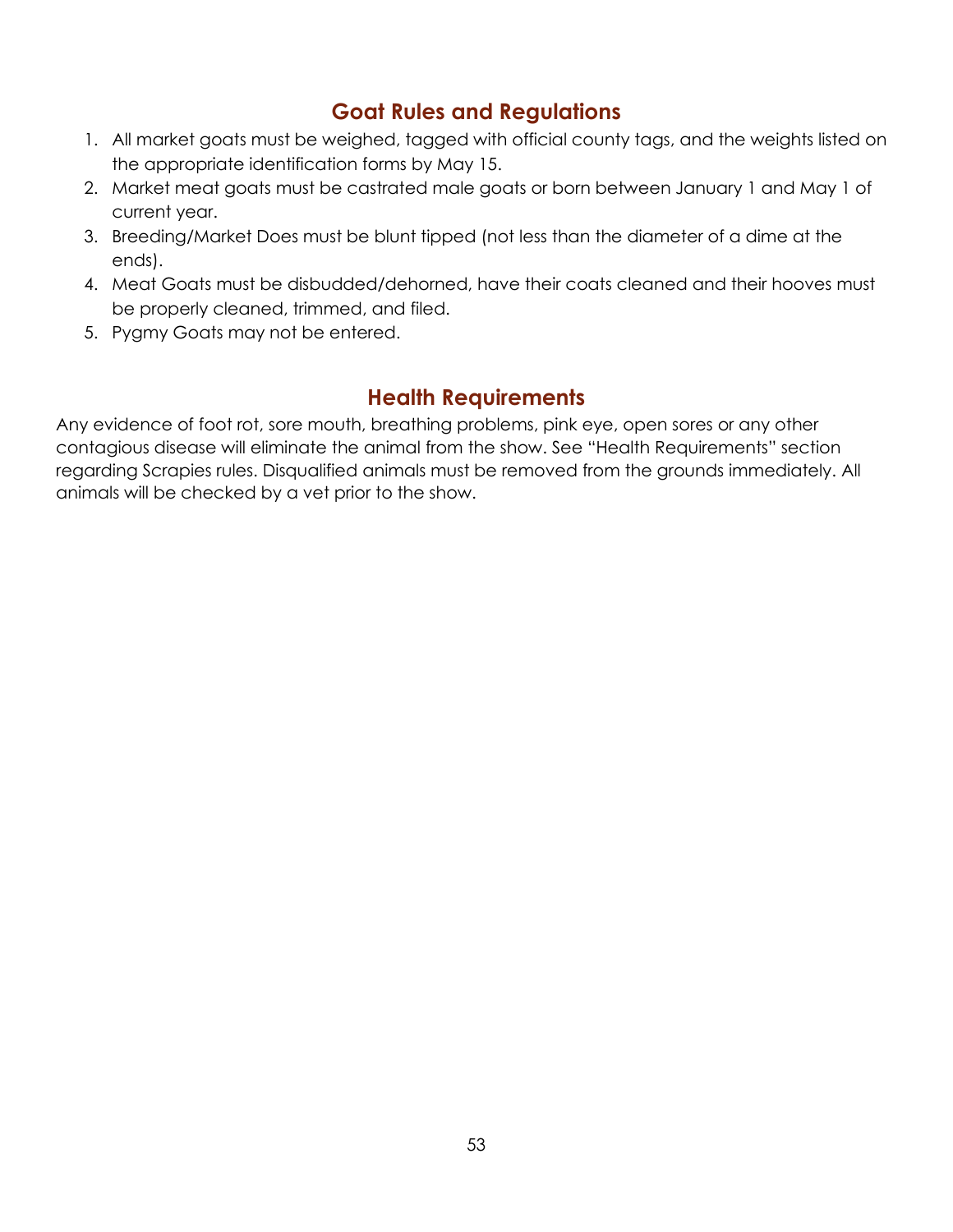## Goat Rules and Regulations

1. All market goats must be weighed, tagged with official county tags, and the weights listed on the appropriate identification forms by May 15.
2. Market meat goats must be castrated male goats or born between January 1 and May 1 of current year.
3. Breeding/Market Does must be blunt tipped (not less than the diameter of a dime at the ends).
4. Meat Goats must be disbudded/dehorned, have their coats cleaned and their hooves must be properly cleaned, trimmed, and filed.
5. Pygmy Goats may not be entered.

## Health Requirements

Any evidence of foot rot, sore mouth, breathing problems, pink eye, open sores or any other contagious disease will eliminate the animal from the show. See "Health Requirements" section regarding Scrapies rules. Disqualified animals must be removed from the grounds immediately. All animals will be checked by a vet prior to the show.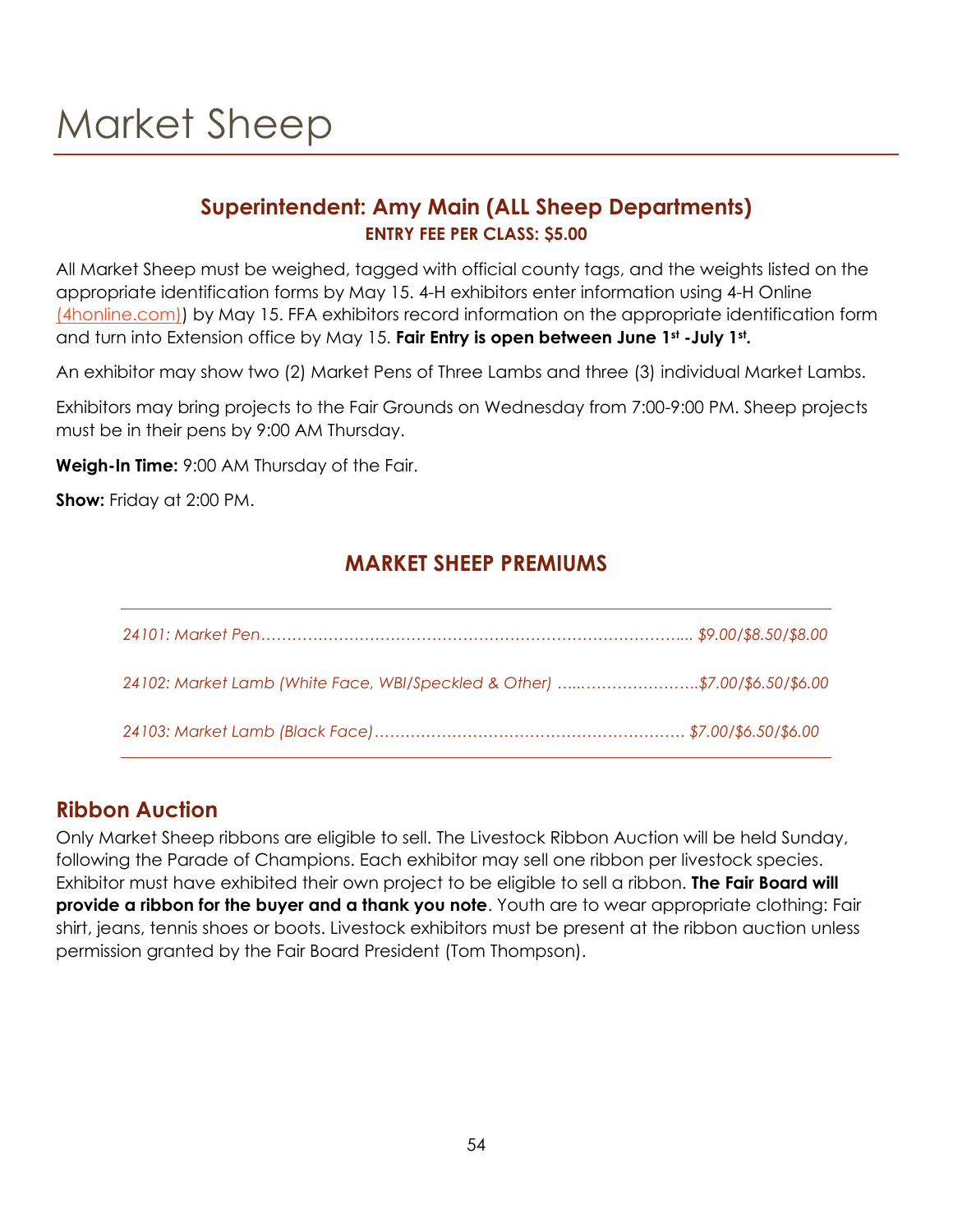# Market Sheep

### Superintendent: Amy Main (ALL Sheep Departments)

**ENTRY FEE PER CLASS: $5.00**

All Market Sheep must be weighed, tagged with official county tags, and the weights listed on the appropriate identification forms by May 15. 4-H exhibitors enter information using 4-H Online (4honline.com)) by May 15. FFA exhibitors record information on the appropriate identification form and turn into Extension office by May 15. **Fair Entry is open between June 1st -July 1st.**

An exhibitor may show two (2) Market Pens of Three Lambs and three (3) individual Market Lambs.

Exhibitors may bring projects to the Fair Grounds on Wednesday from 7:00-9:00 PM. Sheep projects must be in their pens by 9:00 AM Thursday.

**Weigh-In Time:** 9:00 AM Thursday of the Fair.

**Show:** Friday at 2:00 PM.

### MARKET SHEEP PREMIUMS

*24101: Market Pen…………………………………………………………………….... $9.00/$8.50/$8.00*

*24102: Market Lamb (White Face, WBI/Speckled & Other) …...…………………..$7.00/$6.50/$6.00*

*24103: Market Lamb (Black Face)…………………………………………………… $7.00/$6.50/$6.00*

## Ribbon Auction

Only Market Sheep ribbons are eligible to sell. The Livestock Ribbon Auction will be held Sunday, following the Parade of Champions. Each exhibitor may sell one ribbon per livestock species. Exhibitor must have exhibited their own project to be eligible to sell a ribbon. **The Fair Board will provide a ribbon for the buyer and a thank you note**. Youth are to wear appropriate clothing: Fair shirt, jeans, tennis shoes or boots. Livestock exhibitors must be present at the ribbon auction unless permission granted by the Fair Board President (Tom Thompson).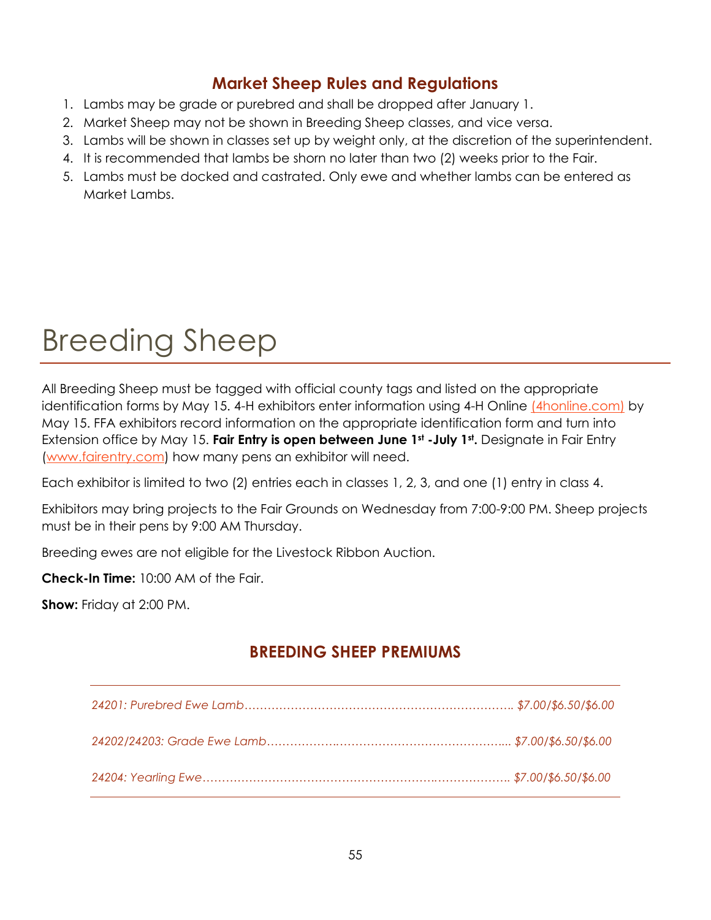## Market Sheep Rules and Regulations

1. Lambs may be grade or purebred and shall be dropped after January 1.
2. Market Sheep may not be shown in Breeding Sheep classes, and vice versa.
3. Lambs will be shown in classes set up by weight only, at the discretion of the superintendent.
4. It is recommended that lambs be shorn no later than two (2) weeks prior to the Fair.
5. Lambs must be docked and castrated. Only ewe and whether lambs can be entered as Market Lambs.

# Breeding Sheep

All Breeding Sheep must be tagged with official county tags and listed on the appropriate identification forms by May 15. 4-H exhibitors enter information using 4-H Online (4honline.com) by May 15. FFA exhibitors record information on the appropriate identification form and turn into Extension office by May 15. **Fair Entry is open between June 1st -July 1st.** Designate in Fair Entry (www.fairentry.com) how many pens an exhibitor will need.

Each exhibitor is limited to two (2) entries each in classes 1, 2, 3, and one (1) entry in class 4.

Exhibitors may bring projects to the Fair Grounds on Wednesday from 7:00-9:00 PM. Sheep projects must be in their pens by 9:00 AM Thursday.

Breeding ewes are not eligible for the Livestock Ribbon Auction.

**Check-In Time:** 10:00 AM of the Fair.

**Show:** Friday at 2:00 PM.

## BREEDING SHEEP PREMIUMS

*24201: Purebred Ewe Lamb…………………………………………………………….. $7.00/$6.50/$6.00*

*24202/24203: Grade Ewe Lamb……………….……………………………………... $7.00/$6.50/$6.00*

*24204: Yearling Ewe…………………………………………………….………………. $7.00/$6.50/$6.00*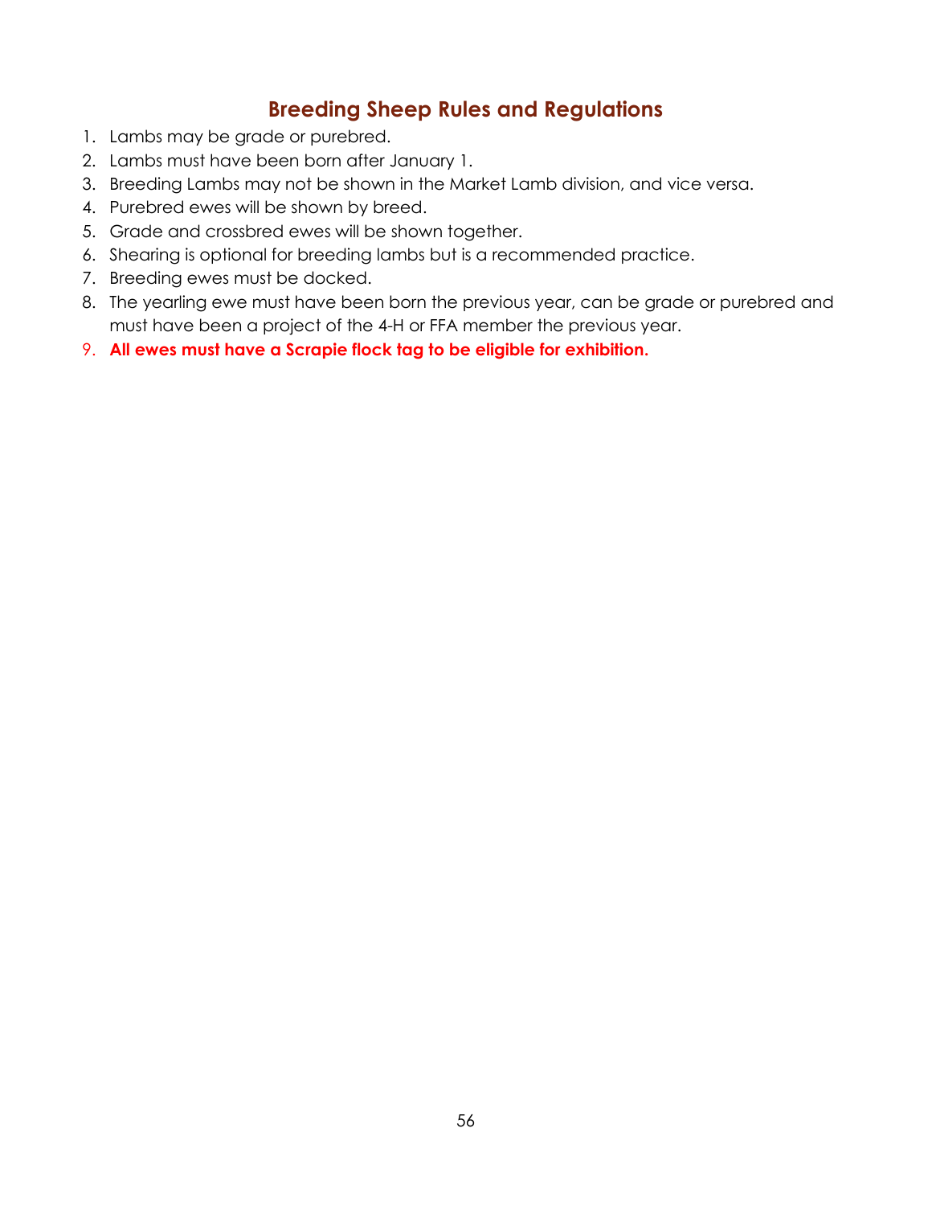## Breeding Sheep Rules and Regulations

1. Lambs may be grade or purebred.
2. Lambs must have been born after January 1.
3. Breeding Lambs may not be shown in the Market Lamb division, and vice versa.
4. Purebred ewes will be shown by breed.
5. Grade and crossbred ewes will be shown together.
6. Shearing is optional for breeding lambs but is a recommended practice.
7. Breeding ewes must be docked.
8. The yearling ewe must have been born the previous year, can be grade or purebred and must have been a project of the 4-H or FFA member the previous year.
9. **All ewes must have a Scrapie flock tag to be eligible for exhibition.**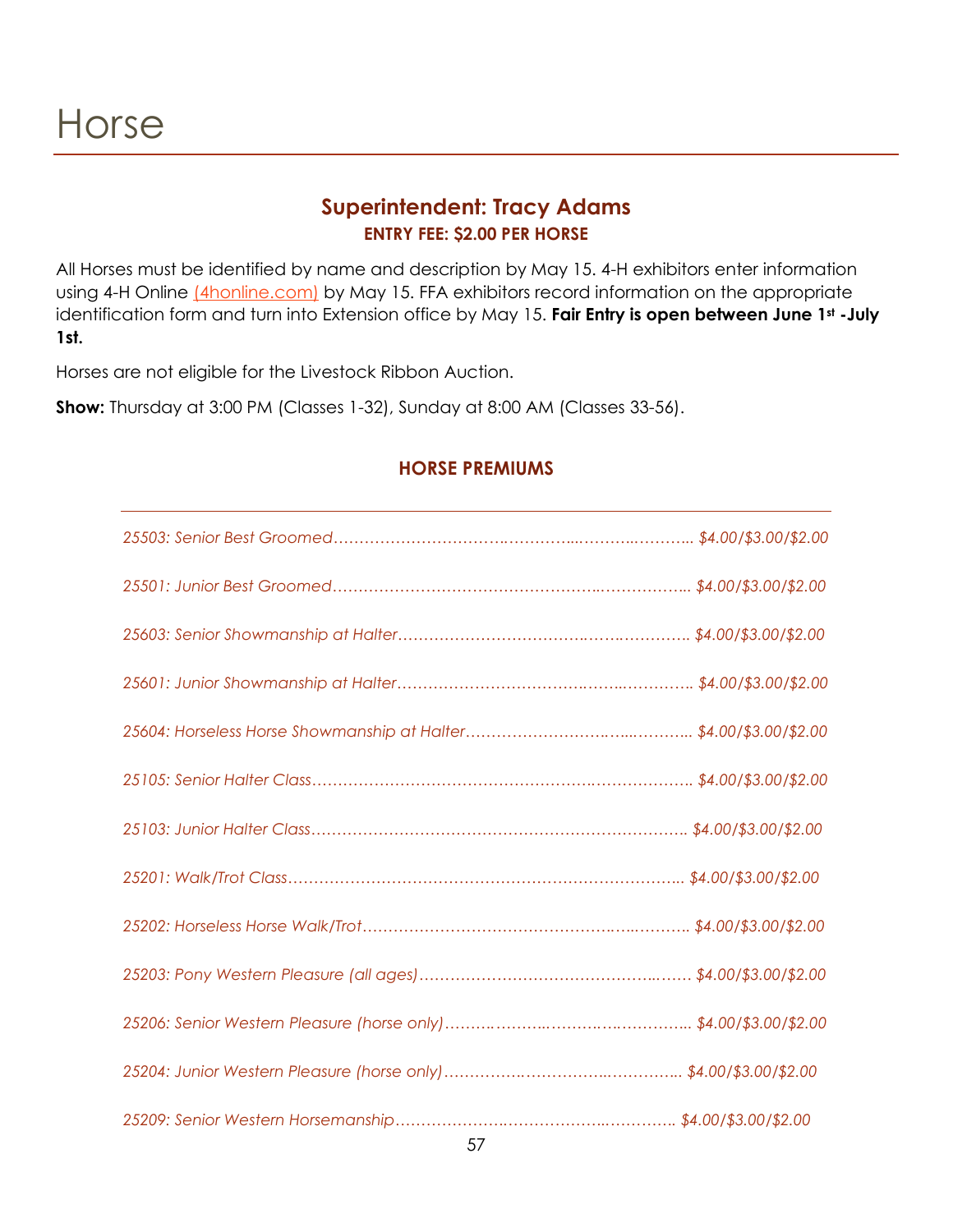# Horse

## Superintendent: Tracy Adams

### ENTRY FEE: $2.00 PER HORSE

All Horses must be identified by name and description by May 15. 4-H exhibitors enter information using 4-H Online (4honline.com) by May 15. FFA exhibitors record information on the appropriate identification form and turn into Extension office by May 15. **Fair Entry is open between June 1st -July 1st.**

Horses are not eligible for the Livestock Ribbon Auction.

**Show:** Thursday at 3:00 PM (Classes 1-32), Sunday at 8:00 AM (Classes 33-56).

### HORSE PREMIUMS

*25503: Senior Best Groomed…………………………………………………………….. $4.00/$3.00/$2.00*

*25501: Junior Best Groomed…………………………………………………………….. $4.00/$3.00/$2.00*

*25603: Senior Showmanship at Halter…………………………………………………. $4.00/$3.00/$2.00*

*25601: Junior Showmanship at Halter…………………………………………………. $4.00/$3.00/$2.00*

*25604: Horseless Horse Showmanship at Halter……………………………………. $4.00/$3.00/$2.00*

*25105: Senior Halter Class………………………………………………………………. $4.00/$3.00/$2.00*

*25103: Junior Halter Class………………………………………………………………. $4.00/$3.00/$2.00*

*25201: Walk/Trot Class…………………………………………………………………… $4.00/$3.00/$2.00*

*25202: Horseless Horse Walk/Trot……………………………………………………. $4.00/$3.00/$2.00*

*25203: Pony Western Pleasure (all ages)……………………………………………. $4.00/$3.00/$2.00*

*25206: Senior Western Pleasure (horse only)……………………………………….. $4.00/$3.00/$2.00*

*25204: Junior Western Pleasure (horse only)……………………………………….. $4.00/$3.00/$2.00*

*25209: Senior Western Horsemanship………………………………………………. $4.00/$3.00/$2.00*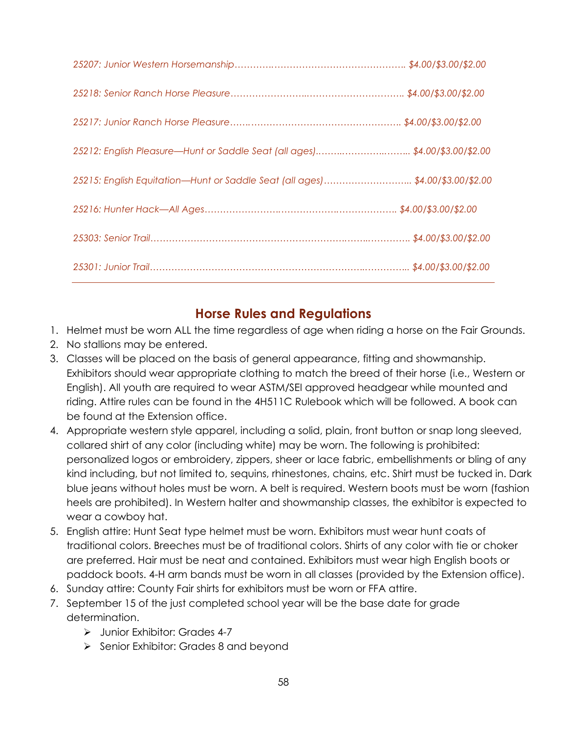*25207: Junior Western Horsemanship………….………………………………….. $4.00/$3.00/$2.00*

*25218: Senior Ranch Horse Pleasure……………………..………………………….. $4.00/$3.00/$2.00*

*25217: Junior Ranch Horse Pleasure…….………………………………………….. $4.00/$3.00/$2.00*

*25212: English Pleasure—Hunt or Saddle Seat (all ages).……...………….…….. $4.00/$3.00/$2.00*

*25215: English Equitation—Hunt or Saddle Seat (all ages)……………………... $4.00/$3.00/$2.00*

*25216: Hunter Hack—All Ages…………………….……………….………………. $4.00/$3.00/$2.00*

*25303: Senior Trail………………………………………………….…….…………. $4.00/$3.00/$2.00*

*25301: Junior Trail……………………………………………………...…………... $4.00/$3.00/$2.00*

---

## Horse Rules and Regulations

1. Helmet must be worn ALL the time regardless of age when riding a horse on the Fair Grounds.
2. No stallions may be entered.
3. Classes will be placed on the basis of general appearance, fitting and showmanship. Exhibitors should wear appropriate clothing to match the breed of their horse (i.e., Western or English). All youth are required to wear ASTM/SEI approved headgear while mounted and riding. Attire rules can be found in the 4H511C Rulebook which will be followed. A book can be found at the Extension office.
4. Appropriate western style apparel, including a solid, plain, front button or snap long sleeved, collared shirt of any color (including white) may be worn. The following is prohibited: personalized logos or embroidery, zippers, sheer or lace fabric, embellishments or bling of any kind including, but not limited to, sequins, rhinestones, chains, etc. Shirt must be tucked in. Dark blue jeans without holes must be worn. A belt is required. Western boots must be worn (fashion heels are prohibited). In Western halter and showmanship classes, the exhibitor is expected to wear a cowboy hat.
5. English attire: Hunt Seat type helmet must be worn. Exhibitors must wear hunt coats of traditional colors. Breeches must be of traditional colors. Shirts of any color with tie or choker are preferred. Hair must be neat and contained. Exhibitors must wear high English boots or paddock boots. 4-H arm bands must be worn in all classes (provided by the Extension office).
6. Sunday attire: County Fair shirts for exhibitors must be worn or FFA attire.
7. September 15 of the just completed school year will be the base date for grade determination.
   - Junior Exhibitor: Grades 4-7
   - Senior Exhibitor: Grades 8 and beyond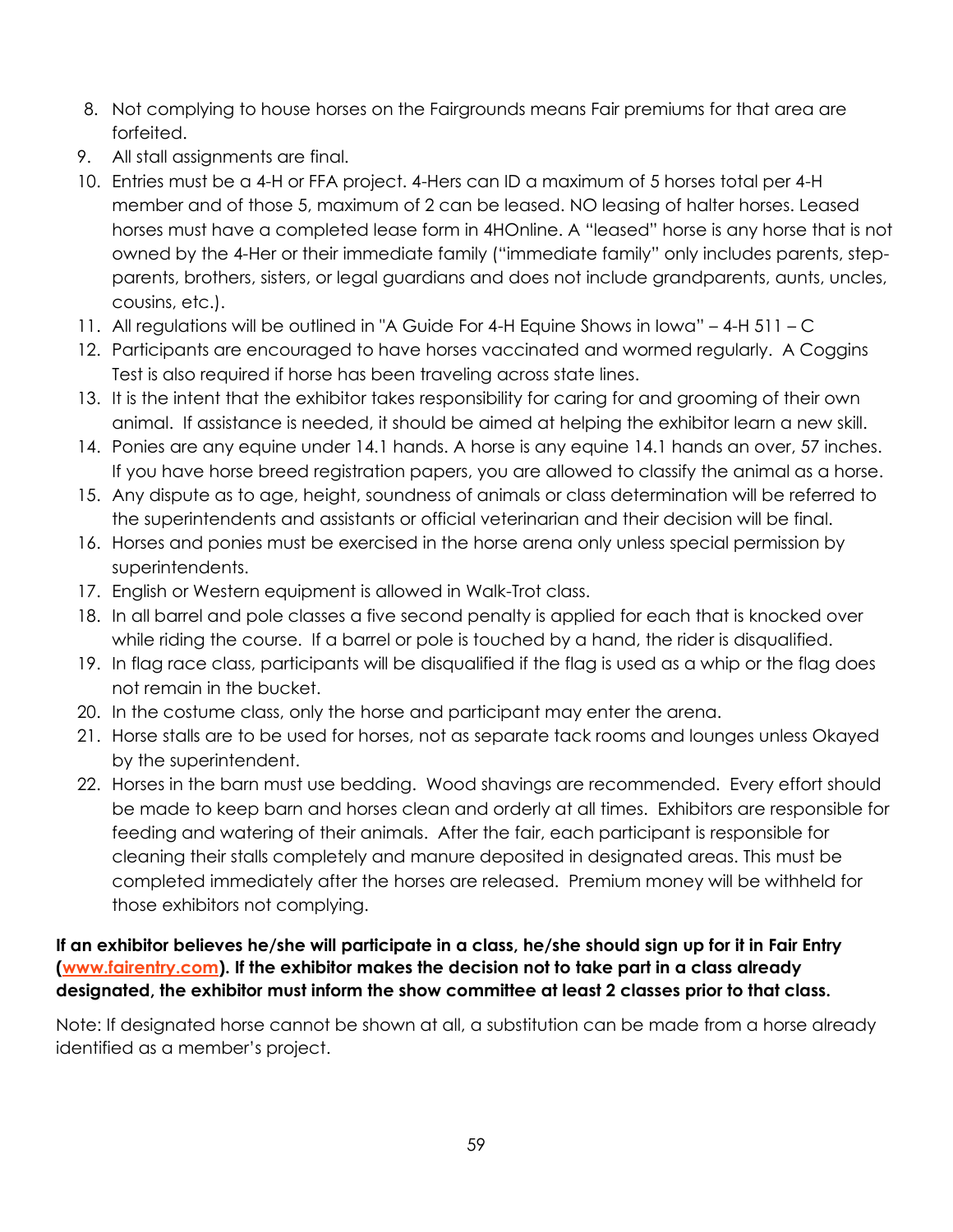8. Not complying to house horses on the Fairgrounds means Fair premiums for that area are forfeited.
9. All stall assignments are final.
10. Entries must be a 4-H or FFA project. 4-Hers can ID a maximum of 5 horses total per 4-H member and of those 5, maximum of 2 can be leased. NO leasing of halter horses. Leased horses must have a completed lease form in 4HOnline. A "leased" horse is any horse that is not owned by the 4-Her or their immediate family ("immediate family" only includes parents, step-parents, brothers, sisters, or legal guardians and does not include grandparents, aunts, uncles, cousins, etc.).
11. All regulations will be outlined in "A Guide For 4-H Equine Shows in Iowa" – 4-H 511 – C
12. Participants are encouraged to have horses vaccinated and wormed regularly. A Coggins Test is also required if horse has been traveling across state lines.
13. It is the intent that the exhibitor takes responsibility for caring for and grooming of their own animal. If assistance is needed, it should be aimed at helping the exhibitor learn a new skill.
14. Ponies are any equine under 14.1 hands. A horse is any equine 14.1 hands an over, 57 inches. If you have horse breed registration papers, you are allowed to classify the animal as a horse.
15. Any dispute as to age, height, soundness of animals or class determination will be referred to the superintendents and assistants or official veterinarian and their decision will be final.
16. Horses and ponies must be exercised in the horse arena only unless special permission by superintendents.
17. English or Western equipment is allowed in Walk-Trot class.
18. In all barrel and pole classes a five second penalty is applied for each that is knocked over while riding the course. If a barrel or pole is touched by a hand, the rider is disqualified.
19. In flag race class, participants will be disqualified if the flag is used as a whip or the flag does not remain in the bucket.
20. In the costume class, only the horse and participant may enter the arena.
21. Horse stalls are to be used for horses, not as separate tack rooms and lounges unless Okayed by the superintendent.
22. Horses in the barn must use bedding. Wood shavings are recommended. Every effort should be made to keep barn and horses clean and orderly at all times. Exhibitors are responsible for feeding and watering of their animals. After the fair, each participant is responsible for cleaning their stalls completely and manure deposited in designated areas. This must be completed immediately after the horses are released. Premium money will be withheld for those exhibitors not complying.

**If an exhibitor believes he/she will participate in a class, he/she should sign up for it in Fair Entry (www.fairentry.com). If the exhibitor makes the decision not to take part in a class already designated, the exhibitor must inform the show committee at least 2 classes prior to that class.**

Note: If designated horse cannot be shown at all, a substitution can be made from a horse already identified as a member's project.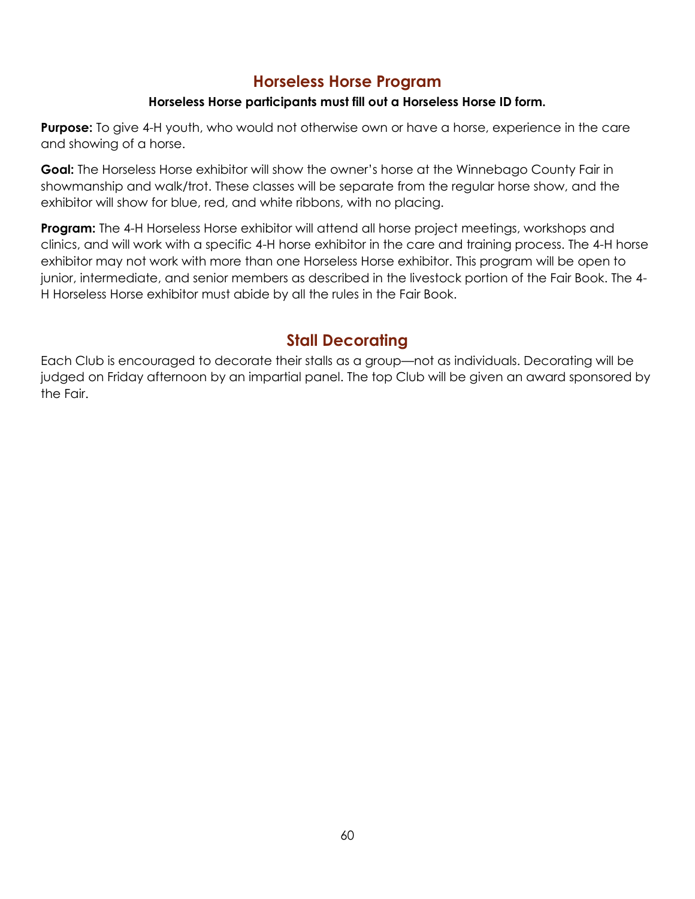## Horseless Horse Program

**Horseless Horse participants must fill out a Horseless Horse ID form.**

**Purpose:** To give 4-H youth, who would not otherwise own or have a horse, experience in the care and showing of a horse.

**Goal:** The Horseless Horse exhibitor will show the owner's horse at the Winnebago County Fair in showmanship and walk/trot. These classes will be separate from the regular horse show, and the exhibitor will show for blue, red, and white ribbons, with no placing.

**Program:** The 4-H Horseless Horse exhibitor will attend all horse project meetings, workshops and clinics, and will work with a specific 4-H horse exhibitor in the care and training process. The 4-H horse exhibitor may not work with more than one Horseless Horse exhibitor. This program will be open to junior, intermediate, and senior members as described in the livestock portion of the Fair Book. The 4-H Horseless Horse exhibitor must abide by all the rules in the Fair Book.

## Stall Decorating

Each Club is encouraged to decorate their stalls as a group—not as individuals. Decorating will be judged on Friday afternoon by an impartial panel. The top Club will be given an award sponsored by the Fair.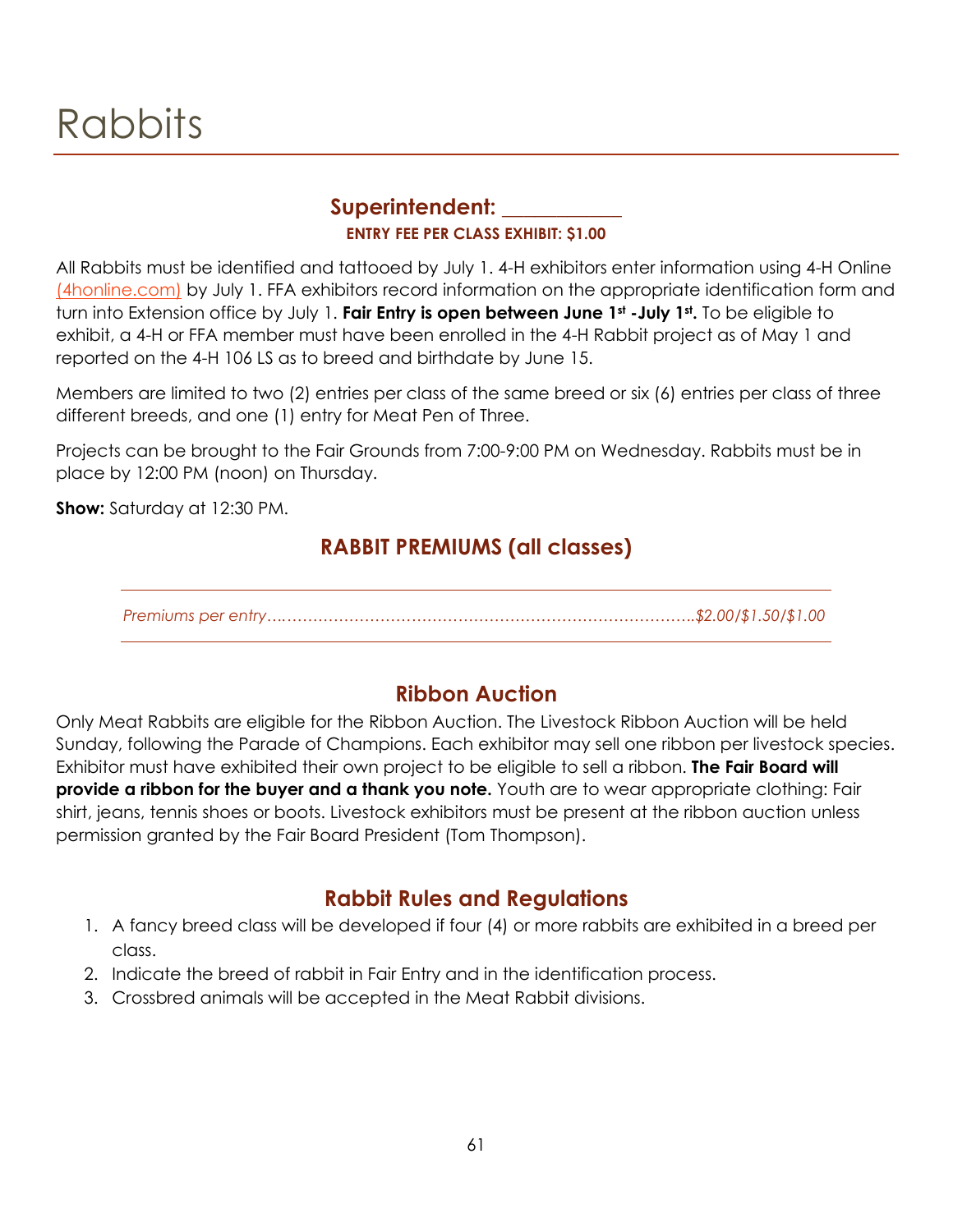# Rabbits

## Superintendent: ___________

**ENTRY FEE PER CLASS EXHIBIT: $1.00**

All Rabbits must be identified and tattooed by July 1. 4-H exhibitors enter information using 4-H Online (4honline.com) by July 1. FFA exhibitors record information on the appropriate identification form and turn into Extension office by July 1. **Fair Entry is open between June 1st -July 1st.** To be eligible to exhibit, a 4-H or FFA member must have been enrolled in the 4-H Rabbit project as of May 1 and reported on the 4-H 106 LS as to breed and birthdate by June 15.

Members are limited to two (2) entries per class of the same breed or six (6) entries per class of three different breeds, and one (1) entry for Meat Pen of Three.

Projects can be brought to the Fair Grounds from 7:00-9:00 PM on Wednesday. Rabbits must be in place by 12:00 PM (noon) on Thursday.

**Show:** Saturday at 12:30 PM.

## RABBIT PREMIUMS (all classes)

*Premiums per entry………………………………………………………………………..$2.00/$1.50/$1.00*

## Ribbon Auction

Only Meat Rabbits are eligible for the Ribbon Auction. The Livestock Ribbon Auction will be held Sunday, following the Parade of Champions. Each exhibitor may sell one ribbon per livestock species. Exhibitor must have exhibited their own project to be eligible to sell a ribbon. **The Fair Board will provide a ribbon for the buyer and a thank you note.** Youth are to wear appropriate clothing: Fair shirt, jeans, tennis shoes or boots. Livestock exhibitors must be present at the ribbon auction unless permission granted by the Fair Board President (Tom Thompson).

## Rabbit Rules and Regulations

1. A fancy breed class will be developed if four (4) or more rabbits are exhibited in a breed per class.
2. Indicate the breed of rabbit in Fair Entry and in the identification process.
3. Crossbred animals will be accepted in the Meat Rabbit divisions.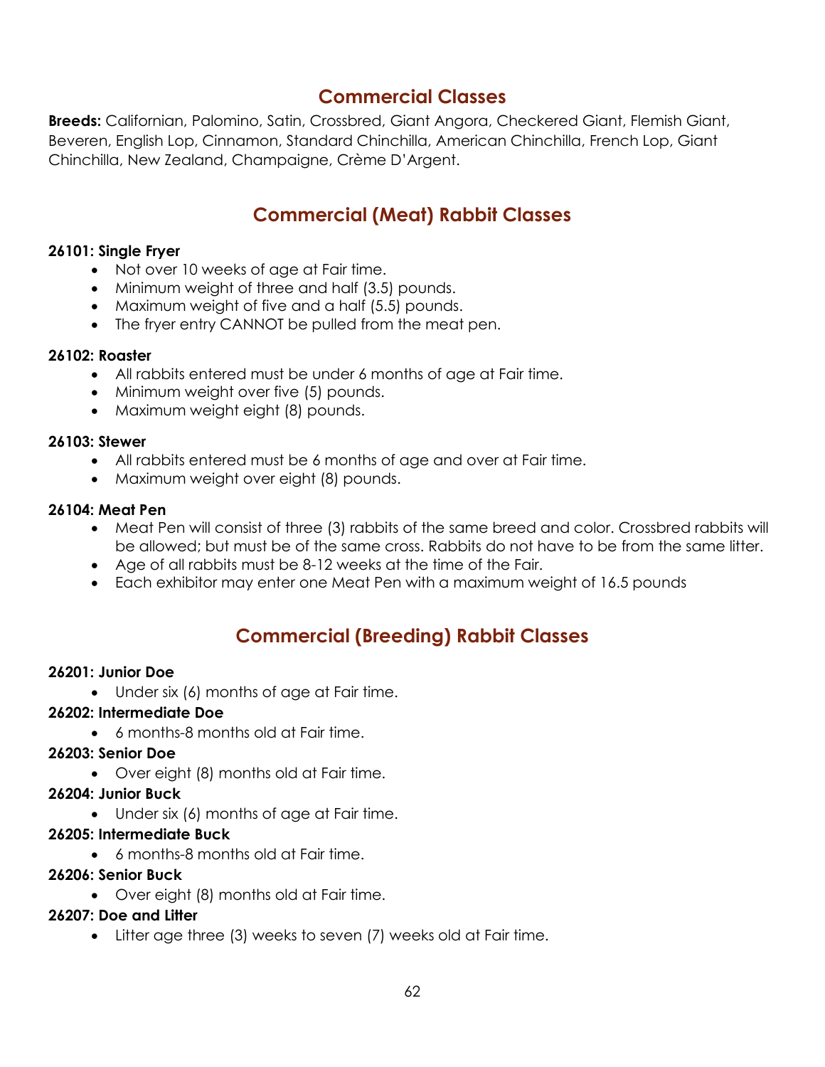## Commercial Classes

**Breeds:** Californian, Palomino, Satin, Crossbred, Giant Angora, Checkered Giant, Flemish Giant, Beveren, English Lop, Cinnamon, Standard Chinchilla, American Chinchilla, French Lop, Giant Chinchilla, New Zealand, Champaigne, Crème D'Argent.

## Commercial (Meat) Rabbit Classes

**26101: Single Fryer**

- Not over 10 weeks of age at Fair time.
- Minimum weight of three and half (3.5) pounds.
- Maximum weight of five and a half (5.5) pounds.
- The fryer entry CANNOT be pulled from the meat pen.

**26102: Roaster**

- All rabbits entered must be under 6 months of age at Fair time.
- Minimum weight over five (5) pounds.
- Maximum weight eight (8) pounds.

**26103: Stewer**

- All rabbits entered must be 6 months of age and over at Fair time.
- Maximum weight over eight (8) pounds.

**26104: Meat Pen**

- Meat Pen will consist of three (3) rabbits of the same breed and color. Crossbred rabbits will be allowed; but must be of the same cross. Rabbits do not have to be from the same litter.
- Age of all rabbits must be 8-12 weeks at the time of the Fair.
- Each exhibitor may enter one Meat Pen with a maximum weight of 16.5 pounds

## Commercial (Breeding) Rabbit Classes

**26201: Junior Doe**

- Under six (6) months of age at Fair time.

**26202: Intermediate Doe**

- 6 months-8 months old at Fair time.

**26203: Senior Doe**

- Over eight (8) months old at Fair time.

**26204: Junior Buck**

- Under six (6) months of age at Fair time.

**26205: Intermediate Buck**

- 6 months-8 months old at Fair time.

**26206: Senior Buck**

- Over eight (8) months old at Fair time.

**26207: Doe and Litter**

- Litter age three (3) weeks to seven (7) weeks old at Fair time.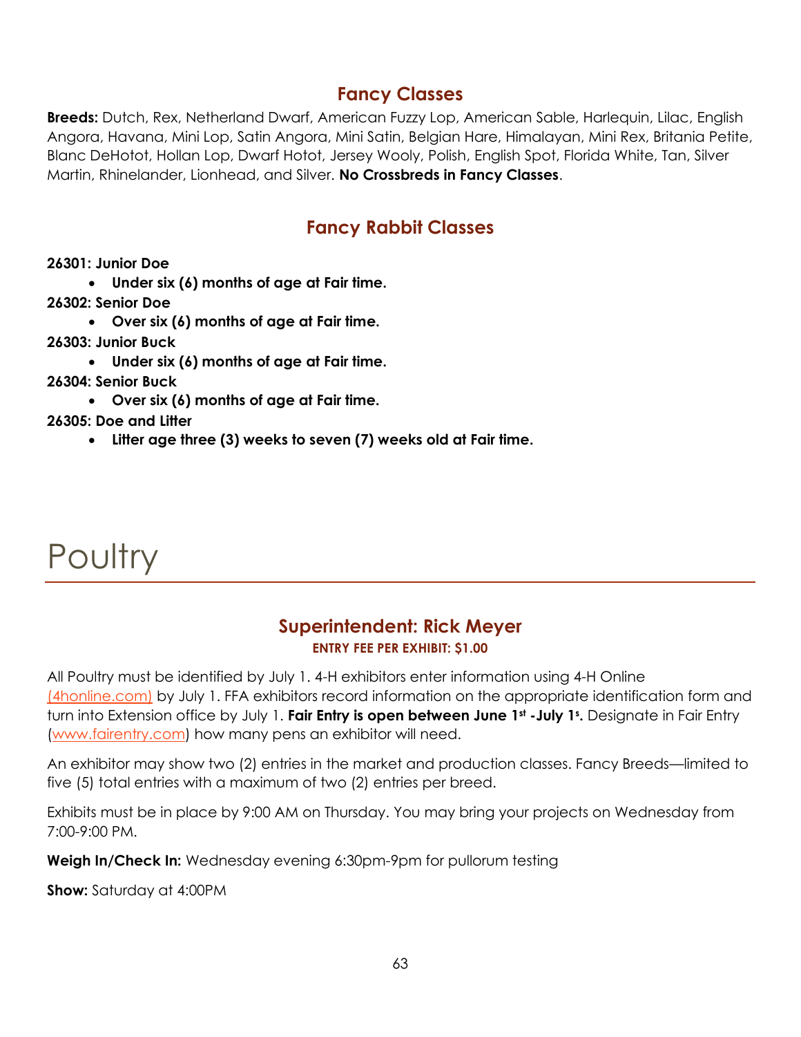## Fancy Classes

**Breeds:** Dutch, Rex, Netherland Dwarf, American Fuzzy Lop, American Sable, Harlequin, Lilac, English Angora, Havana, Mini Lop, Satin Angora, Mini Satin, Belgian Hare, Himalayan, Mini Rex, Britania Petite, Blanc DeHotot, Hollan Lop, Dwarf Hotot, Jersey Wooly, Polish, English Spot, Florida White, Tan, Silver Martin, Rhinelander, Lionhead, and Silver. **No Crossbreds in Fancy Classes**.

## Fancy Rabbit Classes

**26301: Junior Doe**

- **Under six (6) months of age at Fair time.**

**26302: Senior Doe**

- **Over six (6) months of age at Fair time.**

**26303: Junior Buck**

- **Under six (6) months of age at Fair time.**

**26304: Senior Buck**

- **Over six (6) months of age at Fair time.**

**26305: Doe and Litter**

- **Litter age three (3) weeks to seven (7) weeks old at Fair time.**

# Poultry

## Superintendent: Rick Meyer

**ENTRY FEE PER EXHIBIT: $1.00**

All Poultry must be identified by July 1. 4-H exhibitors enter information using 4-H Online (4honline.com) by July 1. FFA exhibitors record information on the appropriate identification form and turn into Extension office by July 1. **Fair Entry is open between June 1st -July 1s.** Designate in Fair Entry (www.fairentry.com) how many pens an exhibitor will need.

An exhibitor may show two (2) entries in the market and production classes. Fancy Breeds—limited to five (5) total entries with a maximum of two (2) entries per breed.

Exhibits must be in place by 9:00 AM on Thursday. You may bring your projects on Wednesday from 7:00-9:00 PM.

**Weigh In/Check In:** Wednesday evening 6:30pm-9pm for pullorum testing

**Show:** Saturday at 4:00PM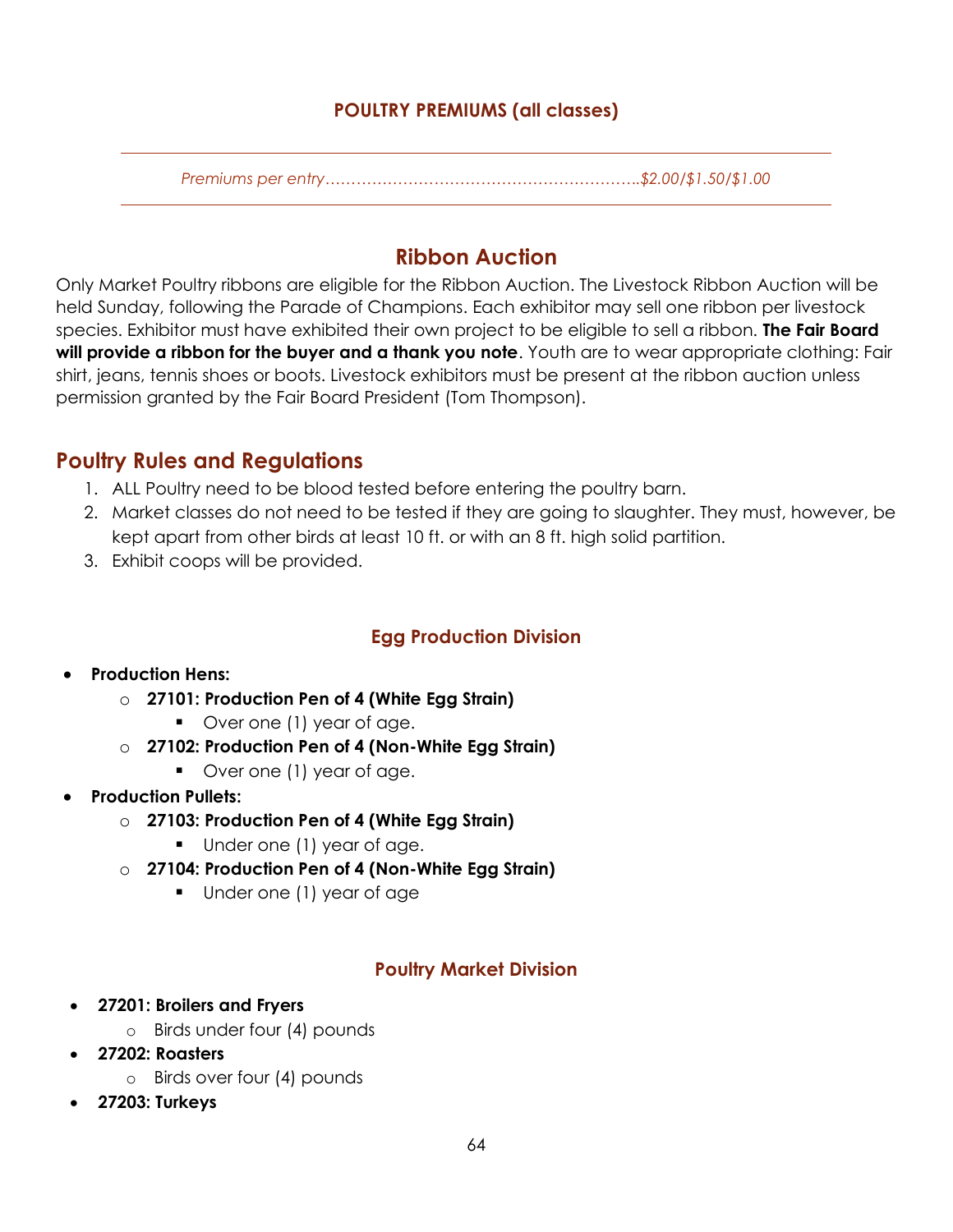## POULTRY PREMIUMS (all classes)

*Premiums per entry……………………………………………………..$2.00/$1.50/$1.00*

## Ribbon Auction

Only Market Poultry ribbons are eligible for the Ribbon Auction. The Livestock Ribbon Auction will be held Sunday, following the Parade of Champions. Each exhibitor may sell one ribbon per livestock species. Exhibitor must have exhibited their own project to be eligible to sell a ribbon. **The Fair Board will provide a ribbon for the buyer and a thank you note**. Youth are to wear appropriate clothing: Fair shirt, jeans, tennis shoes or boots. Livestock exhibitors must be present at the ribbon auction unless permission granted by the Fair Board President (Tom Thompson).

## Poultry Rules and Regulations

1. ALL Poultry need to be blood tested before entering the poultry barn.
2. Market classes do not need to be tested if they are going to slaughter. They must, however, be kept apart from other birds at least 10 ft. or with an 8 ft. high solid partition.
3. Exhibit coops will be provided.

### Egg Production Division

- **Production Hens:**
  - **27101: Production Pen of 4 (White Egg Strain)**
    - Over one (1) year of age.
  - **27102: Production Pen of 4 (Non-White Egg Strain)**
    - Over one (1) year of age.
- **Production Pullets:**
  - **27103: Production Pen of 4 (White Egg Strain)**
    - Under one (1) year of age.
  - **27104: Production Pen of 4 (Non-White Egg Strain)**
    - Under one (1) year of age

### Poultry Market Division

- **27201: Broilers and Fryers**
  - Birds under four (4) pounds
- **27202: Roasters**
  - Birds over four (4) pounds
- **27203: Turkeys**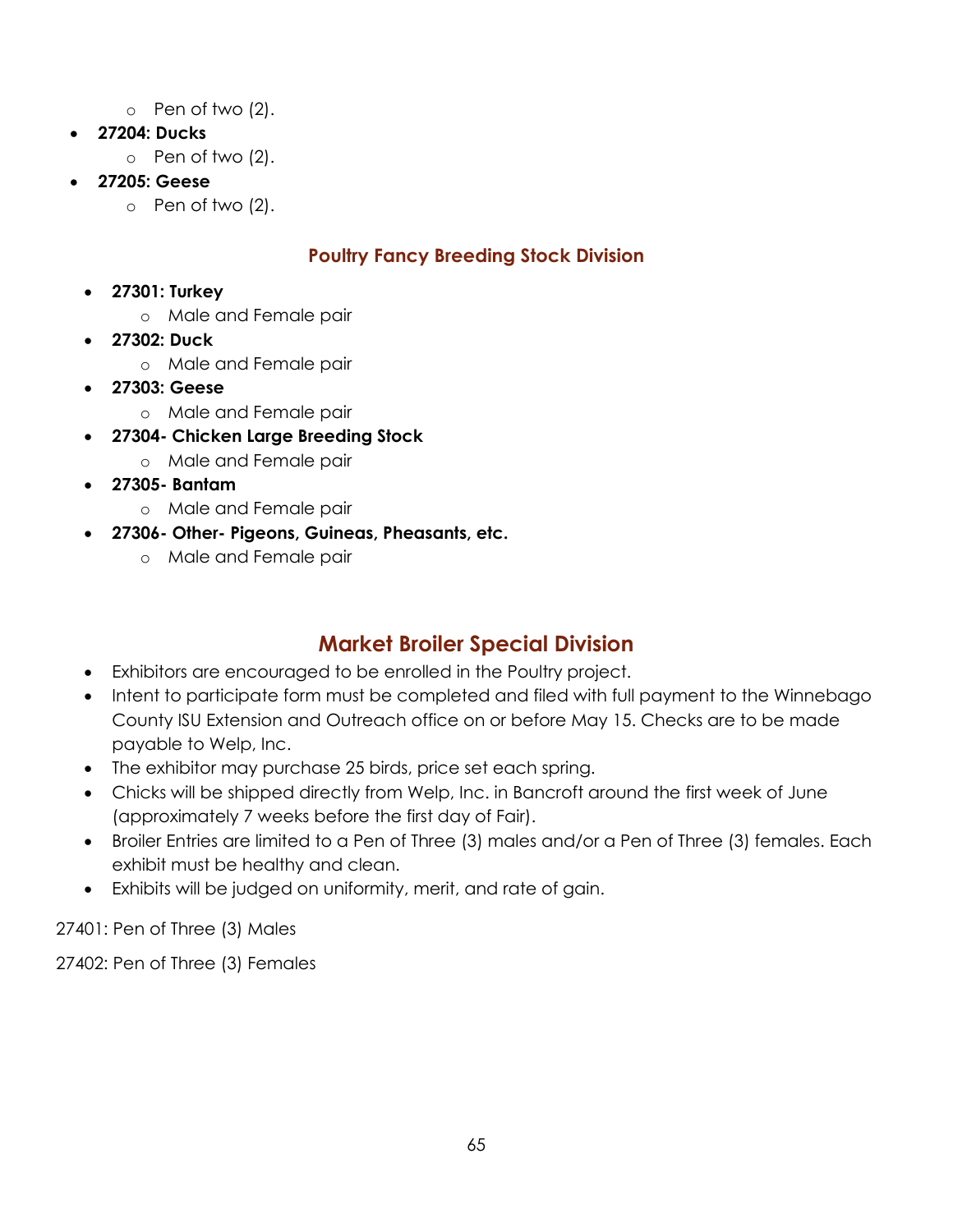- Pen of two (2).
- **27204: Ducks**
  - Pen of two (2).
- **27205: Geese**
  - Pen of two (2).

### Poultry Fancy Breeding Stock Division

- **27301: Turkey**
  - Male and Female pair
- **27302: Duck**
  - Male and Female pair
- **27303: Geese**
  - Male and Female pair
- **27304- Chicken Large Breeding Stock**
  - Male and Female pair
- **27305- Bantam**
  - Male and Female pair
- **27306- Other- Pigeons, Guineas, Pheasants, etc.**
  - Male and Female pair

## Market Broiler Special Division

- Exhibitors are encouraged to be enrolled in the Poultry project.
- Intent to participate form must be completed and filed with full payment to the Winnebago County ISU Extension and Outreach office on or before May 15. Checks are to be made payable to Welp, Inc.
- The exhibitor may purchase 25 birds, price set each spring.
- Chicks will be shipped directly from Welp, Inc. in Bancroft around the first week of June (approximately 7 weeks before the first day of Fair).
- Broiler Entries are limited to a Pen of Three (3) males and/or a Pen of Three (3) females. Each exhibit must be healthy and clean.
- Exhibits will be judged on uniformity, merit, and rate of gain.

27401: Pen of Three (3) Males

27402: Pen of Three (3) Females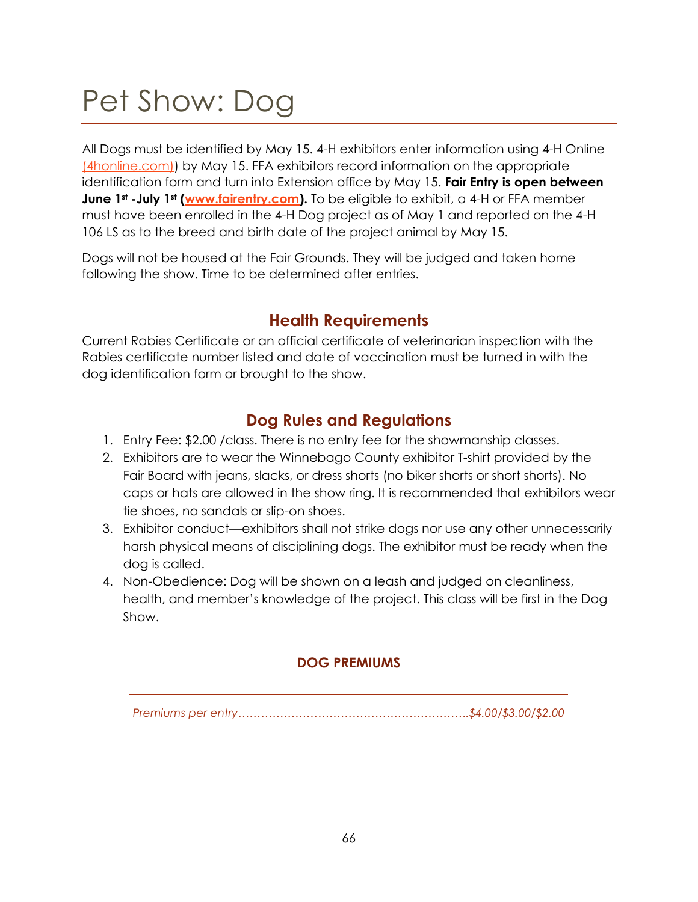# Pet Show: Dog

All Dogs must be identified by May 15. 4-H exhibitors enter information using 4-H Online (4honline.com)) by May 15. FFA exhibitors record information on the appropriate identification form and turn into Extension office by May 15. **Fair Entry is open between June 1st -July 1st (www.fairentry.com).** To be eligible to exhibit, a 4-H or FFA member must have been enrolled in the 4-H Dog project as of May 1 and reported on the 4-H 106 LS as to the breed and birth date of the project animal by May 15.

Dogs will not be housed at the Fair Grounds. They will be judged and taken home following the show. Time to be determined after entries.

## Health Requirements

Current Rabies Certificate or an official certificate of veterinarian inspection with the Rabies certificate number listed and date of vaccination must be turned in with the dog identification form or brought to the show.

## Dog Rules and Regulations

1. Entry Fee: $2.00 /class. There is no entry fee for the showmanship classes.
2. Exhibitors are to wear the Winnebago County exhibitor T-shirt provided by the Fair Board with jeans, slacks, or dress shorts (no biker shorts or short shorts). No caps or hats are allowed in the show ring. It is recommended that exhibitors wear tie shoes, no sandals or slip-on shoes.
3. Exhibitor conduct—exhibitors shall not strike dogs nor use any other unnecessarily harsh physical means of disciplining dogs. The exhibitor must be ready when the dog is called.
4. Non-Obedience: Dog will be shown on a leash and judged on cleanliness, health, and member's knowledge of the project. This class will be first in the Dog Show.

### DOG PREMIUMS

*Premiums per entry……………………………………………………..$4.00/$3.00/$2.00*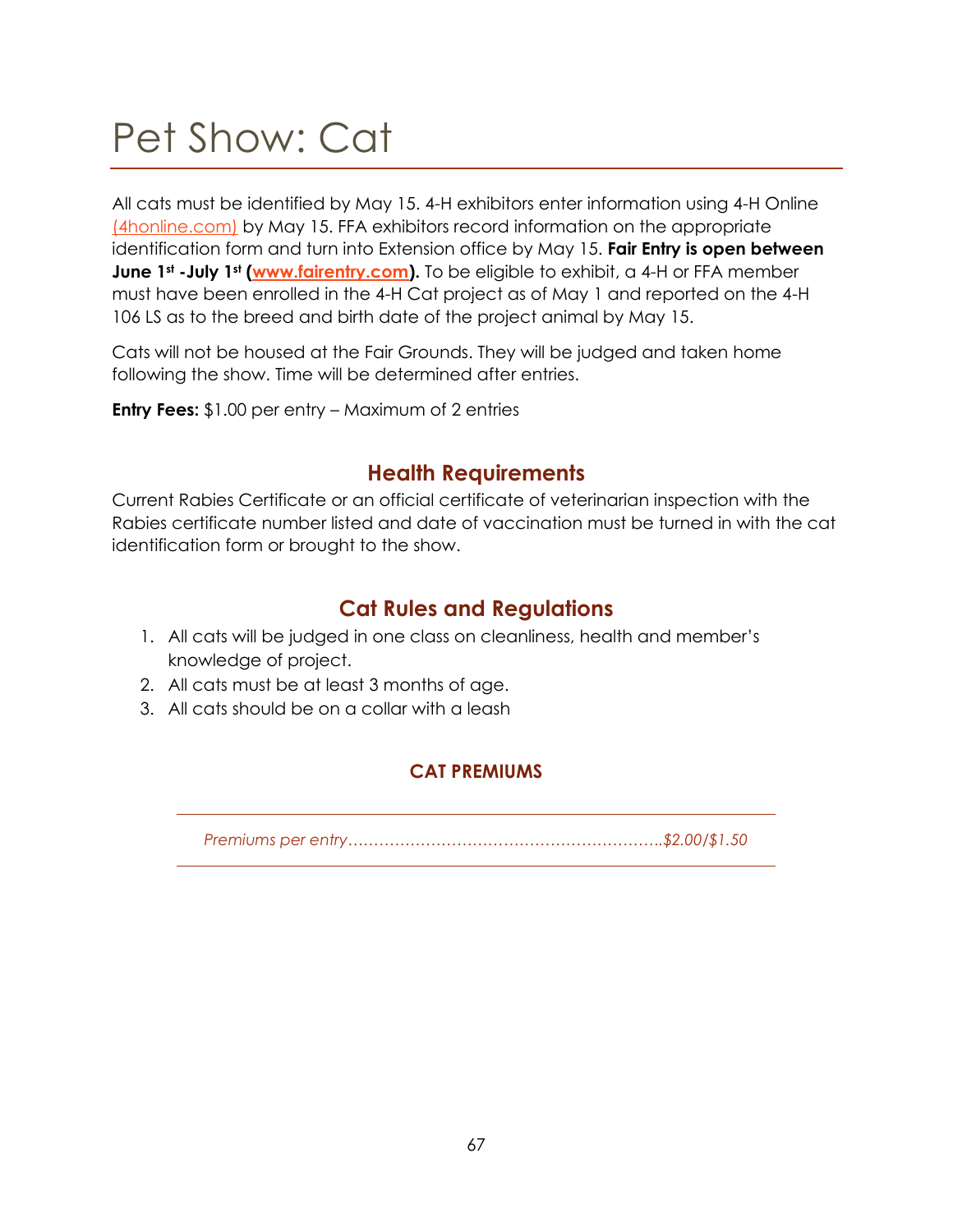# Pet Show: Cat

All cats must be identified by May 15. 4-H exhibitors enter information using 4-H Online (4honline.com) by May 15. FFA exhibitors record information on the appropriate identification form and turn into Extension office by May 15. **Fair Entry is open between June 1st -July 1st (www.fairentry.com).** To be eligible to exhibit, a 4-H or FFA member must have been enrolled in the 4-H Cat project as of May 1 and reported on the 4-H 106 LS as to the breed and birth date of the project animal by May 15.

Cats will not be housed at the Fair Grounds. They will be judged and taken home following the show. Time will be determined after entries.

**Entry Fees:** $1.00 per entry – Maximum of 2 entries

## Health Requirements

Current Rabies Certificate or an official certificate of veterinarian inspection with the Rabies certificate number listed and date of vaccination must be turned in with the cat identification form or brought to the show.

## Cat Rules and Regulations

1. All cats will be judged in one class on cleanliness, health and member's knowledge of project.
2. All cats must be at least 3 months of age.
3. All cats should be on a collar with a leash

### CAT PREMIUMS

*Premiums per entry……………………………………………………..$2.00/$1.50*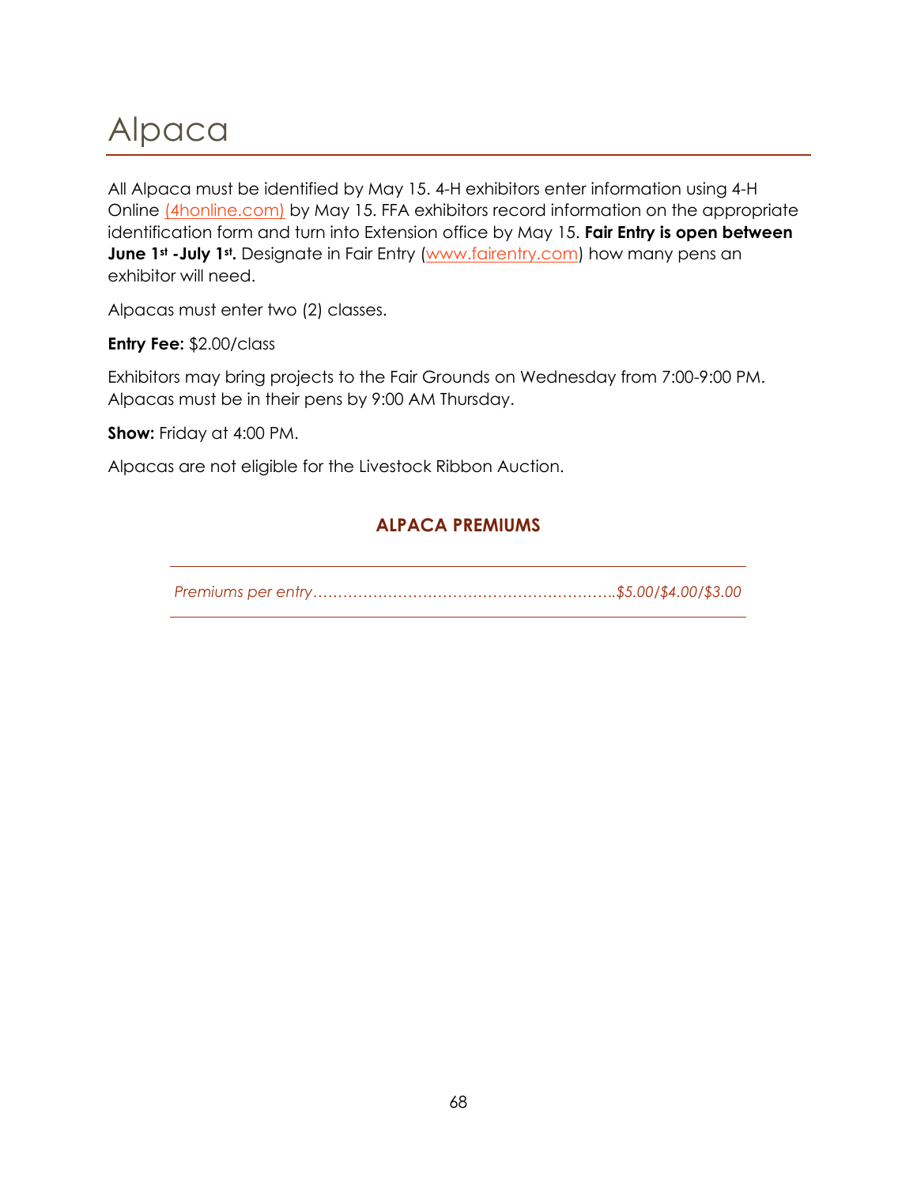# Alpaca

All Alpaca must be identified by May 15. 4-H exhibitors enter information using 4-H Online (4honline.com) by May 15. FFA exhibitors record information on the appropriate identification form and turn into Extension office by May 15. **Fair Entry is open between June 1st -July 1st.** Designate in Fair Entry (www.fairentry.com) how many pens an exhibitor will need.

Alpacas must enter two (2) classes.

**Entry Fee:** $2.00/class

Exhibitors may bring projects to the Fair Grounds on Wednesday from 7:00-9:00 PM. Alpacas must be in their pens by 9:00 AM Thursday.

**Show:** Friday at 4:00 PM.

Alpacas are not eligible for the Livestock Ribbon Auction.

## ALPACA PREMIUMS

*Premiums per entry……………………………………………………..$5.00/$4.00/$3.00*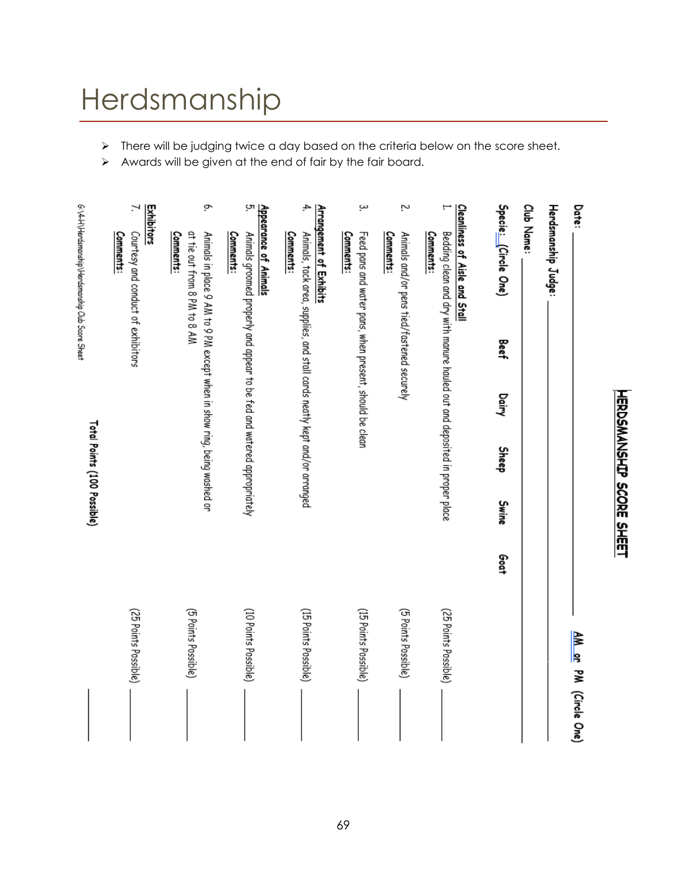# Herdsmanship

- There will be judging twice a day based on the criteria below on the score sheet.
- Awards will be given at the end of fair by the fair board.

## HERDSMANSHIP SCORE SHEET

Date: ______________________ AM or PM (Circle One)

Herdsmanship Judge: ______________________

Club Name: ______________________

Specie: (Circle One) Beef Dairy Sheep Swine Goat

**Cleanliness of Aisle and Stall**

1. Bedding clean and dry with manure hauled out and deposited in proper place (25 Points Possible) ______
   **Comments:**
2. Animals and/or pens tied/fastened securely (5 Points Possible) ______
   **Comments:**
3. Feed pans and water pans, when present, should be clean (15 Points Possible) ______
   **Comments:**

**Arrangement of Exhibits**

4. Animals, tack area, supplies, and stall cards neatly kept and/or arranged (15 Points Possible) ______
   **Comments:**

**Appearance of Animals**

5. Animals groomed properly and appear to be fed and watered appropriately (10 Points Possible) ______
   **Comments:**
6. Animals in place 9 AM to 9 PM except when in show ring, being washed or at tie out from 8 PM to 8 AM (5 Points Possible) ______
   **Comments:**

**Exhibitors**

7. Courtesy and conduct of exhibitors (25 Points Possible) ______
   **Comments:**

**Total Points (100 Possible)** ______

G:\4-H\Herdsmanship\Herdsmanship Club Score Sheet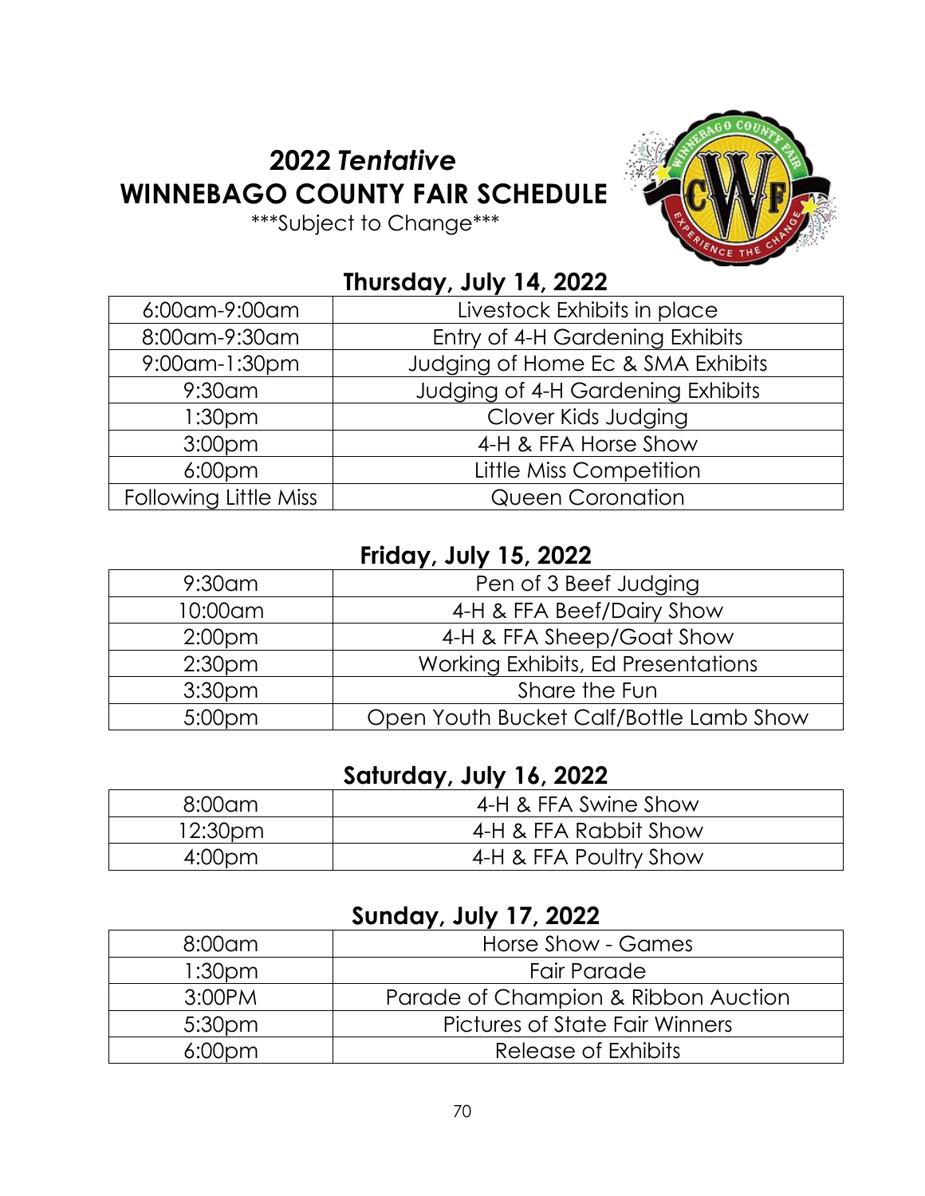# 2022 *Tentative*
# WINNEBAGO COUNTY FAIR SCHEDULE

\*\*\*Subject to Change\*\*\*

## Thursday, July 14, 2022

| | |
|---|---|
| 6:00am-9:00am | Livestock Exhibits in place |
| 8:00am-9:30am | Entry of 4-H Gardening Exhibits |
| 9:00am-1:30pm | Judging of Home Ec & SMA Exhibits |
| 9:30am | Judging of 4-H Gardening Exhibits |
| 1:30pm | Clover Kids Judging |
| 3:00pm | 4-H & FFA Horse Show |
| 6:00pm | Little Miss Competition |
| Following Little Miss | Queen Coronation |

## Friday, July 15, 2022

| | |
|---|---|
| 9:30am | Pen of 3 Beef Judging |
| 10:00am | 4-H & FFA Beef/Dairy Show |
| 2:00pm | 4-H & FFA Sheep/Goat Show |
| 2:30pm | Working Exhibits, Ed Presentations |
| 3:30pm | Share the Fun |
| 5:00pm | Open Youth Bucket Calf/Bottle Lamb Show |

## Saturday, July 16, 2022

| | |
|---|---|
| 8:00am | 4-H & FFA Swine Show |
| 12:30pm | 4-H & FFA Rabbit Show |
| 4:00pm | 4-H & FFA Poultry Show |

## Sunday, July 17, 2022

| | |
|---|---|
| 8:00am | Horse Show - Games |
| 1:30pm | Fair Parade |
| 3:00PM | Parade of Champion & Ribbon Auction |
| 5:30pm | Pictures of State Fair Winners |
| 6:00pm | Release of Exhibits |